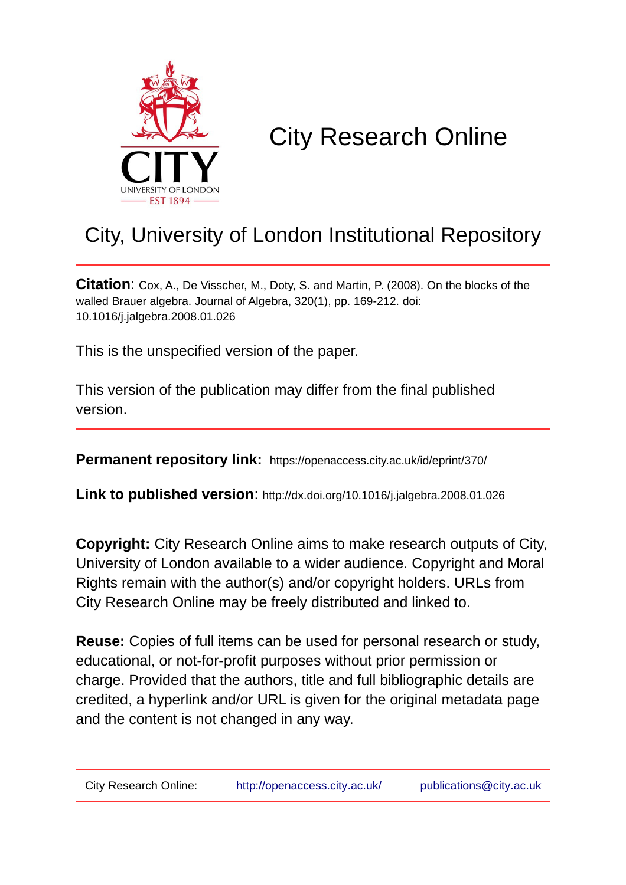# City Research Online

## City, University of London Institutional Repository

**Citation**: Cox, A., De Visscher, M., Doty, S. and Martin, P. (2008). On the blocks of the walled Brauer algebra. Journal of Algebra, 320(1), pp. 169-212. doi: 10.1016/j.jalgebra.2008.01.026

This is the unspecified version of the paper.

This version of the publication may differ from the final published version.

**Permanent repository link:** https://openaccess.city.ac.uk/id/eprint/370/

**Link to published version**: http://dx.doi.org/10.1016/j.jalgebra.2008.01.026

**Copyright:** City Research Online aims to make research outputs of City, University of London available to a wider audience. Copyright and Moral Rights remain with the author(s) and/or copyright holders. URLs from City Research Online may be freely distributed and linked to.

**Reuse:** Copies of full items can be used for personal research or study, educational, or not-for-profit purposes without prior permission or charge. Provided that the authors, title and full bibliographic details are credited, a hyperlink and/or URL is given for the original metadata page and the content is not changed in any way.

City Research Online: http://openaccess.city.ac.uk/ publications@city.ac.uk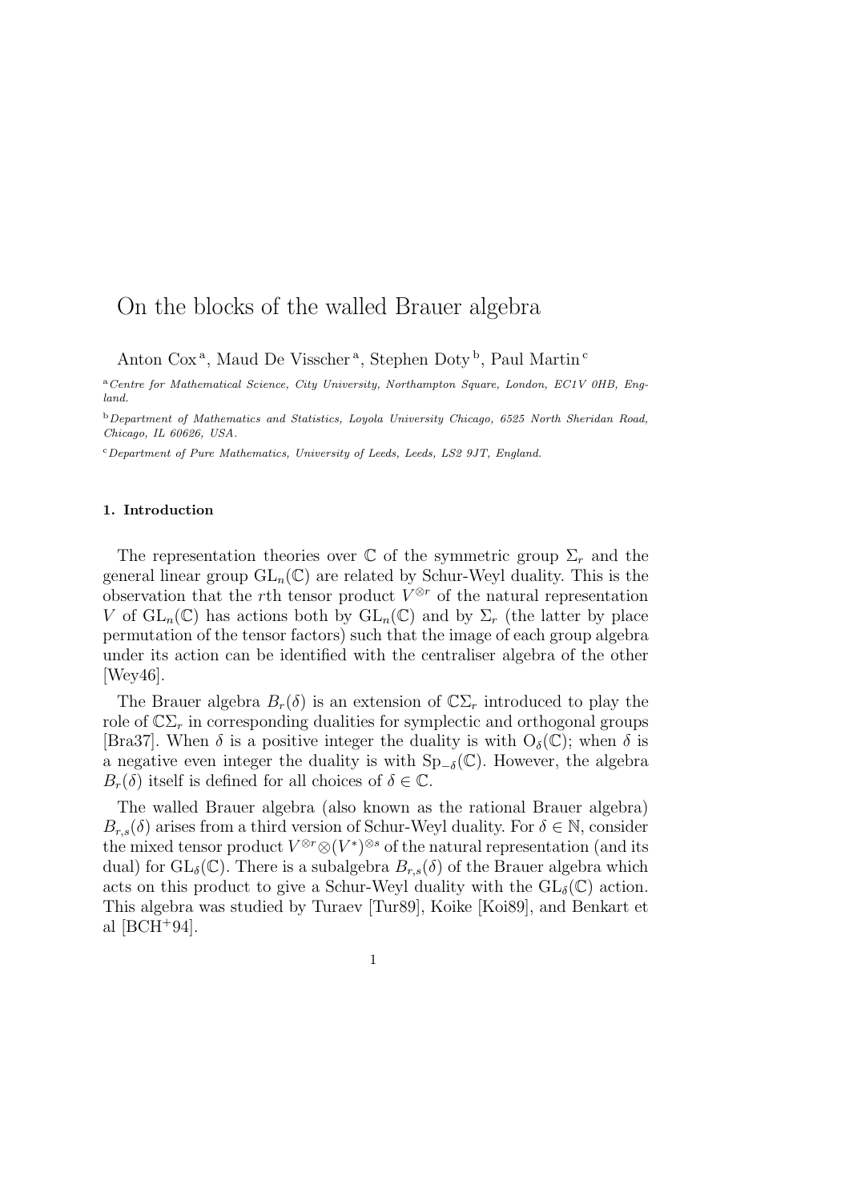# On the blocks of the walled Brauer algebra

Anton Cox [a], Maud De Visscher [a], Stephen Doty [b], Paul Martin [c]

[a] *Centre for Mathematical Science, City University, Northampton Square, London, EC1V 0HB, England.*

[b] *Department of Mathematics and Statistics, Loyola University Chicago, 6525 North Sheridan Road, Chicago, IL 60626, USA.*

[c] *Department of Pure Mathematics, University of Leeds, Leeds, LS2 9JT, England.*

## 1. Introduction

The representation theories over $\mathbb{C}$ of the symmetric group $\Sigma_r$ and the general linear group $\mathrm{GL}_n(\mathbb{C})$ are related by Schur-Weyl duality. This is the observation that the $r$th tensor product $V^{\otimes r}$ of the natural representation $V$ of $\mathrm{GL}_n(\mathbb{C})$ has actions both by $\mathrm{GL}_n(\mathbb{C})$ and by $\Sigma_r$ (the latter by place permutation of the tensor factors) such that the image of each group algebra under its action can be identified with the centraliser algebra of the other [Wey46].

The Brauer algebra $B_r(\delta)$ is an extension of $\mathbb{C}\Sigma_r$ introduced to play the role of $\mathbb{C}\Sigma_r$ in corresponding dualities for symplectic and orthogonal groups [Bra37]. When $\delta$ is a positive integer the duality is with $\mathrm{O}_\delta(\mathbb{C})$; when $\delta$ is a negative even integer the duality is with $\mathrm{Sp}_{-\delta}(\mathbb{C})$. However, the algebra $B_r(\delta)$ itself is defined for all choices of $\delta \in \mathbb{C}$.

The walled Brauer algebra (also known as the rational Brauer algebra) $B_{r,s}(\delta)$ arises from a third version of Schur-Weyl duality. For $\delta \in \mathbb{N}$, consider the mixed tensor product $V^{\otimes r} \otimes (V^*)^{\otimes s}$ of the natural representation (and its dual) for $\mathrm{GL}_\delta(\mathbb{C})$. There is a subalgebra $B_{r,s}(\delta)$ of the Brauer algebra which acts on this product to give a Schur-Weyl duality with the $\mathrm{GL}_\delta(\mathbb{C})$ action. This algebra was studied by Turaev [Tur89], Koike [Koi89], and Benkart et al [BCH+94].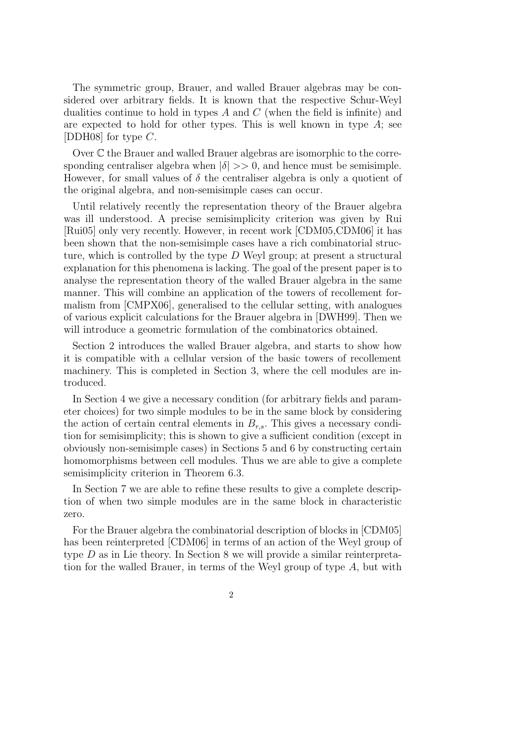The symmetric group, Brauer, and walled Brauer algebras may be considered over arbitrary fields. It is known that the respective Schur-Weyl dualities continue to hold in types $A$ and $C$ (when the field is infinite) and are expected to hold for other types. This is well known in type $A$; see [DDH08] for type $C$.

Over $\mathbb{C}$ the Brauer and walled Brauer algebras are isomorphic to the corresponding centraliser algebra when $|\delta| >> 0$, and hence must be semisimple. However, for small values of $\delta$ the centraliser algebra is only a quotient of the original algebra, and non-semisimple cases can occur.

Until relatively recently the representation theory of the Brauer algebra was ill understood. A precise semisimplicity criterion was given by Rui [Rui05] only very recently. However, in recent work [CDM05,CDM06] it has been shown that the non-semisimple cases have a rich combinatorial structure, which is controlled by the type $D$ Weyl group; at present a structural explanation for this phenomena is lacking. The goal of the present paper is to analyse the representation theory of the walled Brauer algebra in the same manner. This will combine an application of the towers of recollement formalism from [CMPX06], generalised to the cellular setting, with analogues of various explicit calculations for the Brauer algebra in [DWH99]. Then we will introduce a geometric formulation of the combinatorics obtained.

Section 2 introduces the walled Brauer algebra, and starts to show how it is compatible with a cellular version of the basic towers of recollement machinery. This is completed in Section 3, where the cell modules are introduced.

In Section 4 we give a necessary condition (for arbitrary fields and parameter choices) for two simple modules to be in the same block by considering the action of certain central elements in $B_{r,s}$. This gives a necessary condition for semisimplicity; this is shown to give a sufficient condition (except in obviously non-semisimple cases) in Sections 5 and 6 by constructing certain homomorphisms between cell modules. Thus we are able to give a complete semisimplicity criterion in Theorem 6.3.

In Section 7 we are able to refine these results to give a complete description of when two simple modules are in the same block in characteristic zero.

For the Brauer algebra the combinatorial description of blocks in [CDM05] has been reinterpreted [CDM06] in terms of an action of the Weyl group of type $D$ as in Lie theory. In Section 8 we will provide a similar reinterpretation for the walled Brauer, in terms of the Weyl group of type $A$, but with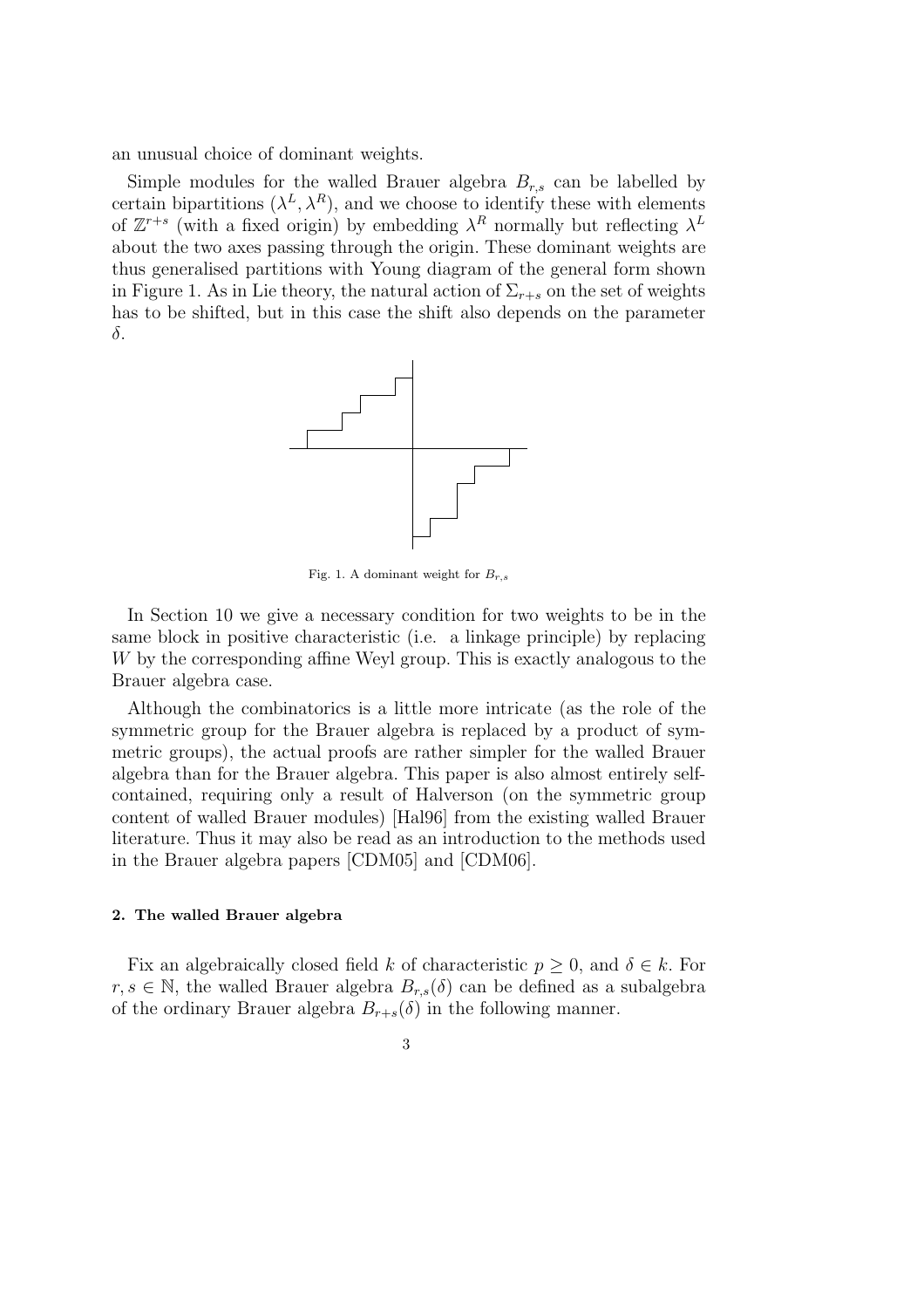an unusual choice of dominant weights.

Simple modules for the walled Brauer algebra $B_{r,s}$ can be labelled by certain bipartitions $(\lambda^L, \lambda^R)$, and we choose to identify these with elements of $\mathbb{Z}^{r+s}$ (with a fixed origin) by embedding $\lambda^R$ normally but reflecting $\lambda^L$ about the two axes passing through the origin. These dominant weights are thus generalised partitions with Young diagram of the general form shown in Figure 1. As in Lie theory, the natural action of $\Sigma_{r+s}$ on the set of weights has to be shifted, but in this case the shift also depends on the parameter $\delta$.

Fig. 1. A dominant weight for $B_{r,s}$

In Section 10 we give a necessary condition for two weights to be in the same block in positive characteristic (i.e. a linkage principle) by replacing $W$ by the corresponding affine Weyl group. This is exactly analogous to the Brauer algebra case.

Although the combinatorics is a little more intricate (as the role of the symmetric group for the Brauer algebra is replaced by a product of symmetric groups), the actual proofs are rather simpler for the walled Brauer algebra than for the Brauer algebra. This paper is also almost entirely self-contained, requiring only a result of Halverson (on the symmetric group content of walled Brauer modules) [Hal96] from the existing walled Brauer literature. Thus it may also be read as an introduction to the methods used in the Brauer algebra papers [CDM05] and [CDM06].

## 2. The walled Brauer algebra

Fix an algebraically closed field $k$ of characteristic $p \geq 0$, and $\delta \in k$. For $r, s \in \mathbb{N}$, the walled Brauer algebra $B_{r,s}(\delta)$ can be defined as a subalgebra of the ordinary Brauer algebra $B_{r+s}(\delta)$ in the following manner.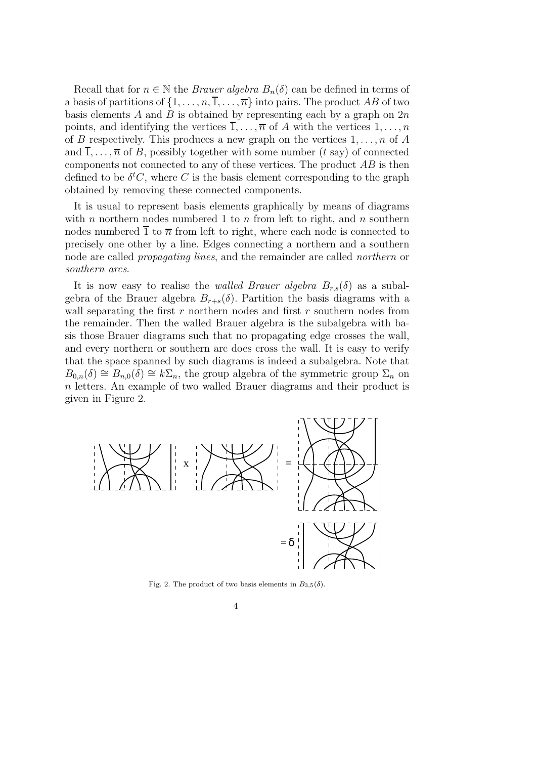Recall that for $n \in \mathbb{N}$ the *Brauer algebra* $B_n(\delta)$ can be defined in terms of a basis of partitions of $\{1, \ldots, n, \overline{1}, \ldots, \overline{n}\}$ into pairs. The product $AB$ of two basis elements $A$ and $B$ is obtained by representing each by a graph on $2n$ points, and identifying the vertices $\overline{1}, \ldots, \overline{n}$ of $A$ with the vertices $1, \ldots, n$ of $B$ respectively. This produces a new graph on the vertices $1, \ldots, n$ of $A$ and $\overline{1}, \ldots, \overline{n}$ of $B$, possibly together with some number ($t$ say) of connected components not connected to any of these vertices. The product $AB$ is then defined to be $\delta^t C$, where $C$ is the basis element corresponding to the graph obtained by removing these connected components.

It is usual to represent basis elements graphically by means of diagrams with $n$ northern nodes numbered 1 to $n$ from left to right, and $n$ southern nodes numbered $\overline{1}$ to $\overline{n}$ from left to right, where each node is connected to precisely one other by a line. Edges connecting a northern and a southern node are called *propagating lines*, and the remainder are called *northern* or *southern arcs*.

It is now easy to realise the *walled Brauer algebra* $B_{r,s}(\delta)$ as a subalgebra of the Brauer algebra $B_{r+s}(\delta)$. Partition the basis diagrams with a wall separating the first $r$ northern nodes and first $r$ southern nodes from the remainder. Then the walled Brauer algebra is the subalgebra with basis those Brauer diagrams such that no propagating edge crosses the wall, and every northern or southern arc does cross the wall. It is easy to verify that the space spanned by such diagrams is indeed a subalgebra. Note that $B_{0,n}(\delta) \cong B_{n,0}(\delta) \cong k\Sigma_n$, the group algebra of the symmetric group $\Sigma_n$ on $n$ letters. An example of two walled Brauer diagrams and their product is given in Figure 2.

Fig. 2. The product of two basis elements in $B_{3,5}(\delta)$.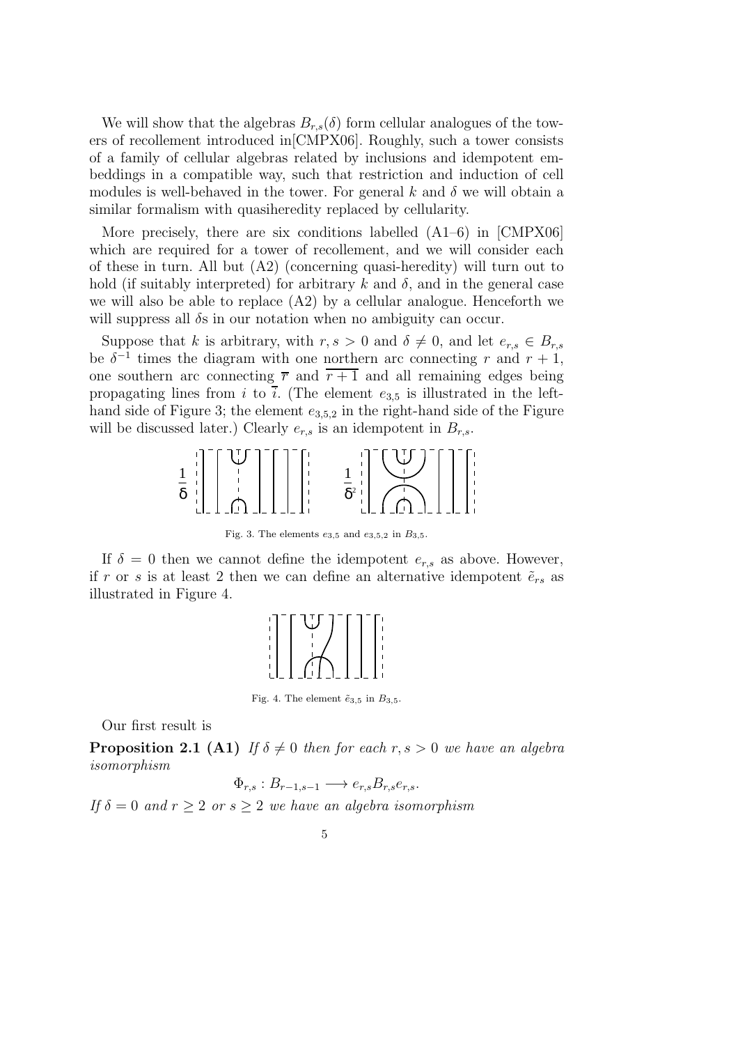We will show that the algebras $B_{r,s}(\delta)$ form cellular analogues of the towers of recollement introduced in[CMPX06]. Roughly, such a tower consists of a family of cellular algebras related by inclusions and idempotent embeddings in a compatible way, such that restriction and induction of cell modules is well-behaved in the tower. For general $k$ and $\delta$ we will obtain a similar formalism with quasiheredity replaced by cellularity.

More precisely, there are six conditions labelled (A1–6) in [CMPX06] which are required for a tower of recollement, and we will consider each of these in turn. All but (A2) (concerning quasi-heredity) will turn out to hold (if suitably interpreted) for arbitrary $k$ and $\delta$, and in the general case we will also be able to replace (A2) by a cellular analogue. Henceforth we will suppress all $\delta$s in our notation when no ambiguity can occur.

Suppose that $k$ is arbitrary, with $r, s > 0$ and $\delta \neq 0$, and let $e_{r,s} \in B_{r,s}$ be $\delta^{-1}$ times the diagram with one northern arc connecting $r$ and $r+1$, one southern arc connecting $\overline{r}$ and $\overline{r+1}$ and all remaining edges being propagating lines from $i$ to $\overline{i}$. (The element $e_{3,5}$ is illustrated in the left-hand side of Figure 3; the element $e_{3,5,2}$ in the right-hand side of the Figure will be discussed later.) Clearly $e_{r,s}$ is an idempotent in $B_{r,s}$.

Fig. 3. The elements $e_{3,5}$ and $e_{3,5,2}$ in $B_{3,5}$.

If $\delta = 0$ then we cannot define the idempotent $e_{r,s}$ as above. However, if $r$ or $s$ is at least 2 then we can define an alternative idempotent $\tilde{e}_{rs}$ as illustrated in Figure 4.

Fig. 4. The element $\tilde{e}_{3,5}$ in $B_{3,5}$.

Our first result is

**Proposition 2.1 (A1)** *If $\delta \neq 0$ then for each $r, s > 0$ we have an algebra isomorphism*

$$\Phi_{r,s} : B_{r-1,s-1} \longrightarrow e_{r,s}B_{r,s}e_{r,s}.$$

*If $\delta = 0$ and $r \geq 2$ or $s \geq 2$ we have an algebra isomorphism*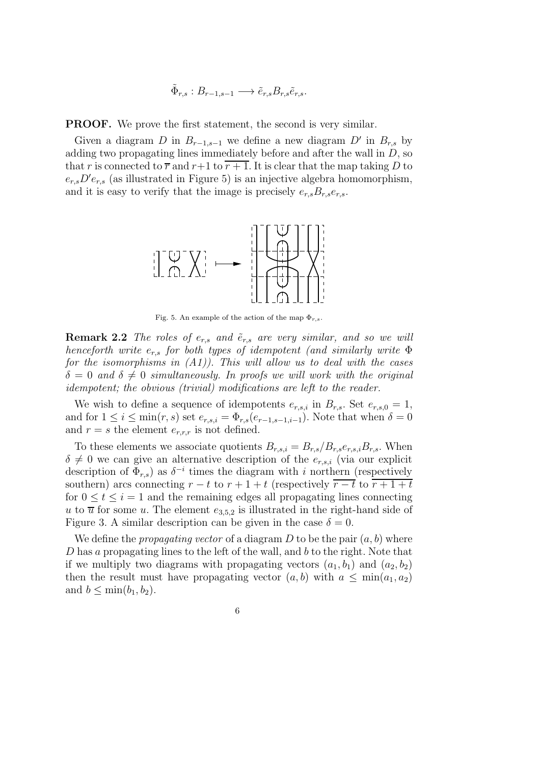$$\tilde{\Phi}_{r,s} : B_{r-1,s-1} \longrightarrow \tilde{e}_{r,s} B_{r,s} \tilde{e}_{r,s}.$$

**PROOF.** We prove the first statement, the second is very similar.

Given a diagram $D$ in $B_{r-1,s-1}$ we define a new diagram $D'$ in $B_{r,s}$ by adding two propagating lines immediately before and after the wall in $D$, so that $r$ is connected to $\overline{r}$ and $r+1$ to $\overline{r+1}$. It is clear that the map taking $D$ to $e_{r,s}D'e_{r,s}$ (as illustrated in Figure 5) is an injective algebra homomorphism, and it is easy to verify that the image is precisely $e_{r,s}B_{r,s}e_{r,s}$.

Fig. 5. An example of the action of the map $\Phi_{r,s}$.

**Remark 2.2** *The roles of $e_{r,s}$ and $\tilde{e}_{r,s}$ are very similar, and so we will henceforth write $e_{r,s}$ for both types of idempotent (and similarly write $\Phi$ for the isomorphisms in (A1)). This will allow us to deal with the cases $\delta = 0$ and $\delta \neq 0$ simultaneously. In proofs we will work with the original idempotent; the obvious (trivial) modifications are left to the reader.*

We wish to define a sequence of idempotents $e_{r,s,i}$ in $B_{r,s}$. Set $e_{r,s,0} = 1$, and for $1 \leq i \leq \min(r, s)$ set $e_{r,s,i} = \Phi_{r,s}(e_{r-1,s-1,i-1})$. Note that when $\delta = 0$ and $r = s$ the element $e_{r,r,r}$ is not defined.

To these elements we associate quotients $B_{r,s,i} = B_{r,s}/B_{r,s}e_{r,s,i}B_{r,s}$. When $\delta \neq 0$ we can give an alternative description of the $e_{r,s,i}$ (via our explicit description of $\Phi_{r,s}$) as $\delta^{-i}$ times the diagram with $i$ northern (respectively southern) arcs connecting $r - t$ to $r + 1 + t$ (respectively $\overline{r-t}$ to $\overline{r+1+t}$ for $0 \leq t \leq i = 1$ and the remaining edges all propagating lines connecting $u$ to $\overline{u}$ for some $u$. The element $e_{3,5,2}$ is illustrated in the right-hand side of Figure 3. A similar description can be given in the case $\delta = 0$.

We define the *propagating vector* of a diagram $D$ to be the pair $(a, b)$ where $D$ has $a$ propagating lines to the left of the wall, and $b$ to the right. Note that if we multiply two diagrams with propagating vectors $(a_1, b_1)$ and $(a_2, b_2)$ then the result must have propagating vector $(a, b)$ with $a \leq \min(a_1, a_2)$ and $b \leq \min(b_1, b_2)$.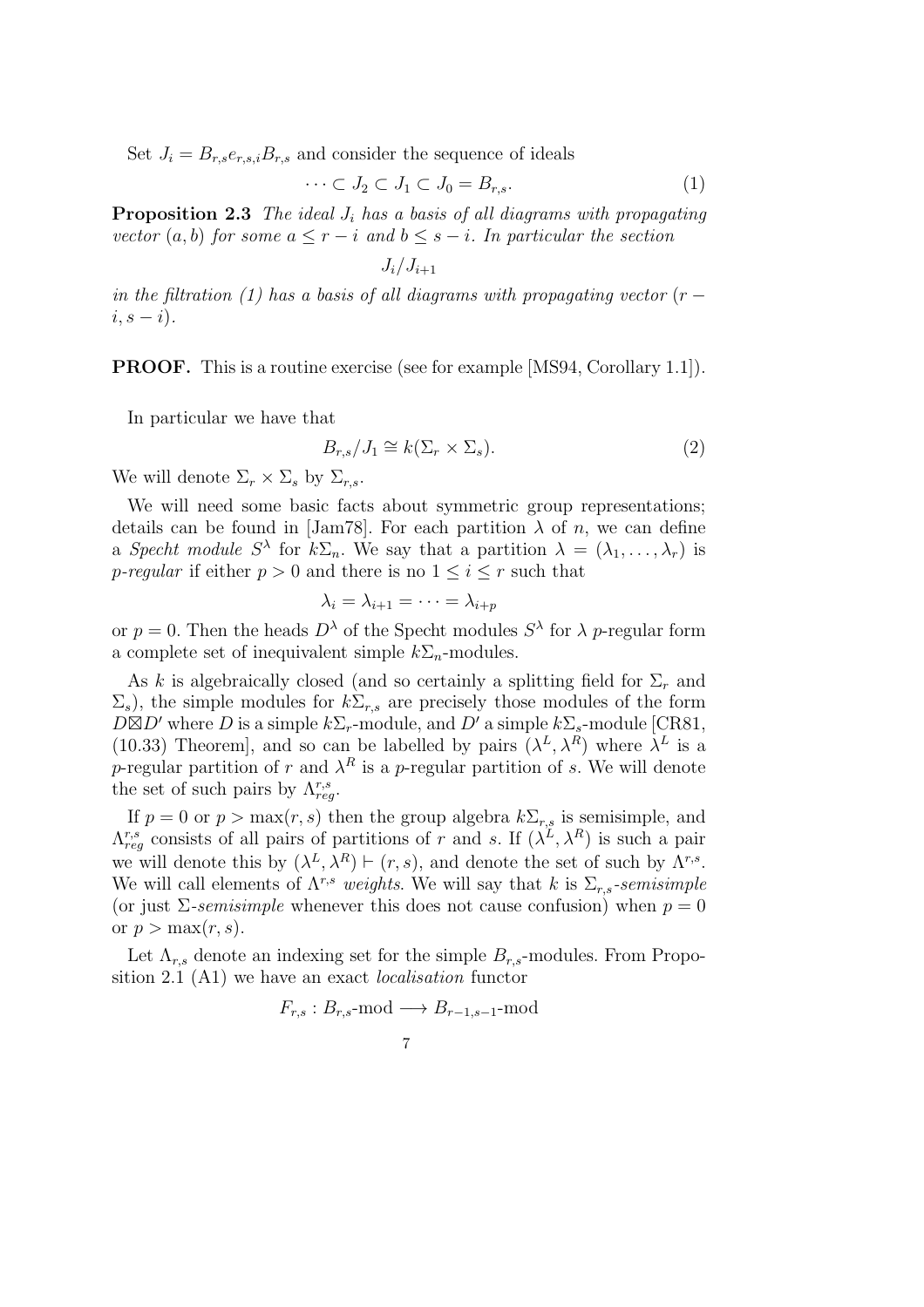Set $J_i = B_{r,s}e_{r,s,i}B_{r,s}$ and consider the sequence of ideals

$$\cdots \subset J_2 \subset J_1 \subset J_0 = B_{r,s}. \tag{1}$$

**Proposition 2.3** *The ideal $J_i$ has a basis of all diagrams with propagating vector $(a, b)$ for some $a \leq r - i$ and $b \leq s - i$. In particular the section*

$$J_i/J_{i+1}$$

*in the filtration (1) has a basis of all diagrams with propagating vector $(r - i, s - i)$.*

**PROOF.** This is a routine exercise (see for example [MS94, Corollary 1.1]).

In particular we have that

$$B_{r,s}/J_1 \cong k(\Sigma_r \times \Sigma_s). \tag{2}$$

We will denote $\Sigma_r \times \Sigma_s$ by $\Sigma_{r,s}$.

We will need some basic facts about symmetric group representations; details can be found in [Jam78]. For each partition $\lambda$ of $n$, we can define a *Specht module* $S^\lambda$ for $k\Sigma_n$. We say that a partition $\lambda = (\lambda_1, \ldots, \lambda_r)$ is *$p$-regular* if either $p > 0$ and there is no $1 \leq i \leq r$ such that

$$\lambda_i = \lambda_{i+1} = \cdots = \lambda_{i+p}$$

or $p = 0$. Then the heads $D^\lambda$ of the Specht modules $S^\lambda$ for $\lambda$ $p$-regular form a complete set of inequivalent simple $k\Sigma_n$-modules.

As $k$ is algebraically closed (and so certainly a splitting field for $\Sigma_r$ and $\Sigma_s$), the simple modules for $k\Sigma_{r,s}$ are precisely those modules of the form $D \boxtimes D'$ where $D$ is a simple $k\Sigma_r$-module, and $D'$ a simple $k\Sigma_s$-module [CR81, (10.33) Theorem], and so can be labelled by pairs $(\lambda^L, \lambda^R)$ where $\lambda^L$ is a $p$-regular partition of $r$ and $\lambda^R$ is a $p$-regular partition of $s$. We will denote the set of such pairs by $\Lambda^{r,s}_{reg}$.

If $p = 0$ or $p > \max(r, s)$ then the group algebra $k\Sigma_{r,s}$ is semisimple, and $\Lambda^{r,s}_{reg}$ consists of all pairs of partitions of $r$ and $s$. If $(\lambda^L, \lambda^R)$ is such a pair we will denote this by $(\lambda^L, \lambda^R) \vdash (r, s)$, and denote the set of such by $\Lambda^{r,s}$. We will call elements of $\Lambda^{r,s}$ *weights*. We will say that $k$ is *$\Sigma_{r,s}$-semisimple* (or just *$\Sigma$-semisimple* whenever this does not cause confusion) when $p = 0$ or $p > \max(r, s)$.

Let $\Lambda_{r,s}$ denote an indexing set for the simple $B_{r,s}$-modules. From Proposition 2.1 (A1) we have an exact *localisation* functor

$$F_{r,s} : B_{r,s}\text{-mod} \longrightarrow B_{r-1,s-1}\text{-mod}$$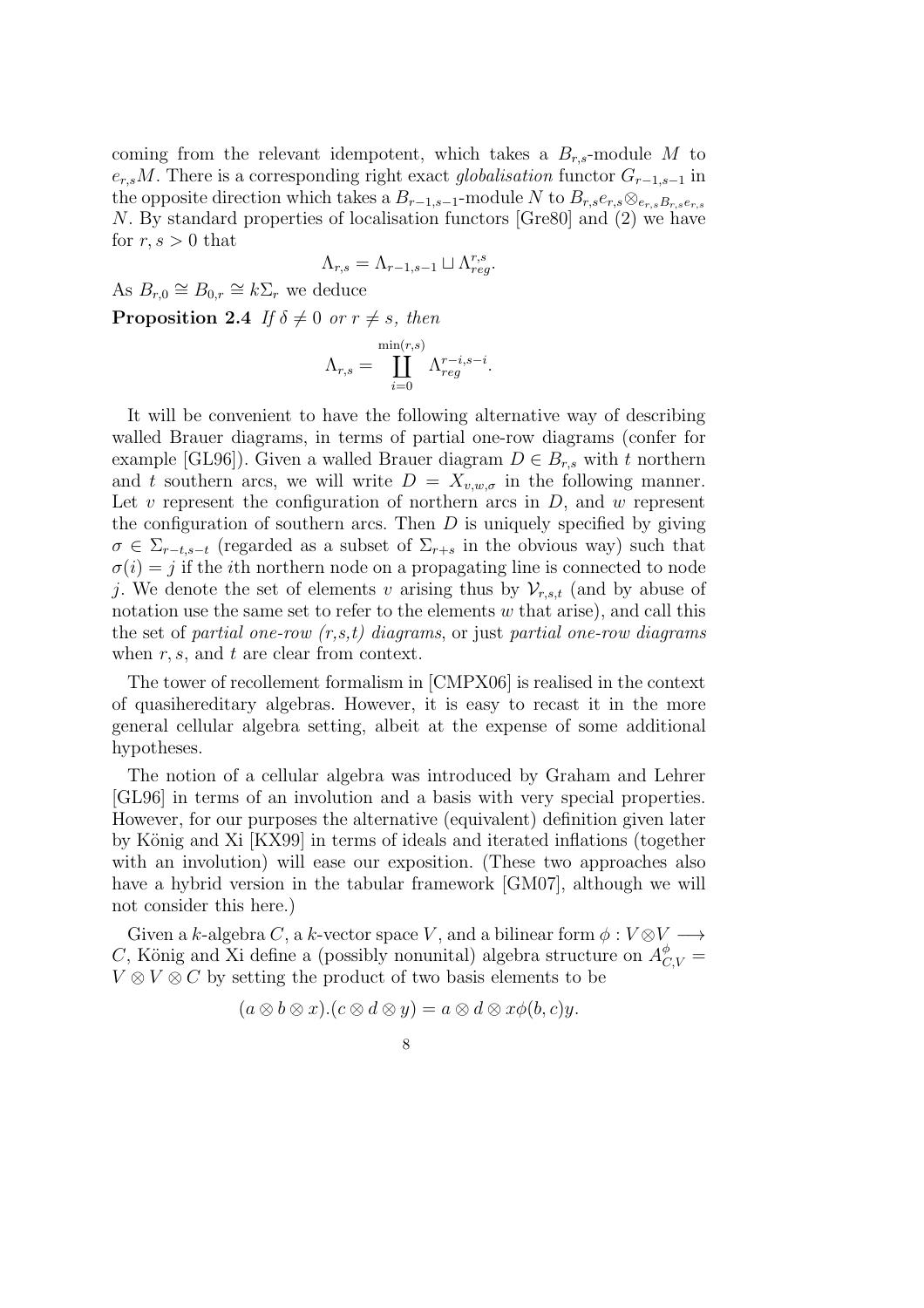coming from the relevant idempotent, which takes a $B_{r,s}$-module $M$ to $e_{r,s}M$. There is a corresponding right exact *globalisation* functor $G_{r-1,s-1}$ in the opposite direction which takes a $B_{r-1,s-1}$-module $N$ to $B_{r,s}e_{r,s}\otimes_{e_{r,s}B_{r,s}e_{r,s}} N$. By standard properties of localisation functors [Gre80] and (2) we have for $r, s > 0$ that

$$\Lambda_{r,s} = \Lambda_{r-1,s-1} \sqcup \Lambda^{r,s}_{reg}.$$

As $B_{r,0} \cong B_{0,r} \cong k\Sigma_r$ we deduce

**Proposition 2.4** *If $\delta \neq 0$ or $r \neq s$, then*

$$\Lambda_{r,s} = \coprod_{i=0}^{\min(r,s)} \Lambda^{r-i,s-i}_{reg}.$$

It will be convenient to have the following alternative way of describing walled Brauer diagrams, in terms of partial one-row diagrams (confer for example [GL96]). Given a walled Brauer diagram $D \in B_{r,s}$ with $t$ northern and $t$ southern arcs, we will write $D = X_{v,w,\sigma}$ in the following manner. Let $v$ represent the configuration of northern arcs in $D$, and $w$ represent the configuration of southern arcs. Then $D$ is uniquely specified by giving $\sigma \in \Sigma_{r-t,s-t}$ (regarded as a subset of $\Sigma_{r+s}$ in the obvious way) such that $\sigma(i) = j$ if the $i$th northern node on a propagating line is connected to node $j$. We denote the set of elements $v$ arising thus by $\mathcal{V}_{r,s,t}$ (and by abuse of notation use the same set to refer to the elements $w$ that arise), and call this the set of *partial one-row (r,s,t) diagrams*, or just *partial one-row diagrams* when $r$, $s$, and $t$ are clear from context.

The tower of recollement formalism in [CMPX06] is realised in the context of quasihereditary algebras. However, it is easy to recast it in the more general cellular algebra setting, albeit at the expense of some additional hypotheses.

The notion of a cellular algebra was introduced by Graham and Lehrer [GL96] in terms of an involution and a basis with very special properties. However, for our purposes the alternative (equivalent) definition given later by König and Xi [KX99] in terms of ideals and iterated inflations (together with an involution) will ease our exposition. (These two approaches also have a hybrid version in the tabular framework [GM07], although we will not consider this here.)

Given a $k$-algebra $C$, a $k$-vector space $V$, and a bilinear form $\phi : V \otimes V \longrightarrow C$, König and Xi define a (possibly nonunital) algebra structure on $A^{\phi}_{C,V} = V \otimes V \otimes C$ by setting the product of two basis elements to be

$$(a \otimes b \otimes x).(c \otimes d \otimes y) = a \otimes d \otimes x\phi(b, c)y.$$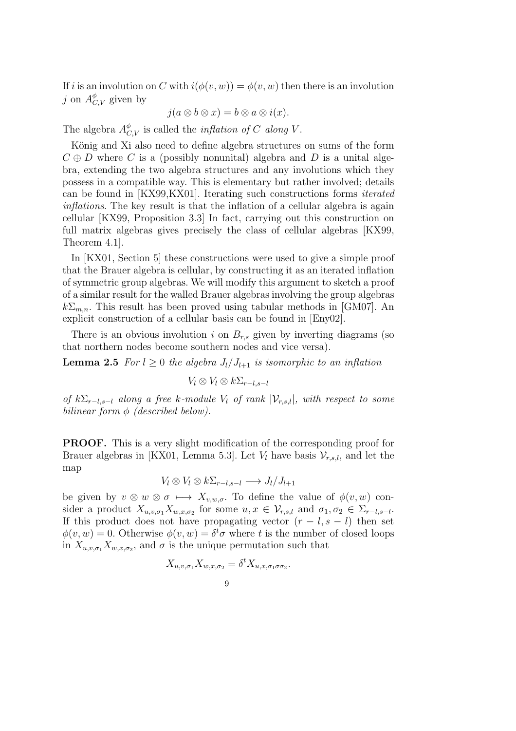If $i$ is an involution on $C$ with $i(\phi(v,w)) = \phi(v,w)$ then there is an involution $j$ on $A^{\phi}_{C,V}$ given by

$$j(a \otimes b \otimes x) = b \otimes a \otimes i(x).$$

The algebra $A^{\phi}_{C,V}$ is called the *inflation of $C$ along $V$*.

König and Xi also need to define algebra structures on sums of the form $C \oplus D$ where $C$ is a (possibly nonunital) algebra and $D$ is a unital algebra, extending the two algebra structures and any involutions which they possess in a compatible way. This is elementary but rather involved; details can be found in [KX99,KX01]. Iterating such constructions forms *iterated inflations*. The key result is that the inflation of a cellular algebra is again cellular [KX99, Proposition 3.3] In fact, carrying out this construction on full matrix algebras gives precisely the class of cellular algebras [KX99, Theorem 4.1].

In [KX01, Section 5] these constructions were used to give a simple proof that the Brauer algebra is cellular, by constructing it as an iterated inflation of symmetric group algebras. We will modify this argument to sketch a proof of a similar result for the walled Brauer algebras involving the group algebras $k\Sigma_{m,n}$. This result has been proved using tabular methods in [GM07]. An explicit construction of a cellular basis can be found in [Eny02].

There is an obvious involution $i$ on $B_{r,s}$ given by inverting diagrams (so that northern nodes become southern nodes and vice versa).

**Lemma 2.5** *For $l \geq 0$ the algebra $J_l/J_{l+1}$ is isomorphic to an inflation*

$$V_l \otimes V_l \otimes k\Sigma_{r-l,s-l}$$

*of $k\Sigma_{r-l,s-l}$ along a free $k$-module $V_l$ of rank $|\mathcal{V}_{r,s,l}|$, with respect to some bilinear form $\phi$ (described below).*

**PROOF.** This is a very slight modification of the corresponding proof for Brauer algebras in [KX01, Lemma 5.3]. Let $V_l$ have basis $\mathcal{V}_{r,s,l}$, and let the map

$$V_l \otimes V_l \otimes k\Sigma_{r-l,s-l} \longrightarrow J_l/J_{l+1}$$

be given by $v \otimes w \otimes \sigma \longmapsto X_{v,w,\sigma}$. To define the value of $\phi(v,w)$ consider a product $X_{u,v,\sigma_1}X_{w,x,\sigma_2}$ for some $u,x \in \mathcal{V}_{r,s,l}$ and $\sigma_1, \sigma_2 \in \Sigma_{r-l,s-l}$. If this product does not have propagating vector $(r-l, s-l)$ then set $\phi(v,w) = 0$. Otherwise $\phi(v,w) = \delta^t\sigma$ where $t$ is the number of closed loops in $X_{u,v,\sigma_1}X_{w,x,\sigma_2}$, and $\sigma$ is the unique permutation such that

$$X_{u,v,\sigma_1}X_{w,x,\sigma_2} = \delta^t X_{u,x,\sigma_1\sigma\sigma_2}.$$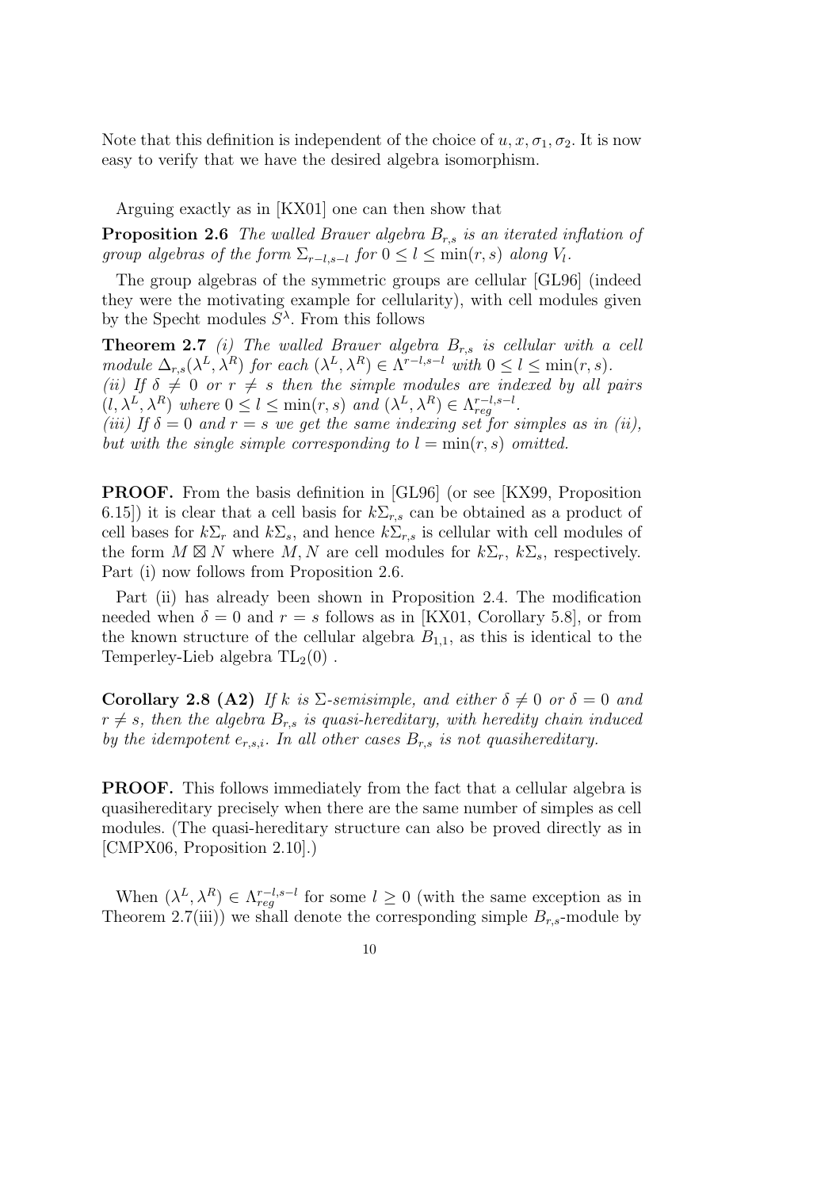Note that this definition is independent of the choice of $u, x, \sigma_1, \sigma_2$. It is now easy to verify that we have the desired algebra isomorphism.

Arguing exactly as in [KX01] one can then show that

**Proposition 2.6** *The walled Brauer algebra $B_{r,s}$ is an iterated inflation of group algebras of the form $\Sigma_{r-l,s-l}$ for $0 \leq l \leq \min(r,s)$ along $V_l$.*

The group algebras of the symmetric groups are cellular [GL96] (indeed they were the motivating example for cellularity), with cell modules given by the Specht modules $S^\lambda$. From this follows

**Theorem 2.7** *(i) The walled Brauer algebra $B_{r,s}$ is cellular with a cell module $\Delta_{r,s}(\lambda^L, \lambda^R)$ for each $(\lambda^L, \lambda^R) \in \Lambda^{r-l,s-l}$ with $0 \leq l \leq \min(r,s)$.*
*(ii) If $\delta \neq 0$ or $r \neq s$ then the simple modules are indexed by all pairs $(l, \lambda^L, \lambda^R)$ where $0 \leq l \leq \min(r,s)$ and $(\lambda^L, \lambda^R) \in \Lambda^{r-l,s-l}_{reg}$.*
*(iii) If $\delta = 0$ and $r = s$ we get the same indexing set for simples as in (ii), but with the single simple corresponding to $l = \min(r,s)$ omitted.*

**PROOF.** From the basis definition in [GL96] (or see [KX99, Proposition 6.15]) it is clear that a cell basis for $k\Sigma_{r,s}$ can be obtained as a product of cell bases for $k\Sigma_r$ and $k\Sigma_s$, and hence $k\Sigma_{r,s}$ is cellular with cell modules of the form $M \boxtimes N$ where $M, N$ are cell modules for $k\Sigma_r$, $k\Sigma_s$, respectively. Part (i) now follows from Proposition 2.6.

Part (ii) has already been shown in Proposition 2.4. The modification needed when $\delta = 0$ and $r = s$ follows as in [KX01, Corollary 5.8], or from the known structure of the cellular algebra $B_{1,1}$, as this is identical to the Temperley-Lieb algebra $\mathrm{TL}_2(0)$ .

**Corollary 2.8 (A2)** *If $k$ is $\Sigma$-semisimple, and either $\delta \neq 0$ or $\delta = 0$ and $r \neq s$, then the algebra $B_{r,s}$ is quasi-hereditary, with heredity chain induced by the idempotent $e_{r,s,i}$. In all other cases $B_{r,s}$ is not quasihereditary.*

**PROOF.** This follows immediately from the fact that a cellular algebra is quasihereditary precisely when there are the same number of simples as cell modules. (The quasi-hereditary structure can also be proved directly as in [CMPX06, Proposition 2.10].)

When $(\lambda^L, \lambda^R) \in \Lambda^{r-l,s-l}_{reg}$ for some $l \geq 0$ (with the same exception as in Theorem 2.7(iii)) we shall denote the corresponding simple $B_{r,s}$-module by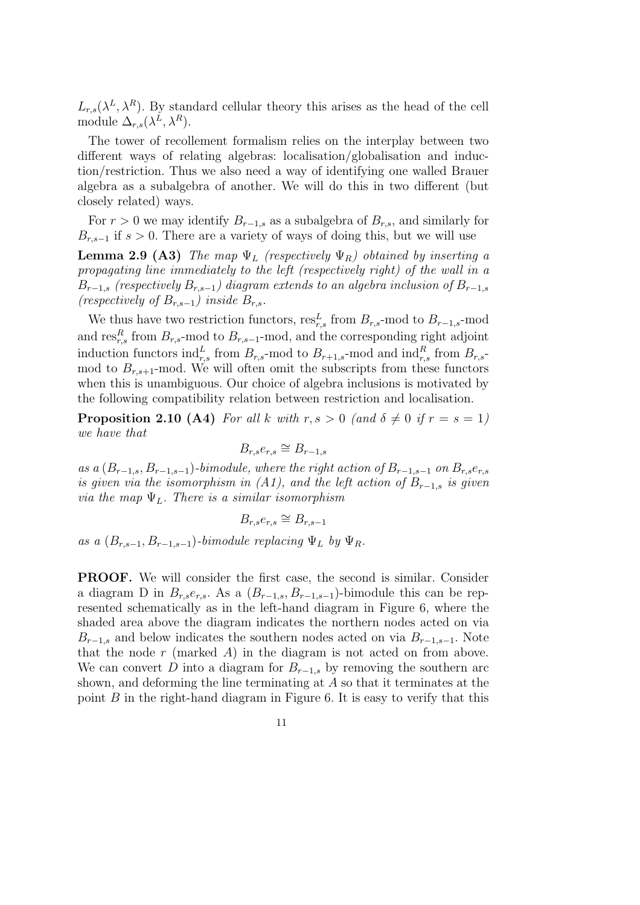$L_{r,s}(\lambda^L, \lambda^R)$. By standard cellular theory this arises as the head of the cell module $\Delta_{r,s}(\lambda^L, \lambda^R)$.

The tower of recollement formalism relies on the interplay between two different ways of relating algebras: localisation/globalisation and induction/restriction. Thus we also need a way of identifying one walled Brauer algebra as a subalgebra of another. We will do this in two different (but closely related) ways.

For $r > 0$ we may identify $B_{r-1,s}$ as a subalgebra of $B_{r,s}$, and similarly for $B_{r,s-1}$ if $s > 0$. There are a variety of ways of doing this, but we will use

**Lemma 2.9 (A3)** *The map $\Psi_L$ (respectively $\Psi_R$) obtained by inserting a propagating line immediately to the left (respectively right) of the wall in a $B_{r-1,s}$ (respectively $B_{r,s-1}$) diagram extends to an algebra inclusion of $B_{r-1,s}$ (respectively of $B_{r,s-1}$) inside $B_{r,s}$.*

We thus have two restriction functors, $\mathrm{res}^L_{r,s}$ from $B_{r,s}$-mod to $B_{r-1,s}$-mod and $\mathrm{res}^R_{r,s}$ from $B_{r,s}$-mod to $B_{r,s-1}$-mod, and the corresponding right adjoint induction functors $\mathrm{ind}^L_{r,s}$ from $B_{r,s}$-mod to $B_{r+1,s}$-mod and $\mathrm{ind}^R_{r,s}$ from $B_{r,s}$-mod to $B_{r,s+1}$-mod. We will often omit the subscripts from these functors when this is unambiguous. Our choice of algebra inclusions is motivated by the following compatibility relation between restriction and localisation.

**Proposition 2.10 (A4)** *For all $k$ with $r, s > 0$ (and $\delta \neq 0$ if $r = s = 1$) we have that*

$$B_{r,s}e_{r,s} \cong B_{r-1,s}$$

*as a $(B_{r-1,s}, B_{r-1,s-1})$-bimodule, where the right action of $B_{r-1,s-1}$ on $B_{r,s}e_{r,s}$ is given via the isomorphism in (A1), and the left action of $B_{r-1,s}$ is given via the map $\Psi_L$. There is a similar isomorphism*

$$B_{r,s}e_{r,s} \cong B_{r,s-1}$$

*as a $(B_{r,s-1}, B_{r-1,s-1})$-bimodule replacing $\Psi_L$ by $\Psi_R$.*

**PROOF.** We will consider the first case, the second is similar. Consider a diagram D in $B_{r,s}e_{r,s}$. As a $(B_{r-1,s}, B_{r-1,s-1})$-bimodule this can be represented schematically as in the left-hand diagram in Figure 6, where the shaded area above the diagram indicates the northern nodes acted on via $B_{r-1,s}$ and below indicates the southern nodes acted on via $B_{r-1,s-1}$. Note that the node $r$ (marked $A$) in the diagram is not acted on from above. We can convert $D$ into a diagram for $B_{r-1,s}$ by removing the southern arc shown, and deforming the line terminating at $A$ so that it terminates at the point $B$ in the right-hand diagram in Figure 6. It is easy to verify that this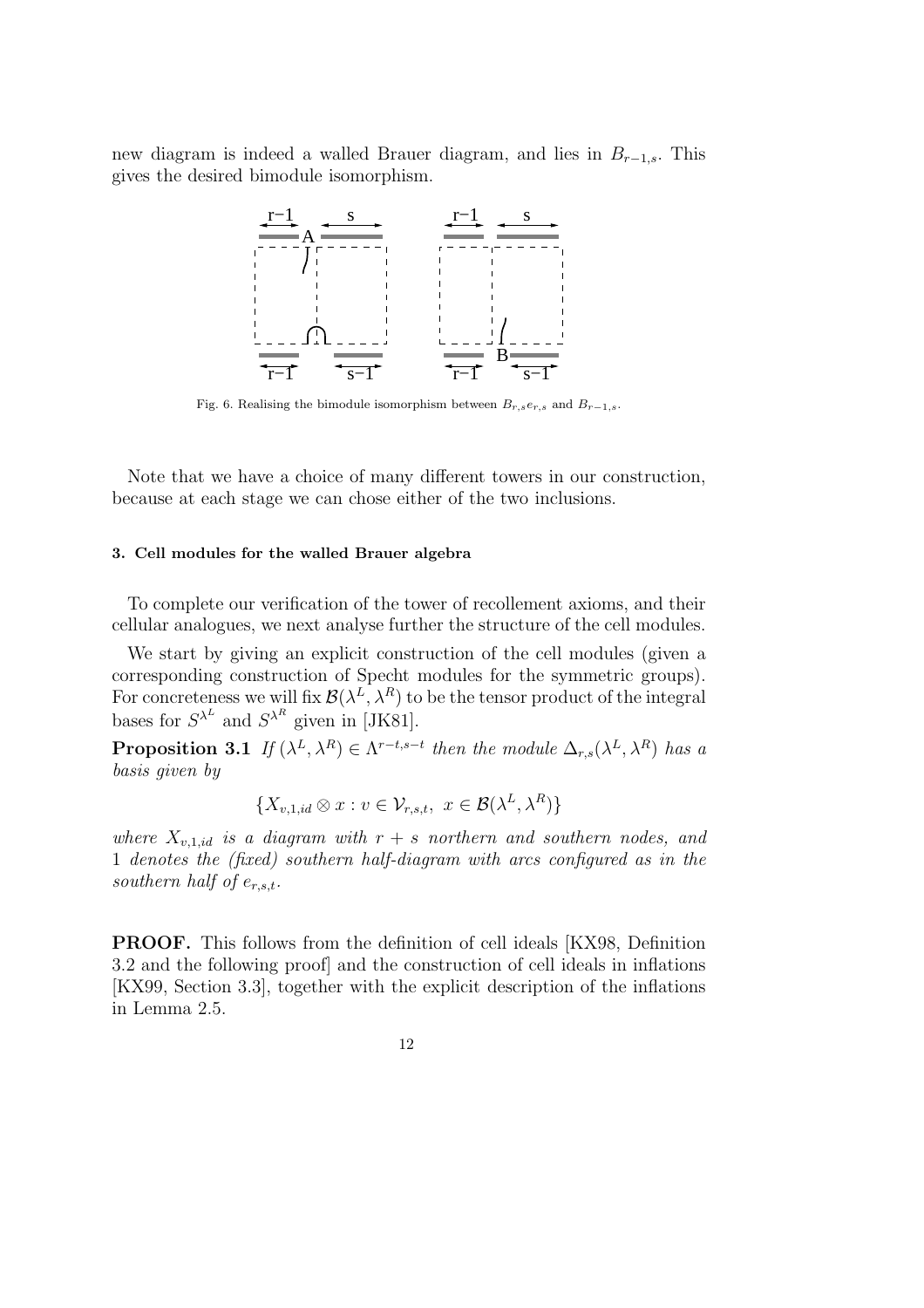new diagram is indeed a walled Brauer diagram, and lies in $B_{r-1,s}$. This gives the desired bimodule isomorphism.

Fig. 6. Realising the bimodule isomorphism between $B_{r,s}e_{r,s}$ and $B_{r-1,s}$.

Note that we have a choice of many different towers in our construction, because at each stage we can chose either of the two inclusions.

### 3. Cell modules for the walled Brauer algebra

To complete our verification of the tower of recollement axioms, and their cellular analogues, we next analyse further the structure of the cell modules.

We start by giving an explicit construction of the cell modules (given a corresponding construction of Specht modules for the symmetric groups). For concreteness we will fix $\mathcal{B}(\lambda^L, \lambda^R)$ to be the tensor product of the integral bases for $S^{\lambda^L}$ and $S^{\lambda^R}$ given in [JK81].

**Proposition 3.1** *If $(\lambda^L, \lambda^R) \in \Lambda^{r-t,s-t}$ then the module $\Delta_{r,s}(\lambda^L, \lambda^R)$ has a basis given by*

$$\{X_{v,1,id} \otimes x : v \in \mathcal{V}_{r,s,t},\ x \in \mathcal{B}(\lambda^L, \lambda^R)\}$$

*where $X_{v,1,id}$ is a diagram with $r+s$ northern and southern nodes, and 1 denotes the (fixed) southern half-diagram with arcs configured as in the southern half of $e_{r,s,t}$.*

**PROOF.** This follows from the definition of cell ideals [KX98, Definition 3.2 and the following proof] and the construction of cell ideals in inflations [KX99, Section 3.3], together with the explicit description of the inflations in Lemma 2.5.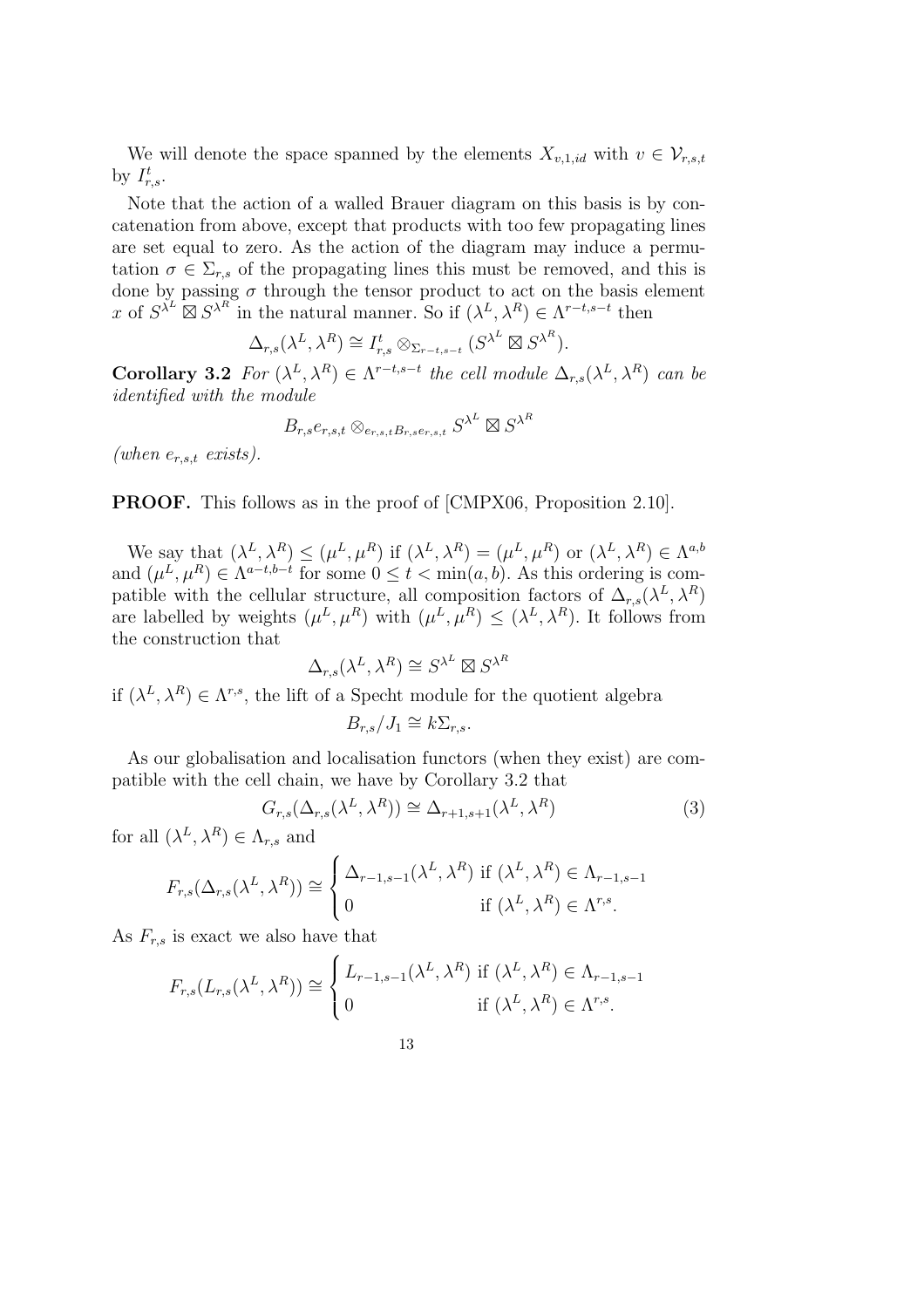We will denote the space spanned by the elements $X_{v,1,id}$ with $v \in \mathcal{V}_{r,s,t}$ by $I^t_{r,s}$.

Note that the action of a walled Brauer diagram on this basis is by concatenation from above, except that products with too few propagating lines are set equal to zero. As the action of the diagram may induce a permutation $\sigma \in \Sigma_{r,s}$ of the propagating lines this must be removed, and this is done by passing $\sigma$ through the tensor product to act on the basis element $x$ of $S^{\lambda^L} \boxtimes S^{\lambda^R}$ in the natural manner. So if $(\lambda^L, \lambda^R) \in \Lambda^{r-t,s-t}$ then

$$\Delta_{r,s}(\lambda^L, \lambda^R) \cong I^t_{r,s} \otimes_{\Sigma_{r-t,s-t}} (S^{\lambda^L} \boxtimes S^{\lambda^R}).$$

**Corollary 3.2** *For $(\lambda^L, \lambda^R) \in \Lambda^{r-t,s-t}$ the cell module $\Delta_{r,s}(\lambda^L, \lambda^R)$ can be identified with the module*

$$B_{r,s}e_{r,s,t} \otimes_{e_{r,s,t}B_{r,s}e_{r,s,t}} S^{\lambda^L} \boxtimes S^{\lambda^R}$$

*(when $e_{r,s,t}$ exists).*

**PROOF.** This follows as in the proof of [CMPX06, Proposition 2.10].

We say that $(\lambda^L, \lambda^R) \leq (\mu^L, \mu^R)$ if $(\lambda^L, \lambda^R) = (\mu^L, \mu^R)$ or $(\lambda^L, \lambda^R) \in \Lambda^{a,b}$ and $(\mu^L, \mu^R) \in \Lambda^{a-t,b-t}$ for some $0 \leq t < \min(a, b)$. As this ordering is compatible with the cellular structure, all composition factors of $\Delta_{r,s}(\lambda^L, \lambda^R)$ are labelled by weights $(\mu^L, \mu^R)$ with $(\mu^L, \mu^R) \leq (\lambda^L, \lambda^R)$. It follows from the construction that

$$\Delta_{r,s}(\lambda^L, \lambda^R) \cong S^{\lambda^L} \boxtimes S^{\lambda^R}$$

if $(\lambda^L, \lambda^R) \in \Lambda^{r,s}$, the lift of a Specht module for the quotient algebra

$$B_{r,s}/J_1 \cong k\Sigma_{r,s}.$$

As our globalisation and localisation functors (when they exist) are compatible with the cell chain, we have by Corollary 3.2 that

$$G_{r,s}(\Delta_{r,s}(\lambda^L, \lambda^R)) \cong \Delta_{r+1,s+1}(\lambda^L, \lambda^R) \tag{3}$$

for all $(\lambda^L, \lambda^R) \in \Lambda_{r,s}$ and

$$F_{r,s}(\Delta_{r,s}(\lambda^L, \lambda^R)) \cong \begin{cases} \Delta_{r-1,s-1}(\lambda^L, \lambda^R) & \text{if } (\lambda^L, \lambda^R) \in \Lambda_{r-1,s-1} \\ 0 & \text{if } (\lambda^L, \lambda^R) \in \Lambda^{r,s}. \end{cases}$$

As $F_{r,s}$ is exact we also have that

$$F_{r,s}(L_{r,s}(\lambda^L, \lambda^R)) \cong \begin{cases} L_{r-1,s-1}(\lambda^L, \lambda^R) & \text{if } (\lambda^L, \lambda^R) \in \Lambda_{r-1,s-1} \\ 0 & \text{if } (\lambda^L, \lambda^R) \in \Lambda^{r,s}. \end{cases}$$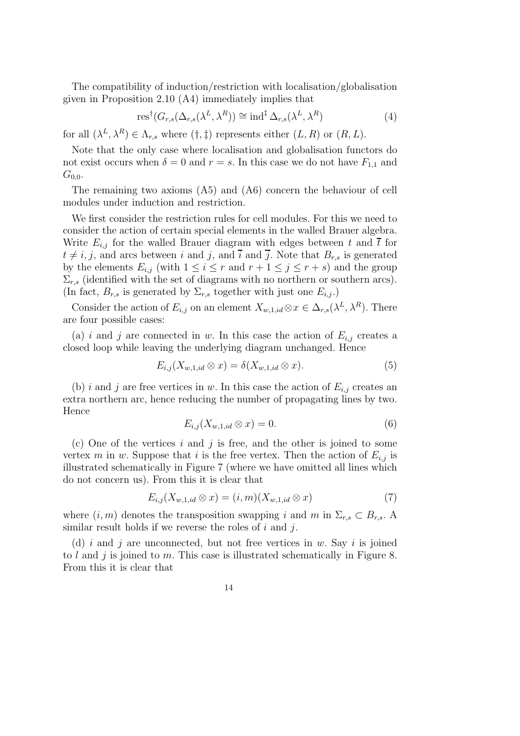The compatibility of induction/restriction with localisation/globalisation given in Proposition 2.10 (A4) immediately implies that

$$\operatorname{res}^{\dagger}(G_{r,s}(\Delta_{r,s}(\lambda^L,\lambda^R)) \cong \operatorname{ind}^{\ddagger} \Delta_{r,s}(\lambda^L,\lambda^R) \tag{4}$$

for all $(\lambda^L,\lambda^R) \in \Lambda_{r,s}$ where $(\dagger,\ddagger)$ represents either $(L,R)$ or $(R,L)$.

Note that the only case where localisation and globalisation functors do not exist occurs when $\delta = 0$ and $r = s$. In this case we do not have $F_{1,1}$ and $G_{0,0}$.

The remaining two axioms (A5) and (A6) concern the behaviour of cell modules under induction and restriction.

We first consider the restriction rules for cell modules. For this we need to consider the action of certain special elements in the walled Brauer algebra. Write $E_{i,j}$ for the walled Brauer diagram with edges between $t$ and $\overline{t}$ for $t \neq i,j$, and arcs between $i$ and $j$, and $\overline{i}$ and $\overline{j}$. Note that $B_{r,s}$ is generated by the elements $E_{i,j}$ (with $1 \leq i \leq r$ and $r+1 \leq j \leq r+s$) and the group $\Sigma_{r,s}$ (identified with the set of diagrams with no northern or southern arcs). (In fact, $B_{r,s}$ is generated by $\Sigma_{r,s}$ together with just one $E_{i,j}$.)

Consider the action of $E_{i,j}$ on an element $X_{w,1,id} \otimes x \in \Delta_{r,s}(\lambda^L,\lambda^R)$. There are four possible cases:

(a) $i$ and $j$ are connected in $w$. In this case the action of $E_{i,j}$ creates a closed loop while leaving the underlying diagram unchanged. Hence

$$E_{i,j}(X_{w,1,id} \otimes x) = \delta(X_{w,1,id} \otimes x). \tag{5}$$

(b) $i$ and $j$ are free vertices in $w$. In this case the action of $E_{i,j}$ creates an extra northern arc, hence reducing the number of propagating lines by two. Hence

$$E_{i,j}(X_{w,1,id} \otimes x) = 0. \tag{6}$$

(c) One of the vertices $i$ and $j$ is free, and the other is joined to some vertex $m$ in $w$. Suppose that $i$ is the free vertex. Then the action of $E_{i,j}$ is illustrated schematically in Figure 7 (where we have omitted all lines which do not concern us). From this it is clear that

$$E_{i,j}(X_{w,1,id} \otimes x) = (i,m)(X_{w,1,id} \otimes x) \tag{7}$$

where $(i,m)$ denotes the transposition swapping $i$ and $m$ in $\Sigma_{r,s} \subset B_{r,s}$. A similar result holds if we reverse the roles of $i$ and $j$.

(d) $i$ and $j$ are unconnected, but not free vertices in $w$. Say $i$ is joined to $l$ and $j$ is joined to $m$. This case is illustrated schematically in Figure 8. From this it is clear that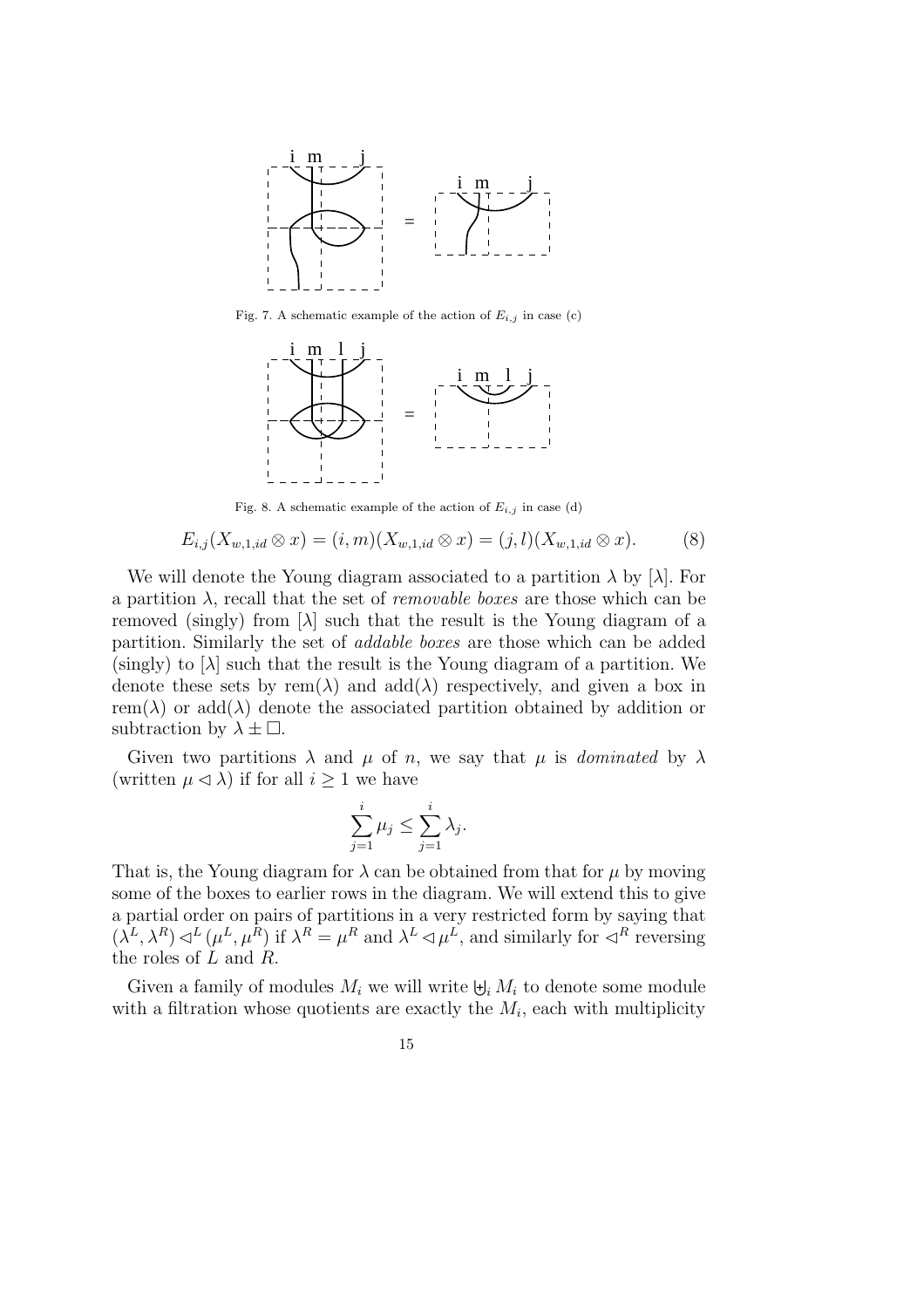Fig. 7. A schematic example of the action of $E_{i,j}$ in case (c)

Fig. 8. A schematic example of the action of $E_{i,j}$ in case (d)

$$E_{i,j}(X_{w,1,id} \otimes x) = (i,m)(X_{w,1,id} \otimes x) = (j,l)(X_{w,1,id} \otimes x). \tag{8}$$

We will denote the Young diagram associated to a partition $\lambda$ by $[\lambda]$. For a partition $\lambda$, recall that the set of *removable boxes* are those which can be removed (singly) from $[\lambda]$ such that the result is the Young diagram of a partition. Similarly the set of *addable boxes* are those which can be added (singly) to $[\lambda]$ such that the result is the Young diagram of a partition. We denote these sets by $\mathrm{rem}(\lambda)$ and $\mathrm{add}(\lambda)$ respectively, and given a box in $\mathrm{rem}(\lambda)$ or $\mathrm{add}(\lambda)$ denote the associated partition obtained by addition or subtraction by $\lambda \pm \square$.

Given two partitions $\lambda$ and $\mu$ of $n$, we say that $\mu$ is *dominated* by $\lambda$ (written $\mu \lhd \lambda$) if for all $i \geq 1$ we have

$$\sum_{j=1}^{i} \mu_j \leq \sum_{j=1}^{i} \lambda_j.$$

That is, the Young diagram for $\lambda$ can be obtained from that for $\mu$ by moving some of the boxes to earlier rows in the diagram. We will extend this to give a partial order on pairs of partitions in a very restricted form by saying that $(\lambda^L, \lambda^R) \lhd^L (\mu^L, \mu^R)$ if $\lambda^R = \mu^R$ and $\lambda^L \lhd \mu^L$, and similarly for $\lhd^R$ reversing the roles of $L$ and $R$.

Given a family of modules $M_i$ we will write $\biguplus_i M_i$ to denote some module with a filtration whose quotients are exactly the $M_i$, each with multiplicity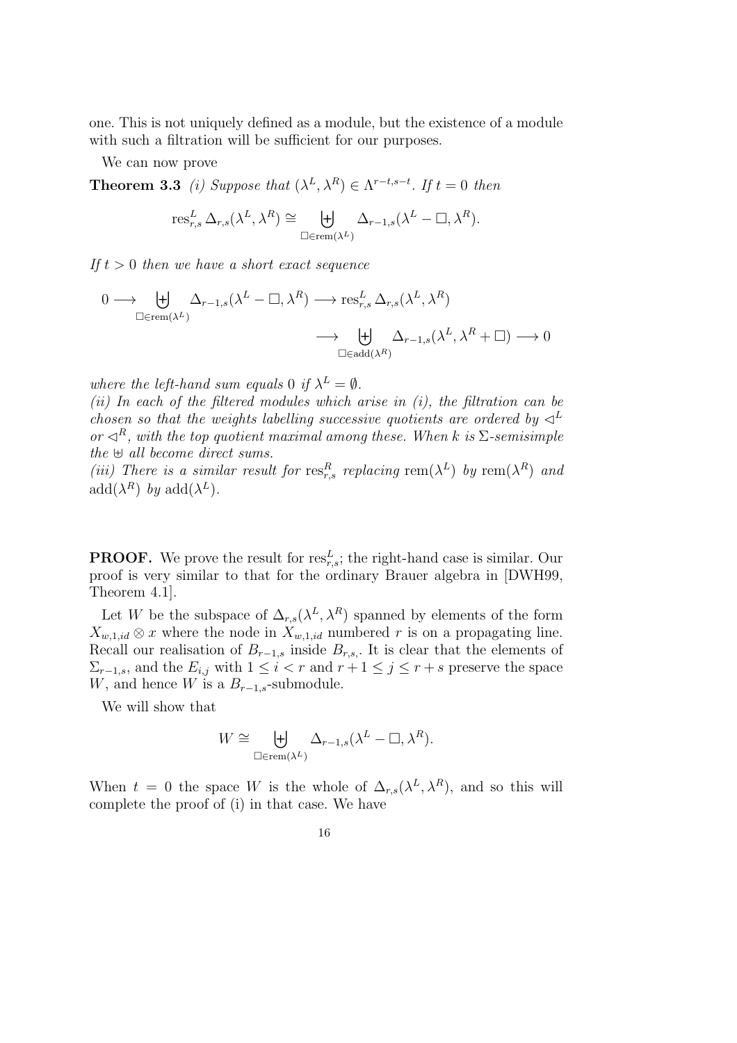one. This is not uniquely defined as a module, but the existence of a module with such a filtration will be sufficient for our purposes.

We can now prove

**Theorem 3.3** *(i) Suppose that $(\lambda^L, \lambda^R) \in \Lambda^{r-t,s-t}$. If $t = 0$ then*

$$\mathrm{res}^L_{r,s}\, \Delta_{r,s}(\lambda^L, \lambda^R) \cong \biguplus_{\Box \in \mathrm{rem}(\lambda^L)} \Delta_{r-1,s}(\lambda^L - \Box, \lambda^R).$$

*If $t > 0$ then we have a short exact sequence*

$$0 \longrightarrow \biguplus_{\Box \in \mathrm{rem}(\lambda^L)} \Delta_{r-1,s}(\lambda^L - \Box, \lambda^R) \longrightarrow \mathrm{res}^L_{r,s}\, \Delta_{r,s}(\lambda^L, \lambda^R) \longrightarrow \biguplus_{\Box \in \mathrm{add}(\lambda^R)} \Delta_{r-1,s}(\lambda^L, \lambda^R + \Box) \longrightarrow 0$$

*where the left-hand sum equals 0 if $\lambda^L = \emptyset$.*

*(ii) In each of the filtered modules which arise in (i), the filtration can be chosen so that the weights labelling successive quotients are ordered by $\lhd^L$ or $\lhd^R$, with the top quotient maximal among these. When $k$ is $\Sigma$-semisimple the $\uplus$ all become direct sums.*

*(iii) There is a similar result for $\mathrm{res}^R_{r,s}$ replacing $\mathrm{rem}(\lambda^L)$ by $\mathrm{rem}(\lambda^R)$ and $\mathrm{add}(\lambda^R)$ by $\mathrm{add}(\lambda^L)$.*

**PROOF.** We prove the result for $\mathrm{res}^L_{r,s}$; the right-hand case is similar. Our proof is very similar to that for the ordinary Brauer algebra in [DWH99, Theorem 4.1].

Let $W$ be the subspace of $\Delta_{r,s}(\lambda^L, \lambda^R)$ spanned by elements of the form $X_{w,1,id} \otimes x$ where the node in $X_{w,1,id}$ numbered $r$ is on a propagating line. Recall our realisation of $B_{r-1,s}$ inside $B_{r,s,}$. It is clear that the elements of $\Sigma_{r-1,s}$, and the $E_{i,j}$ with $1 \leq i < r$ and $r+1 \leq j \leq r+s$ preserve the space $W$, and hence $W$ is a $B_{r-1,s}$-submodule.

We will show that

$$W \cong \biguplus_{\Box \in \mathrm{rem}(\lambda^L)} \Delta_{r-1,s}(\lambda^L - \Box, \lambda^R).$$

When $t = 0$ the space $W$ is the whole of $\Delta_{r,s}(\lambda^L, \lambda^R)$, and so this will complete the proof of (i) in that case. We have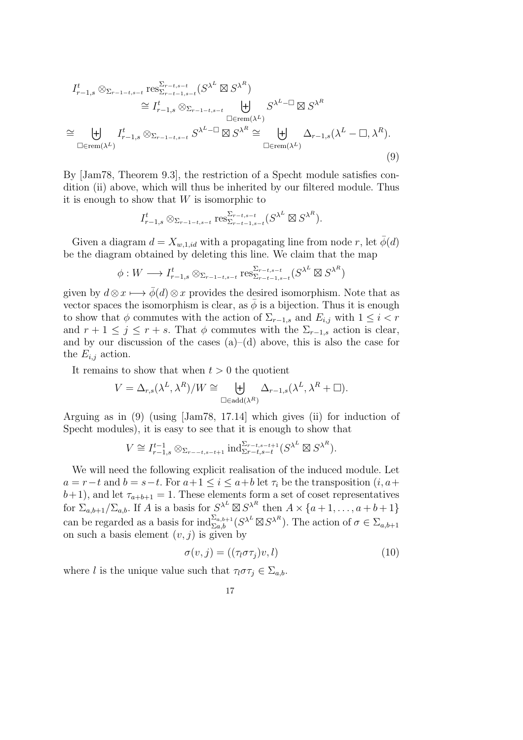$$
\begin{aligned}
I^t_{r-1,s} \otimes_{\Sigma_{r-1-t,s-t}} \operatorname{res}^{\Sigma_{r-t,s-t}}_{\Sigma_{r-t-1,s-t}}(S^{\lambda^L} \boxtimes S^{\lambda^R})
&\cong I^t_{r-1,s} \otimes_{\Sigma_{r-1-t,s-t}} \biguplus_{\Box \in \operatorname{rem}(\lambda^L)} S^{\lambda^L - \Box} \boxtimes S^{\lambda^R} \\
\cong \biguplus_{\Box \in \operatorname{rem}(\lambda^L)} I^t_{r-1,s} \otimes_{\Sigma_{r-1-t,s-t}} S^{\lambda^L - \Box} \boxtimes S^{\lambda^R} &\cong \biguplus_{\Box \in \operatorname{rem}(\lambda^L)} \Delta_{r-1,s}(\lambda^L - \Box, \lambda^R).
\end{aligned} \tag{9}
$$

By [Jam78, Theorem 9.3], the restriction of a Specht module satisfies condition (ii) above, which will thus be inherited by our filtered module. Thus it is enough to show that $W$ is isomorphic to

$$I^t_{r-1,s} \otimes_{\Sigma_{r-1-t,s-t}} \operatorname{res}^{\Sigma_{r-t,s-t}}_{\Sigma_{r-t-1,s-t}}(S^{\lambda^L} \boxtimes S^{\lambda^R}).$$

Given a diagram $d = X_{w,1,id}$ with a propagating line from node $r$, let $\bar{\phi}(d)$ be the diagram obtained by deleting this line. We claim that the map

$$\phi : W \longrightarrow I^t_{r-1,s} \otimes_{\Sigma_{r-1-t,s-t}} \operatorname{res}^{\Sigma_{r-t,s-t}}_{\Sigma_{r-t-1,s-t}}(S^{\lambda^L} \boxtimes S^{\lambda^R})$$

given by $d \otimes x \longmapsto \bar{\phi}(d) \otimes x$ provides the desired isomorphism. Note that as vector spaces the isomorphism is clear, as $\bar{\phi}$ is a bijection. Thus it is enough to show that $\phi$ commutes with the action of $\Sigma_{r-1,s}$ and $E_{i,j}$ with $1 \leq i < r$ and $r+1 \leq j \leq r+s$. That $\phi$ commutes with the $\Sigma_{r-1,s}$ action is clear, and by our discussion of the cases (a)–(d) above, this is also the case for the $E_{i,j}$ action.

It remains to show that when $t > 0$ the quotient

$$V = \Delta_{r,s}(\lambda^L, \lambda^R)/W \cong \biguplus_{\Box \in \operatorname{add}(\lambda^R)} \Delta_{r-1,s}(\lambda^L, \lambda^R + \Box).$$

Arguing as in (9) (using [Jam78, 17.14] which gives (ii) for induction of Specht modules), it is easy to see that it is enough to show that

$$V \cong I^{t-1}_{r-1,s} \otimes_{\Sigma_{r--t,s-t+1}} \operatorname{ind}^{\Sigma_{r-t,s-t+1}}_{\Sigma r-t,s-t}(S^{\lambda^L} \boxtimes S^{\lambda^R}).$$

We will need the following explicit realisation of the induced module. Let $a = r-t$ and $b = s-t$. For $a+1 \leq i \leq a+b$ let $\tau_i$ be the transposition $(i, a+b+1)$, and let $\tau_{a+b+1} = 1$. These elements form a set of coset representatives for $\Sigma_{a,b+1}/\Sigma_{a,b}$. If $A$ is a basis for $S^{\lambda^L} \boxtimes S^{\lambda^R}$ then $A \times \{a+1, \ldots, a+b+1\}$ can be regarded as a basis for $\operatorname{ind}^{\Sigma_{a,b+1}}_{\Sigma_{a,b}}(S^{\lambda^L} \boxtimes S^{\lambda^R})$. The action of $\sigma \in \Sigma_{a,b+1}$ on such a basis element $(v, j)$ is given by

$$\sigma(v, j) = ((\tau_l \sigma \tau_j)v, l) \tag{10}$$

where $l$ is the unique value such that $\tau_l \sigma \tau_j \in \Sigma_{a,b}$.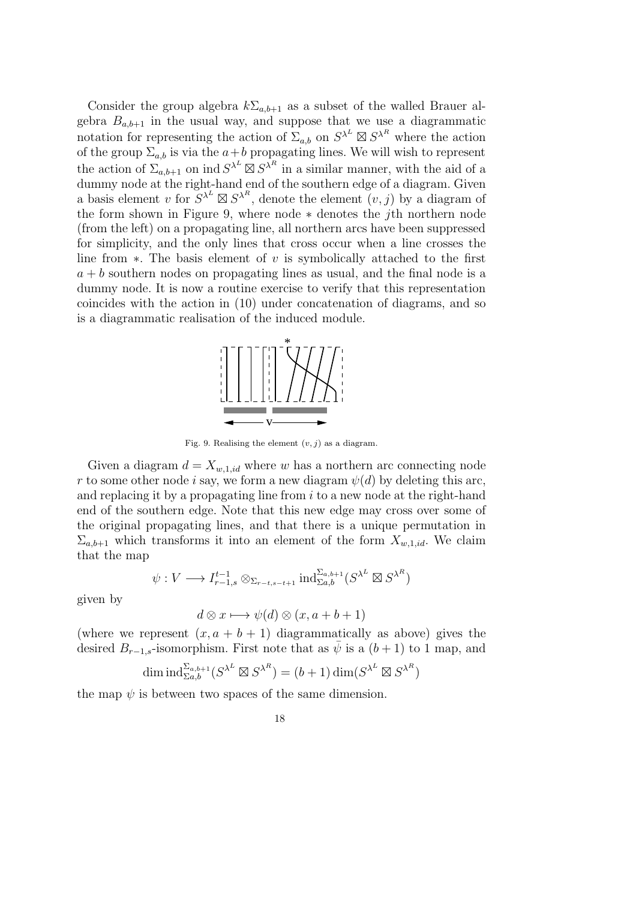Consider the group algebra $k\Sigma_{a,b+1}$ as a subset of the walled Brauer algebra $B_{a,b+1}$ in the usual way, and suppose that we use a diagrammatic notation for representing the action of $\Sigma_{a,b}$ on $S^{\lambda^L} \boxtimes S^{\lambda^R}$ where the action of the group $\Sigma_{a,b}$ is via the $a+b$ propagating lines. We will wish to represent the action of $\Sigma_{a,b+1}$ on $\mathrm{ind}\, S^{\lambda^L} \boxtimes S^{\lambda^R}$ in a similar manner, with the aid of a dummy node at the right-hand end of the southern edge of a diagram. Given a basis element $v$ for $S^{\lambda^L} \boxtimes S^{\lambda^R}$, denote the element $(v, j)$ by a diagram of the form shown in Figure 9, where node $*$ denotes the $j$th northern node (from the left) on a propagating line, all northern arcs have been suppressed for simplicity, and the only lines that cross occur when a line crosses the line from $*$. The basis element of $v$ is symbolically attached to the first $a+b$ southern nodes on propagating lines as usual, and the final node is a dummy node. It is now a routine exercise to verify that this representation coincides with the action in (10) under concatenation of diagrams, and so is a diagrammatic realisation of the induced module.

Fig. 9. Realising the element $(v, j)$ as a diagram.

Given a diagram $d = X_{w,1,id}$ where $w$ has a northern arc connecting node $r$ to some other node $i$ say, we form a new diagram $\psi(d)$ by deleting this arc, and replacing it by a propagating line from $i$ to a new node at the right-hand end of the southern edge. Note that this new edge may cross over some of the original propagating lines, and that there is a unique permutation in $\Sigma_{a,b+1}$ which transforms it into an element of the form $X_{w,1,id}$. We claim that the map

$$\psi : V \longrightarrow I^{t-1}_{r-1,s} \otimes_{\Sigma_{r-t,s-t+1}} \mathrm{ind}^{\Sigma_{a,b+1}}_{\Sigma_{a,b}} (S^{\lambda^L} \boxtimes S^{\lambda^R})$$

given by

$$d \otimes x \longmapsto \psi(d) \otimes (x, a+b+1)$$

(where we represent $(x, a+b+1)$ diagrammatically as above) gives the desired $B_{r-1,s}$-isomorphism. First note that as $\bar{\psi}$ is a $(b+1)$ to 1 map, and

$$\dim \mathrm{ind}^{\Sigma_{a,b+1}}_{\Sigma_{a,b}} (S^{\lambda^L} \boxtimes S^{\lambda^R}) = (b+1) \dim(S^{\lambda^L} \boxtimes S^{\lambda^R})$$

the map $\psi$ is between two spaces of the same dimension.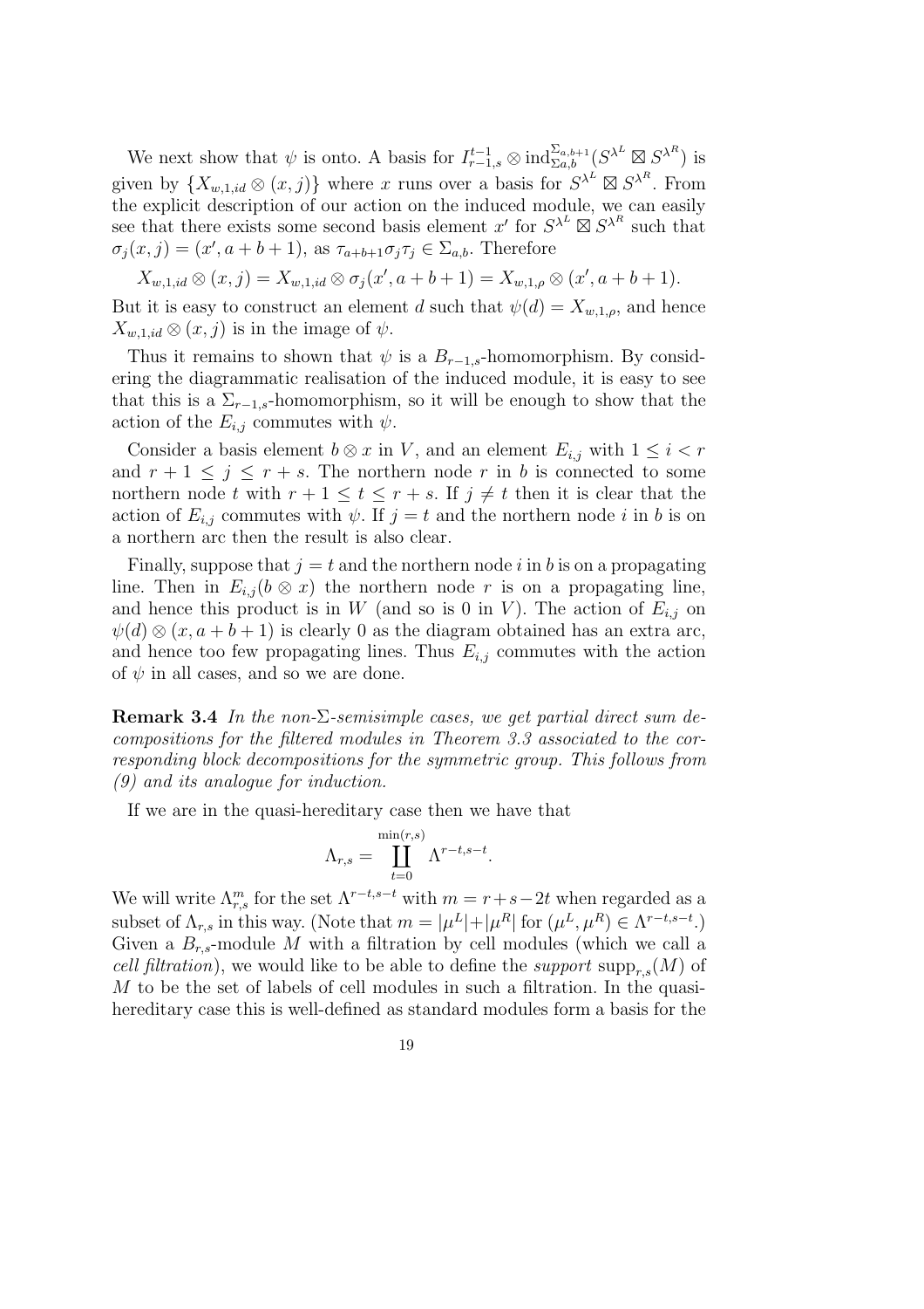We next show that $\psi$ is onto. A basis for $I^{t-1}_{r-1,s} \otimes \mathrm{ind}^{\Sigma_{a,b+1}}_{\Sigma_{a,b}}(S^{\lambda^L} \boxtimes S^{\lambda^R})$ is given by $\{X_{w,1,id} \otimes (x,j)\}$ where $x$ runs over a basis for $S^{\lambda^L} \boxtimes S^{\lambda^R}$. From the explicit description of our action on the induced module, we can easily see that there exists some second basis element $x'$ for $S^{\lambda^L} \boxtimes S^{\lambda^R}$ such that $\sigma_j(x,j) = (x', a+b+1)$, as $\tau_{a+b+1}\sigma_j\tau_j \in \Sigma_{a,b}$. Therefore

$$X_{w,1,id} \otimes (x,j) = X_{w,1,id} \otimes \sigma_j(x', a+b+1) = X_{w,1,\rho} \otimes (x', a+b+1).$$

But it is easy to construct an element $d$ such that $\psi(d) = X_{w,1,\rho}$, and hence $X_{w,1,id} \otimes (x,j)$ is in the image of $\psi$.

Thus it remains to shown that $\psi$ is a $B_{r-1,s}$-homomorphism. By considering the diagrammatic realisation of the induced module, it is easy to see that this is a $\Sigma_{r-1,s}$-homomorphism, so it will be enough to show that the action of the $E_{i,j}$ commutes with $\psi$.

Consider a basis element $b \otimes x$ in $V$, and an element $E_{i,j}$ with $1 \leq i < r$ and $r+1 \leq j \leq r+s$. The northern node $r$ in $b$ is connected to some northern node $t$ with $r+1 \leq t \leq r+s$. If $j \neq t$ then it is clear that the action of $E_{i,j}$ commutes with $\psi$. If $j = t$ and the northern node $i$ in $b$ is on a northern arc then the result is also clear.

Finally, suppose that $j = t$ and the northern node $i$ in $b$ is on a propagating line. Then in $E_{i,j}(b \otimes x)$ the northern node $r$ is on a propagating line, and hence this product is in $W$ (and so is 0 in $V$). The action of $E_{i,j}$ on $\psi(d) \otimes (x, a+b+1)$ is clearly 0 as the diagram obtained has an extra arc, and hence too few propagating lines. Thus $E_{i,j}$ commutes with the action of $\psi$ in all cases, and so we are done.

**Remark 3.4** *In the non-$\Sigma$-semisimple cases, we get partial direct sum decompositions for the filtered modules in Theorem 3.3 associated to the corresponding block decompositions for the symmetric group. This follows from (9) and its analogue for induction.*

If we are in the quasi-hereditary case then we have that

$$\Lambda_{r,s} = \coprod_{t=0}^{\min(r,s)} \Lambda^{r-t,s-t}.$$

We will write $\Lambda^m_{r,s}$ for the set $\Lambda^{r-t,s-t}$ with $m = r+s-2t$ when regarded as a subset of $\Lambda_{r,s}$ in this way. (Note that $m = |\mu^L|+|\mu^R|$ for $(\mu^L, \mu^R) \in \Lambda^{r-t,s-t}$.) Given a $B_{r,s}$-module $M$ with a filtration by cell modules (which we call a *cell filtration*), we would like to be able to define the *support* $\mathrm{supp}_{r,s}(M)$ of $M$ to be the set of labels of cell modules in such a filtration. In the quasi-hereditary case this is well-defined as standard modules form a basis for the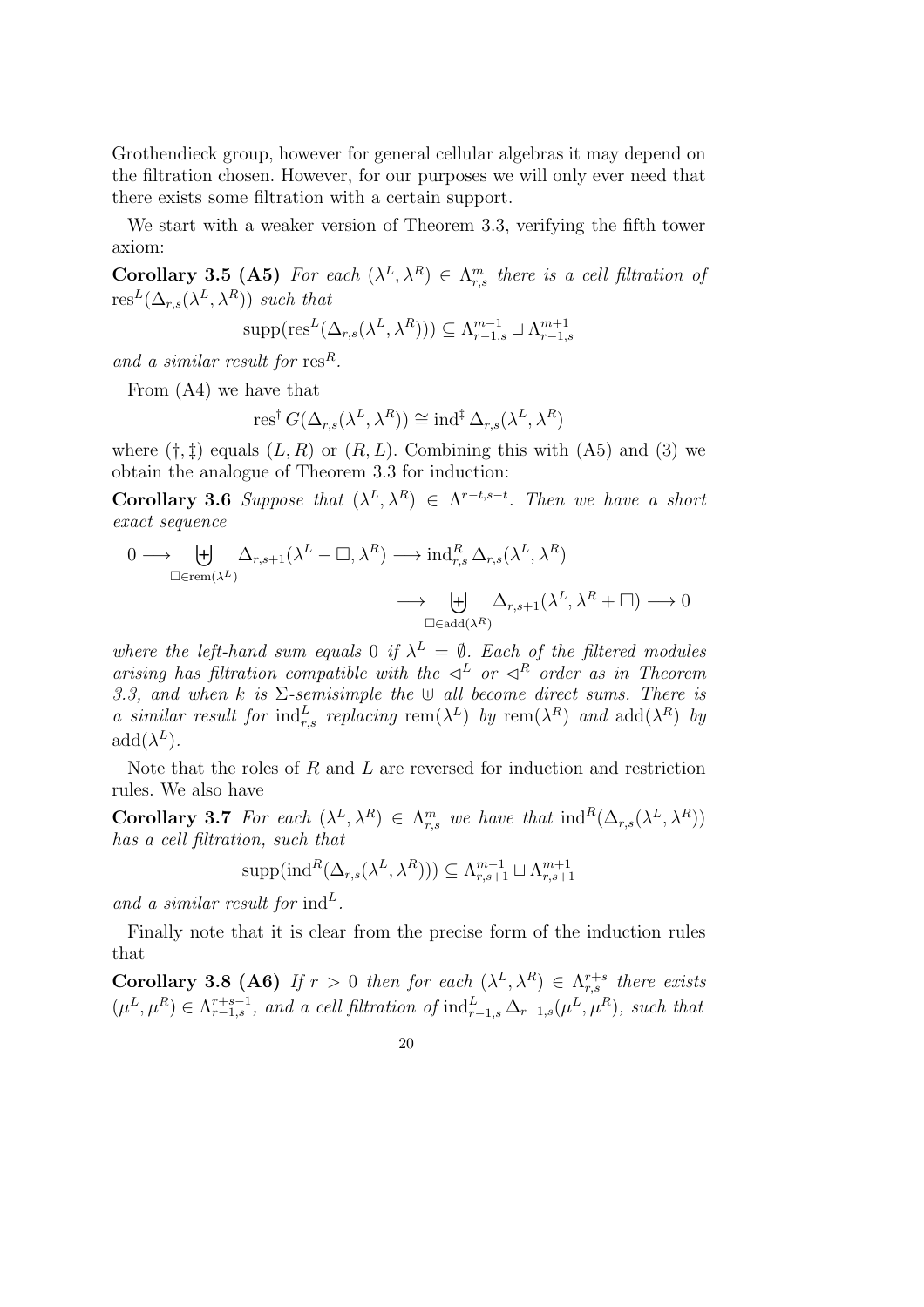Grothendieck group, however for general cellular algebras it may depend on the filtration chosen. However, for our purposes we will only ever need that there exists some filtration with a certain support.

We start with a weaker version of Theorem 3.3, verifying the fifth tower axiom:

**Corollary 3.5 (A5)** *For each $(\lambda^L, \lambda^R) \in \Lambda^m_{r,s}$ there is a cell filtration of $\mathrm{res}^L(\Delta_{r,s}(\lambda^L, \lambda^R))$ such that*

$$\mathrm{supp}(\mathrm{res}^L(\Delta_{r,s}(\lambda^L, \lambda^R))) \subseteq \Lambda^{m-1}_{r-1,s} \sqcup \Lambda^{m+1}_{r-1,s}$$

*and a similar result for $\mathrm{res}^R$.*

From (A4) we have that

$$\mathrm{res}^\dagger G(\Delta_{r,s}(\lambda^L, \lambda^R)) \cong \mathrm{ind}^\ddagger \Delta_{r,s}(\lambda^L, \lambda^R)$$

where $(\dagger, \ddagger)$ equals $(L, R)$ or $(R, L)$. Combining this with (A5) and (3) we obtain the analogue of Theorem 3.3 for induction:

**Corollary 3.6** *Suppose that $(\lambda^L, \lambda^R) \in \Lambda^{r-t,s-t}$. Then we have a short exact sequence*

$$0 \longrightarrow \biguplus_{\Box \in \mathrm{rem}(\lambda^L)} \Delta_{r,s+1}(\lambda^L - \Box, \lambda^R) \longrightarrow \mathrm{ind}^R_{r,s} \Delta_{r,s}(\lambda^L, \lambda^R)$$
$$\longrightarrow \biguplus_{\Box \in \mathrm{add}(\lambda^R)} \Delta_{r,s+1}(\lambda^L, \lambda^R + \Box) \longrightarrow 0$$

*where the left-hand sum equals 0 if $\lambda^L = \emptyset$. Each of the filtered modules arising has filtration compatible with the $\lhd^L$ or $\lhd^R$ order as in Theorem 3.3, and when $k$ is $\Sigma$-semisimple the $\uplus$ all become direct sums. There is a similar result for $\mathrm{ind}^L_{r,s}$ replacing $\mathrm{rem}(\lambda^L)$ by $\mathrm{rem}(\lambda^R)$ and $\mathrm{add}(\lambda^R)$ by $\mathrm{add}(\lambda^L)$.*

Note that the roles of $R$ and $L$ are reversed for induction and restriction rules. We also have

**Corollary 3.7** *For each $(\lambda^L, \lambda^R) \in \Lambda^m_{r,s}$ we have that $\mathrm{ind}^R(\Delta_{r,s}(\lambda^L, \lambda^R))$ has a cell filtration, such that*

$$\mathrm{supp}(\mathrm{ind}^R(\Delta_{r,s}(\lambda^L, \lambda^R))) \subseteq \Lambda^{m-1}_{r,s+1} \sqcup \Lambda^{m+1}_{r,s+1}$$

*and a similar result for $\mathrm{ind}^L$.*

Finally note that it is clear from the precise form of the induction rules that

**Corollary 3.8 (A6)** *If $r > 0$ then for each $(\lambda^L, \lambda^R) \in \Lambda^{r+s}_{r,s}$ there exists $(\mu^L, \mu^R) \in \Lambda^{r+s-1}_{r-1,s}$, and a cell filtration of $\mathrm{ind}^L_{r-1,s} \Delta_{r-1,s}(\mu^L, \mu^R)$, such that*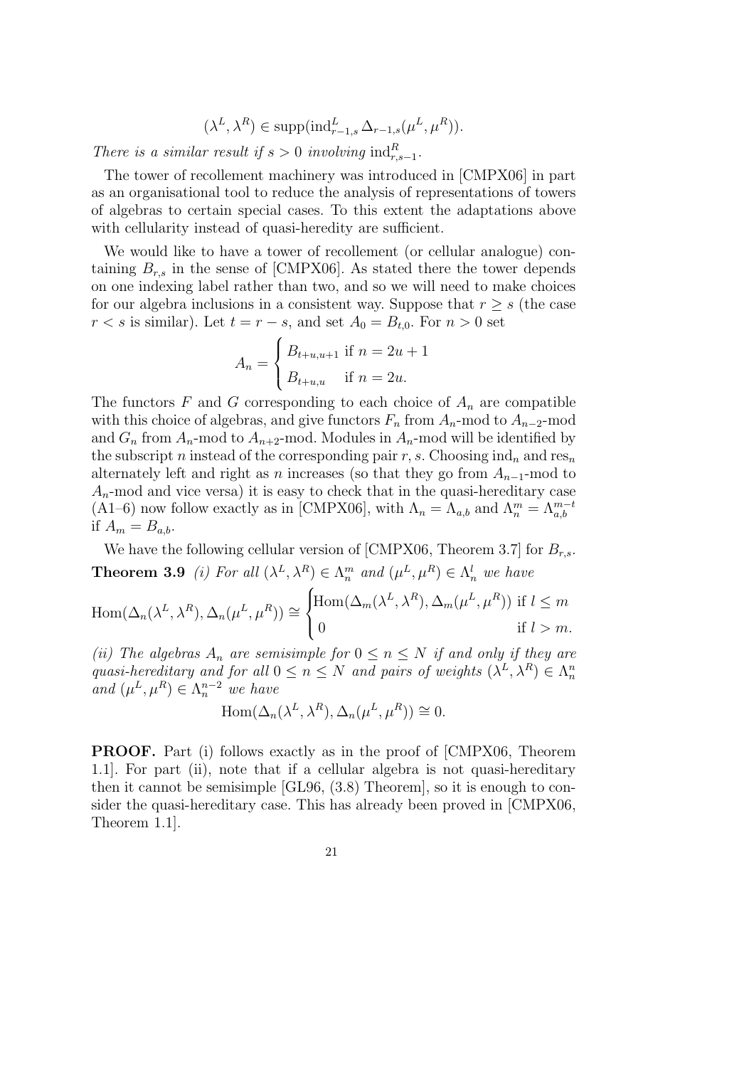$$(\lambda^L, \lambda^R) \in \mathrm{supp}(\mathrm{ind}^L_{r-1,s} \Delta_{r-1,s}(\mu^L, \mu^R)).$$

*There is a similar result if $s > 0$ involving* $\mathrm{ind}^R_{r,s-1}$.

The tower of recollement machinery was introduced in [CMPX06] in part as an organisational tool to reduce the analysis of representations of towers of algebras to certain special cases. To this extent the adaptations above with cellularity instead of quasi-heredity are sufficient.

We would like to have a tower of recollement (or cellular analogue) containing $B_{r,s}$ in the sense of [CMPX06]. As stated there the tower depends on one indexing label rather than two, and so we will need to make choices for our algebra inclusions in a consistent way. Suppose that $r \geq s$ (the case $r < s$ is similar). Let $t = r - s$, and set $A_0 = B_{t,0}$. For $n > 0$ set

$$A_n = \begin{cases} B_{t+u,u+1} & \text{if } n = 2u+1 \\ B_{t+u,u} & \text{if } n = 2u. \end{cases}$$

The functors $F$ and $G$ corresponding to each choice of $A_n$ are compatible with this choice of algebras, and give functors $F_n$ from $A_n$-mod to $A_{n-2}$-mod and $G_n$ from $A_n$-mod to $A_{n+2}$-mod. Modules in $A_n$-mod will be identified by the subscript $n$ instead of the corresponding pair $r, s$. Choosing $\mathrm{ind}_n$ and $\mathrm{res}_n$ alternately left and right as $n$ increases (so that they go from $A_{n-1}$-mod to $A_n$-mod and vice versa) it is easy to check that in the quasi-hereditary case (A1–6) now follow exactly as in [CMPX06], with $\Lambda_n = \Lambda_{a,b}$ and $\Lambda^m_n = \Lambda^{m-t}_{a,b}$ if $A_m = B_{a,b}$.

We have the following cellular version of [CMPX06, Theorem 3.7] for $B_{r,s}$.

**Theorem 3.9** *(i) For all $(\lambda^L, \lambda^R) \in \Lambda^m_n$ and $(\mu^L, \mu^R) \in \Lambda^l_n$ we have*

$$\mathrm{Hom}(\Delta_n(\lambda^L, \lambda^R), \Delta_n(\mu^L, \mu^R)) \cong \begin{cases} \mathrm{Hom}(\Delta_m(\lambda^L, \lambda^R), \Delta_m(\mu^L, \mu^R)) & \text{if } l \leq m \\ 0 & \text{if } l > m. \end{cases}$$

*(ii) The algebras $A_n$ are semisimple for $0 \leq n \leq N$ if and only if they are quasi-hereditary and for all $0 \leq n \leq N$ and pairs of weights $(\lambda^L, \lambda^R) \in \Lambda^n_n$ and $(\mu^L, \mu^R) \in \Lambda^{n-2}_n$ we have*

$$\mathrm{Hom}(\Delta_n(\lambda^L, \lambda^R), \Delta_n(\mu^L, \mu^R)) \cong 0.$$

**PROOF.** Part (i) follows exactly as in the proof of [CMPX06, Theorem 1.1]. For part (ii), note that if a cellular algebra is not quasi-hereditary then it cannot be semisimple [GL96, (3.8) Theorem], so it is enough to consider the quasi-hereditary case. This has already been proved in [CMPX06, Theorem 1.1].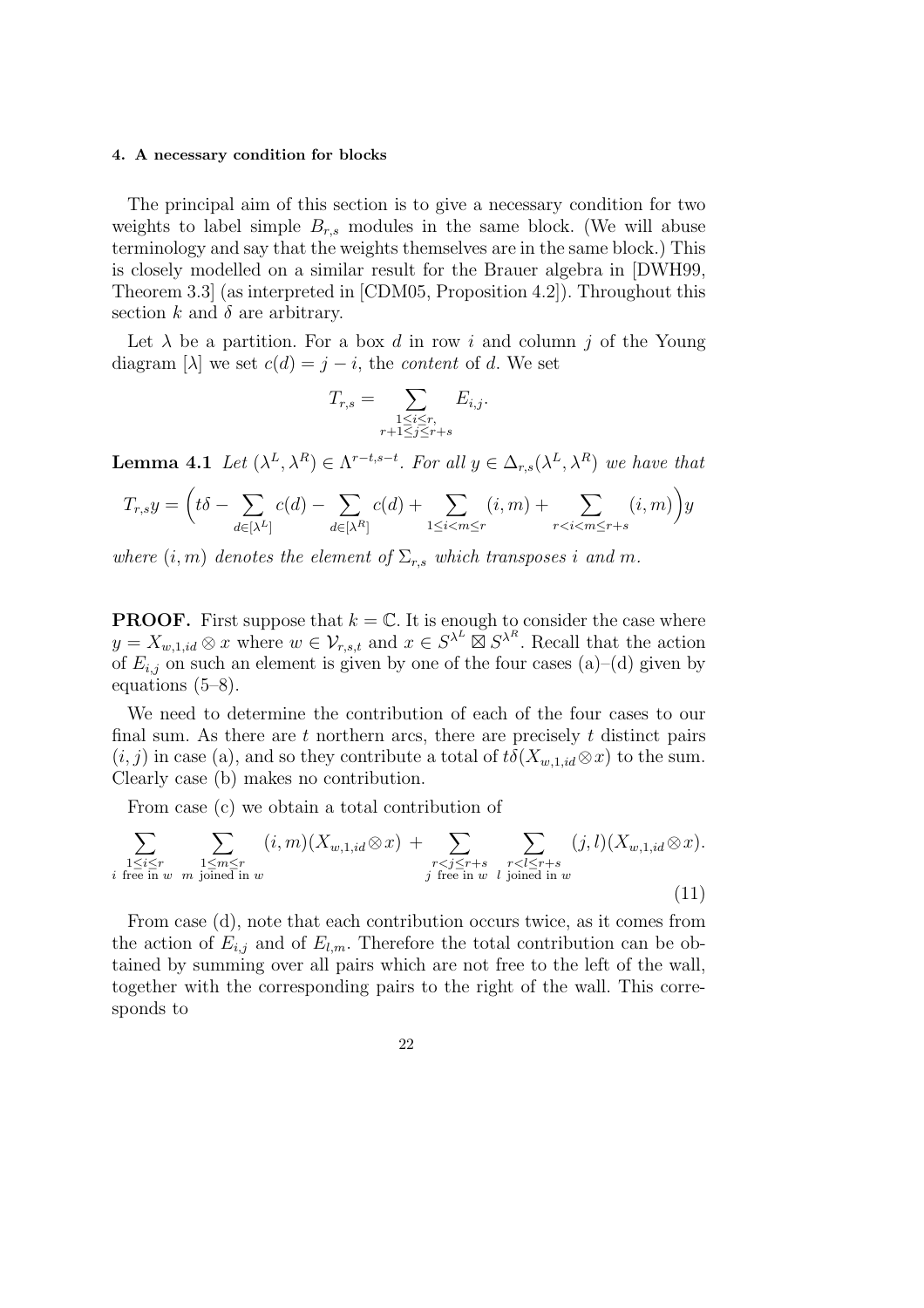#### 4. A necessary condition for blocks

The principal aim of this section is to give a necessary condition for two weights to label simple $B_{r,s}$ modules in the same block. (We will abuse terminology and say that the weights themselves are in the same block.) This is closely modelled on a similar result for the Brauer algebra in [DWH99, Theorem 3.3] (as interpreted in [CDM05, Proposition 4.2]). Throughout this section $k$ and $\delta$ are arbitrary.

Let $\lambda$ be a partition. For a box $d$ in row $i$ and column $j$ of the Young diagram $[\lambda]$ we set $c(d) = j - i$, the *content* of $d$. We set

$$T_{r,s} = \sum_{\substack{1 \leq i \leq r, \\ r+1 \leq j \leq r+s}} E_{i,j}.$$

**Lemma 4.1** *Let $(\lambda^L, \lambda^R) \in \Lambda^{r-t,s-t}$. For all $y \in \Delta_{r,s}(\lambda^L, \lambda^R)$ we have that*

$$T_{r,s}y = \Big(t\delta - \sum_{d \in [\lambda^L]} c(d) - \sum_{d \in [\lambda^R]} c(d) + \sum_{1 \leq i < m \leq r} (i,m) + \sum_{r < i < m \leq r+s} (i,m)\Big)y$$

*where $(i,m)$ denotes the element of $\Sigma_{r,s}$ which transposes $i$ and $m$.*

**PROOF.** First suppose that $k = \mathbb{C}$. It is enough to consider the case where $y = X_{w,1,id} \otimes x$ where $w \in \mathcal{V}_{r,s,t}$ and $x \in S^{\lambda^L} \boxtimes S^{\lambda^R}$. Recall that the action of $E_{i,j}$ on such an element is given by one of the four cases (a)–(d) given by equations (5–8).

We need to determine the contribution of each of the four cases to our final sum. As there are $t$ northern arcs, there are precisely $t$ distinct pairs $(i,j)$ in case (a), and so they contribute a total of $t\delta(X_{w,1,id} \otimes x)$ to the sum. Clearly case (b) makes no contribution.

From case (c) we obtain a total contribution of

$$\sum_{\substack{1 \leq i \leq r \\ i \text{ free in } w}} \sum_{\substack{1 \leq m \leq r \\ m \text{ joined in } w}} (i,m)(X_{w,1,id} \otimes x) \; + \sum_{\substack{r < j \leq r+s \\ j \text{ free in } w}} \sum_{\substack{r < l \leq r+s \\ l \text{ joined in } w}} (j,l)(X_{w,1,id} \otimes x). \tag{11}$$

From case (d), note that each contribution occurs twice, as it comes from the action of $E_{i,j}$ and of $E_{l,m}$. Therefore the total contribution can be obtained by summing over all pairs which are not free to the left of the wall, together with the corresponding pairs to the right of the wall. This corresponds to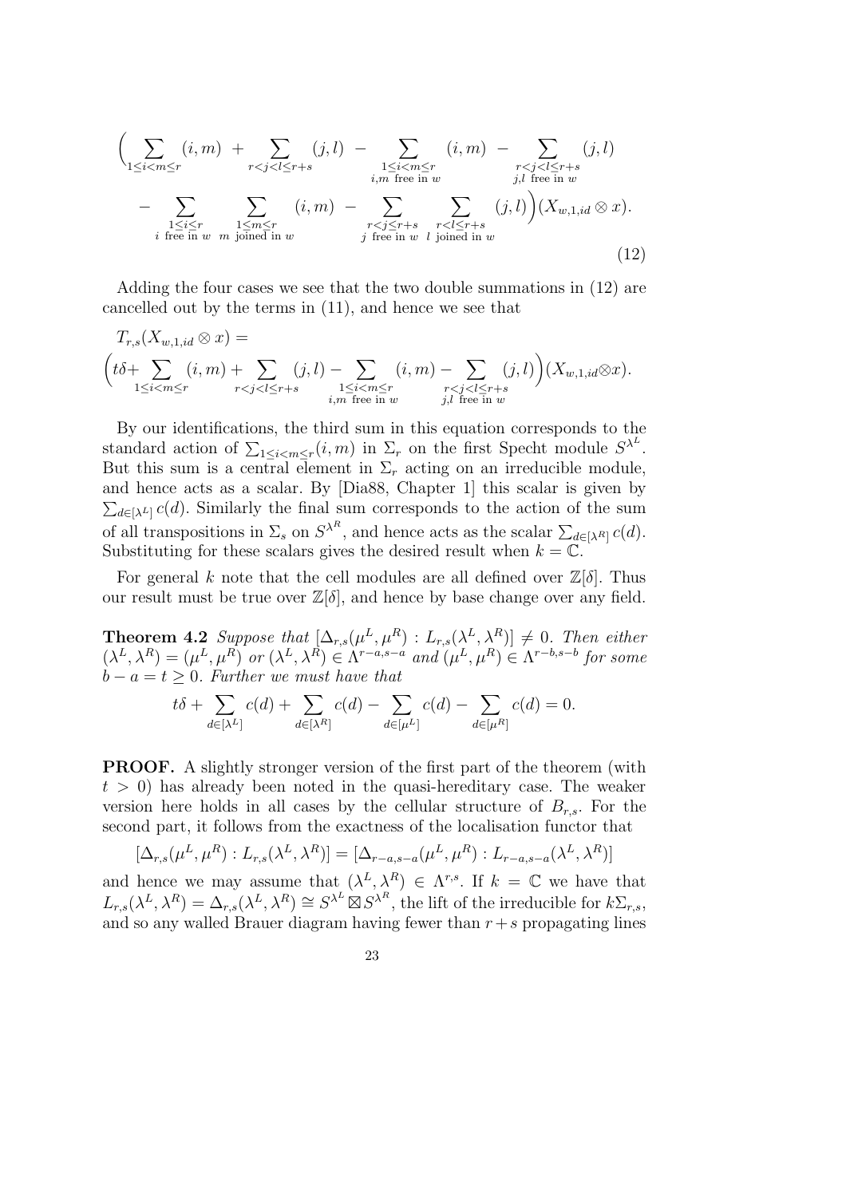$$\Big(\sum_{1\leq i<m\leq r}(i,m) \;+\; \sum_{r<j<l\leq r+s}(j,l) \;-\; \sum_{\substack{1\leq i<m\leq r\\ i,m \text{ free in } w}}(i,m) \;-\; \sum_{\substack{r<j<l\leq r+s\\ j,l \text{ free in } w}}(j,l)$$

$$- \sum_{\substack{1\leq i\leq r\\ i \text{ free in } w}} \; \sum_{\substack{1\leq m\leq r\\ m \text{ joined in } w}}(i,m) \;-\; \sum_{\substack{r<j\leq r+s\\ j \text{ free in } w}} \; \sum_{\substack{r<l\leq r+s\\ l \text{ joined in } w}}(j,l)\Big)(X_{w,1,id}\otimes x). \tag{12}$$

Adding the four cases we see that the two double summations in (12) are cancelled out by the terms in (11), and hence we see that

$$T_{r,s}(X_{w,1,id}\otimes x) =$$
$$\Big(t\delta + \sum_{1\leq i<m\leq r}(i,m) + \sum_{r<j<l\leq r+s}(j,l) - \sum_{\substack{1\leq i<m\leq r\\ i,m \text{ free in } w}}(i,m) - \sum_{\substack{r<j<l\leq r+s\\ j,l \text{ free in } w}}(j,l)\Big)(X_{w,1,id}\otimes x).$$

By our identifications, the third sum in this equation corresponds to the standard action of $\sum_{1\leq i<m\leq r}(i,m)$ in $\Sigma_r$ on the first Specht module $S^{\lambda^L}$. But this sum is a central element in $\Sigma_r$ acting on an irreducible module, and hence acts as a scalar. By [Dia88, Chapter 1] this scalar is given by $\sum_{d\in[\lambda^L]}c(d)$. Similarly the final sum corresponds to the action of the sum of all transpositions in $\Sigma_s$ on $S^{\lambda^R}$, and hence acts as the scalar $\sum_{d\in[\lambda^R]}c(d)$. Substituting for these scalars gives the desired result when $k=\mathbb{C}$.

For general $k$ note that the cell modules are all defined over $\mathbb{Z}[\delta]$. Thus our result must be true over $\mathbb{Z}[\delta]$, and hence by base change over any field.

**Theorem 4.2** *Suppose that $[\Delta_{r,s}(\mu^L,\mu^R) : L_{r,s}(\lambda^L,\lambda^R)]\neq 0$. Then either $(\lambda^L,\lambda^R)=(\mu^L,\mu^R)$ or $(\lambda^L,\lambda^R)\in\Lambda^{r-a,s-a}$ and $(\mu^L,\mu^R)\in\Lambda^{r-b,s-b}$ for some $b-a=t\geq 0$. Further we must have that*

$$t\delta + \sum_{d\in[\lambda^L]}c(d) + \sum_{d\in[\lambda^R]}c(d) - \sum_{d\in[\mu^L]}c(d) - \sum_{d\in[\mu^R]}c(d) = 0.$$

**PROOF.** A slightly stronger version of the first part of the theorem (with $t>0$) has already been noted in the quasi-hereditary case. The weaker version here holds in all cases by the cellular structure of $B_{r,s}$. For the second part, it follows from the exactness of the localisation functor that

$$[\Delta_{r,s}(\mu^L,\mu^R) : L_{r,s}(\lambda^L,\lambda^R)] = [\Delta_{r-a,s-a}(\mu^L,\mu^R) : L_{r-a,s-a}(\lambda^L,\lambda^R)]$$

and hence we may assume that $(\lambda^L,\lambda^R)\in\Lambda^{r,s}$. If $k=\mathbb{C}$ we have that $L_{r,s}(\lambda^L,\lambda^R)=\Delta_{r,s}(\lambda^L,\lambda^R)\cong S^{\lambda^L}\boxtimes S^{\lambda^R}$, the lift of the irreducible for $k\Sigma_{r,s}$, and so any walled Brauer diagram having fewer than $r+s$ propagating lines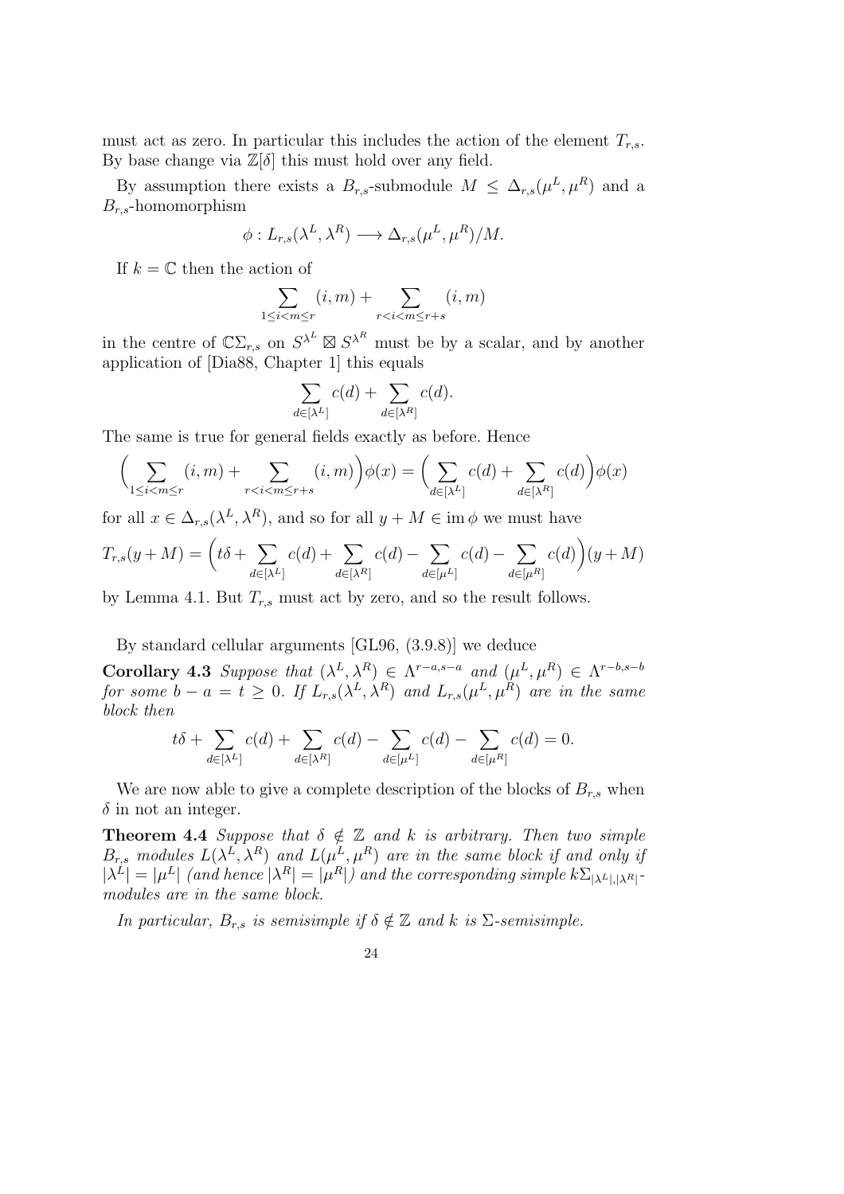must act as zero. In particular this includes the action of the element $T_{r,s}$. By base change via $\mathbb{Z}[\delta]$ this must hold over any field.

By assumption there exists a $B_{r,s}$-submodule $M \leq \Delta_{r,s}(\mu^L, \mu^R)$ and a $B_{r,s}$-homomorphism

$$\phi : L_{r,s}(\lambda^L, \lambda^R) \longrightarrow \Delta_{r,s}(\mu^L, \mu^R)/M.$$

If $k = \mathbb{C}$ then the action of

$$\sum_{1 \leq i < m \leq r} (i, m) + \sum_{r < i < m \leq r+s} (i, m)$$

in the centre of $\mathbb{C}\Sigma_{r,s}$ on $S^{\lambda^L} \boxtimes S^{\lambda^R}$ must be by a scalar, and by another application of [Dia88, Chapter 1] this equals

$$\sum_{d \in [\lambda^L]} c(d) + \sum_{d \in [\lambda^R]} c(d).$$

The same is true for general fields exactly as before. Hence

$$\Big( \sum_{1 \leq i < m \leq r} (i, m) + \sum_{r < i < m \leq r+s} (i, m) \Big) \phi(x) = \Big( \sum_{d \in [\lambda^L]} c(d) + \sum_{d \in [\lambda^R]} c(d) \Big) \phi(x)$$

for all $x \in \Delta_{r,s}(\lambda^L, \lambda^R)$, and so for all $y + M \in \operatorname{im} \phi$ we must have

$$T_{r,s}(y + M) = \Big( t\delta + \sum_{d \in [\lambda^L]} c(d) + \sum_{d \in [\lambda^R]} c(d) - \sum_{d \in [\mu^L]} c(d) - \sum_{d \in [\mu^R]} c(d) \Big)(y + M)$$

by Lemma 4.1. But $T_{r,s}$ must act by zero, and so the result follows.

By standard cellular arguments [GL96, (3.9.8)] we deduce

**Corollary 4.3** *Suppose that $(\lambda^L, \lambda^R) \in \Lambda^{r-a,s-a}$ and $(\mu^L, \mu^R) \in \Lambda^{r-b,s-b}$ for some $b - a = t \geq 0$. If $L_{r,s}(\lambda^L, \lambda^R)$ and $L_{r,s}(\mu^L, \mu^R)$ are in the same block then*

$$t\delta + \sum_{d \in [\lambda^L]} c(d) + \sum_{d \in [\lambda^R]} c(d) - \sum_{d \in [\mu^L]} c(d) - \sum_{d \in [\mu^R]} c(d) = 0.$$

We are now able to give a complete description of the blocks of $B_{r,s}$ when $\delta$ in not an integer.

**Theorem 4.4** *Suppose that $\delta \notin \mathbb{Z}$ and $k$ is arbitrary. Then two simple $B_{r,s}$ modules $L(\lambda^L, \lambda^R)$ and $L(\mu^L, \mu^R)$ are in the same block if and only if $|\lambda^L| = |\mu^L|$ (and hence $|\lambda^R| = |\mu^R|$) and the corresponding simple $k\Sigma_{|\lambda^L|,|\lambda^R|}$-modules are in the same block.*

*In particular, $B_{r,s}$ is semisimple if $\delta \notin \mathbb{Z}$ and $k$ is $\Sigma$-semisimple.*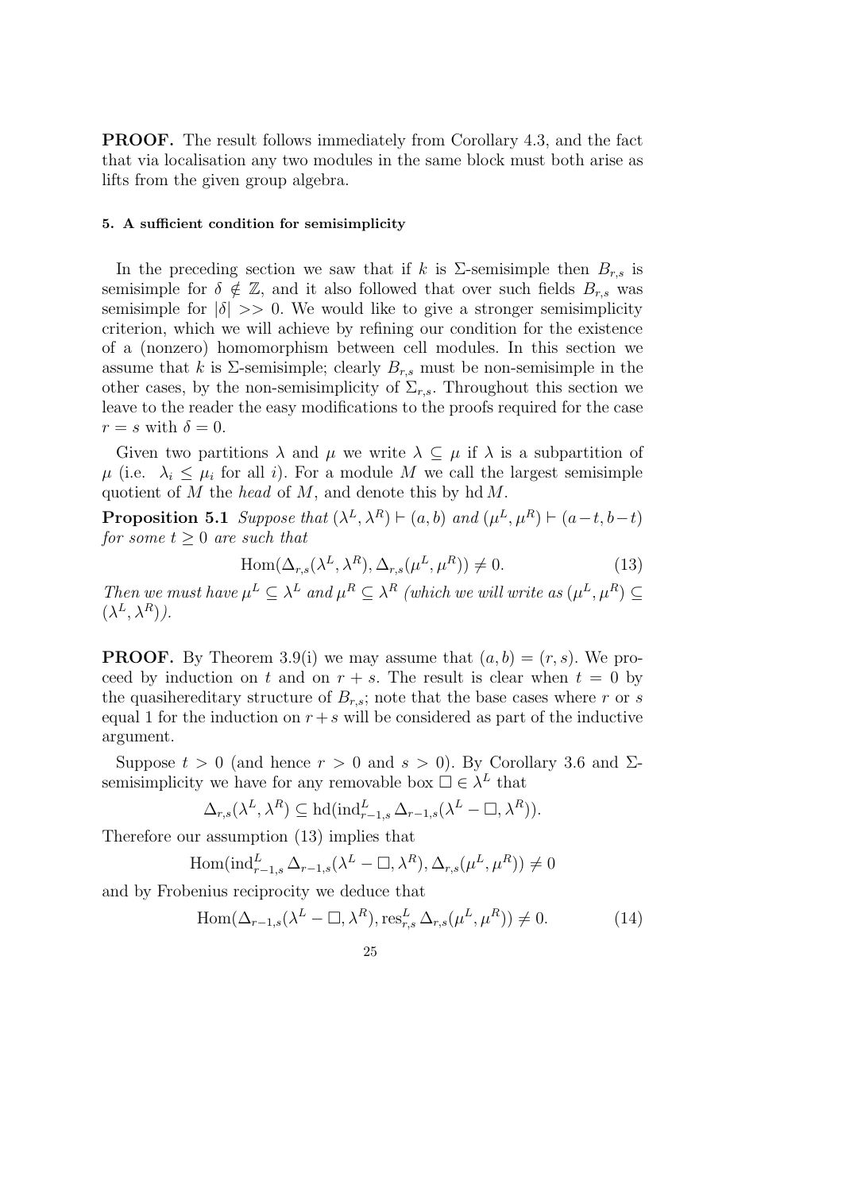**PROOF.** The result follows immediately from Corollary 4.3, and the fact that via localisation any two modules in the same block must both arise as lifts from the given group algebra.

#### 5. A sufficient condition for semisimplicity

In the preceding section we saw that if $k$ is $\Sigma$-semisimple then $B_{r,s}$ is semisimple for $\delta \notin \mathbb{Z}$, and it also followed that over such fields $B_{r,s}$ was semisimple for $|\delta| >> 0$. We would like to give a stronger semisimplicity criterion, which we will achieve by refining our condition for the existence of a (nonzero) homomorphism between cell modules. In this section we assume that $k$ is $\Sigma$-semisimple; clearly $B_{r,s}$ must be non-semisimple in the other cases, by the non-semisimplicity of $\Sigma_{r,s}$. Throughout this section we leave to the reader the easy modifications to the proofs required for the case $r = s$ with $\delta = 0$.

Given two partitions $\lambda$ and $\mu$ we write $\lambda \subseteq \mu$ if $\lambda$ is a subpartition of $\mu$ (i.e. $\lambda_i \leq \mu_i$ for all $i$). For a module $M$ we call the largest semisimple quotient of $M$ the *head* of $M$, and denote this by $\operatorname{hd} M$.

**Proposition 5.1** *Suppose that $(\lambda^L, \lambda^R) \vdash (a, b)$ and $(\mu^L, \mu^R) \vdash (a-t, b-t)$ for some $t \geq 0$ are such that*

$$\operatorname{Hom}(\Delta_{r,s}(\lambda^L, \lambda^R), \Delta_{r,s}(\mu^L, \mu^R)) \neq 0. \tag{13}$$

*Then we must have $\mu^L \subseteq \lambda^L$ and $\mu^R \subseteq \lambda^R$ (which we will write as $(\mu^L, \mu^R) \subseteq (\lambda^L, \lambda^R)$).*

**PROOF.** By Theorem 3.9(i) we may assume that $(a, b) = (r, s)$. We proceed by induction on $t$ and on $r + s$. The result is clear when $t = 0$ by the quasihereditary structure of $B_{r,s}$; note that the base cases where $r$ or $s$ equal 1 for the induction on $r + s$ will be considered as part of the inductive argument.

Suppose $t > 0$ (and hence $r > 0$ and $s > 0$). By Corollary 3.6 and $\Sigma$-semisimplicity we have for any removable box $\square \in \lambda^L$ that

$$\Delta_{r,s}(\lambda^L, \lambda^R) \subseteq \operatorname{hd}(\operatorname{ind}^L_{r-1,s} \Delta_{r-1,s}(\lambda^L - \square, \lambda^R)).$$

Therefore our assumption (13) implies that

$$\operatorname{Hom}(\operatorname{ind}^L_{r-1,s} \Delta_{r-1,s}(\lambda^L - \square, \lambda^R), \Delta_{r,s}(\mu^L, \mu^R)) \neq 0$$

and by Frobenius reciprocity we deduce that

$$\operatorname{Hom}(\Delta_{r-1,s}(\lambda^L - \square, \lambda^R), \operatorname{res}^L_{r,s} \Delta_{r,s}(\mu^L, \mu^R)) \neq 0. \tag{14}$$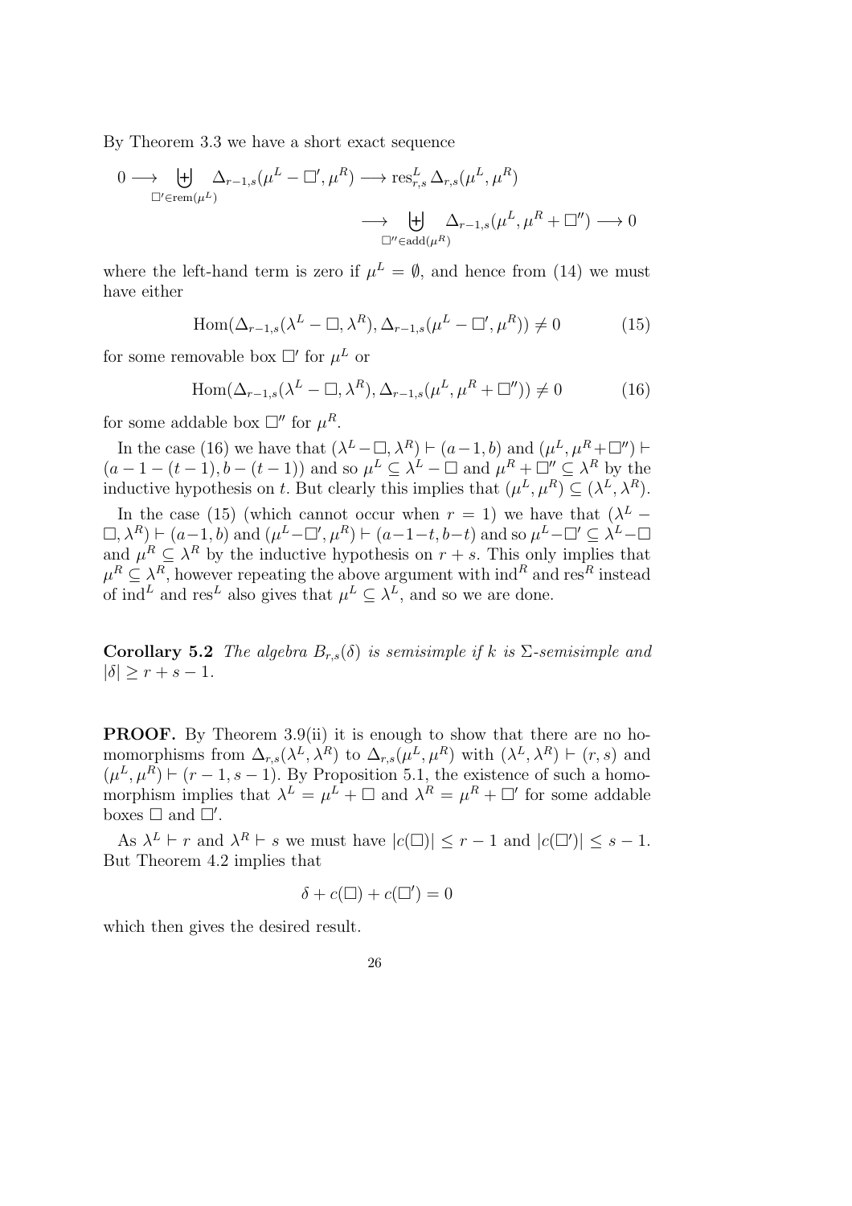By Theorem 3.3 we have a short exact sequence

$$0 \longrightarrow \biguplus_{\square' \in \mathrm{rem}(\mu^L)} \Delta_{r-1,s}(\mu^L - \square', \mu^R) \longrightarrow \mathrm{res}^L_{r,s} \Delta_{r,s}(\mu^L, \mu^R) \longrightarrow \biguplus_{\square'' \in \mathrm{add}(\mu^R)} \Delta_{r-1,s}(\mu^L, \mu^R + \square'') \longrightarrow 0$$

where the left-hand term is zero if $\mu^L = \emptyset$, and hence from (14) we must have either

$$\mathrm{Hom}(\Delta_{r-1,s}(\lambda^L - \square, \lambda^R), \Delta_{r-1,s}(\mu^L - \square', \mu^R)) \neq 0 \tag{15}$$

for some removable box $\square'$ for $\mu^L$ or

$$\mathrm{Hom}(\Delta_{r-1,s}(\lambda^L - \square, \lambda^R), \Delta_{r-1,s}(\mu^L, \mu^R + \square'')) \neq 0 \tag{16}$$

for some addable box $\square''$ for $\mu^R$.

In the case (16) we have that $(\lambda^L - \square, \lambda^R) \vdash (a-1, b)$ and $(\mu^L, \mu^R + \square'') \vdash (a-1-(t-1), b-(t-1))$ and so $\mu^L \subseteq \lambda^L - \square$ and $\mu^R + \square'' \subseteq \lambda^R$ by the inductive hypothesis on $t$. But clearly this implies that $(\mu^L, \mu^R) \subseteq (\lambda^L, \lambda^R)$.

In the case (15) (which cannot occur when $r = 1$) we have that $(\lambda^L - \square, \lambda^R) \vdash (a-1, b)$ and $(\mu^L - \square', \mu^R) \vdash (a-1-t, b-t)$ and so $\mu^L - \square' \subseteq \lambda^L - \square$ and $\mu^R \subseteq \lambda^R$ by the inductive hypothesis on $r + s$. This only implies that $\mu^R \subseteq \lambda^R$, however repeating the above argument with $\mathrm{ind}^R$ and $\mathrm{res}^R$ instead of $\mathrm{ind}^L$ and $\mathrm{res}^L$ also gives that $\mu^L \subseteq \lambda^L$, and so we are done.

**Corollary 5.2** *The algebra $B_{r,s}(\delta)$ is semisimple if $k$ is $\Sigma$-semisimple and $|\delta| \geq r + s - 1$.*

**PROOF.** By Theorem 3.9(ii) it is enough to show that there are no homomorphisms from $\Delta_{r,s}(\lambda^L, \lambda^R)$ to $\Delta_{r,s}(\mu^L, \mu^R)$ with $(\lambda^L, \lambda^R) \vdash (r, s)$ and $(\mu^L, \mu^R) \vdash (r-1, s-1)$. By Proposition 5.1, the existence of such a homomorphism implies that $\lambda^L = \mu^L + \square$ and $\lambda^R = \mu^R + \square'$ for some addable boxes $\square$ and $\square'$.

As $\lambda^L \vdash r$ and $\lambda^R \vdash s$ we must have $|c(\square)| \leq r - 1$ and $|c(\square')| \leq s - 1$. But Theorem 4.2 implies that

$$\delta + c(\square) + c(\square') = 0$$

which then gives the desired result.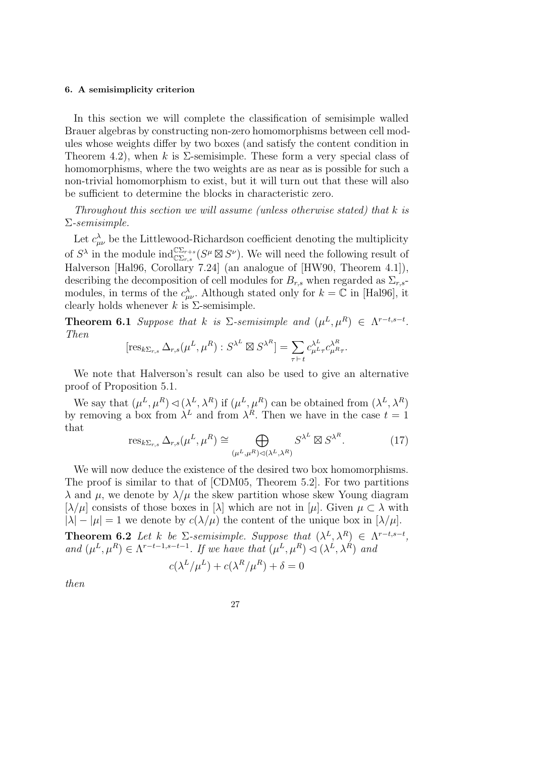#### 6. A semisimplicity criterion

In this section we will complete the classification of semisimple walled Brauer algebras by constructing non-zero homomorphisms between cell modules whose weights differ by two boxes (and satisfy the content condition in Theorem 4.2), when $k$ is $\Sigma$-semisimple. These form a very special class of homomorphisms, where the two weights are as near as is possible for such a non-trivial homomorphism to exist, but it will turn out that these will also be sufficient to determine the blocks in characteristic zero.

*Throughout this section we will assume (unless otherwise stated) that $k$ is $\Sigma$-semisimple.*

Let $c^{\lambda}_{\mu\nu}$ be the Littlewood-Richardson coefficient denoting the multiplicity of $S^{\lambda}$ in the module $\mathrm{ind}^{\mathbb{C}\Sigma_{r+s}}_{\mathbb{C}\Sigma_{r,s}}(S^{\mu}\boxtimes S^{\nu})$. We will need the following result of Halverson [Hal96, Corollary 7.24] (an analogue of [HW90, Theorem 4.1]), describing the decomposition of cell modules for $B_{r,s}$ when regarded as $\Sigma_{r,s}$-modules, in terms of the $c^{\lambda}_{\mu\nu}$. Although stated only for $k=\mathbb{C}$ in [Hal96], it clearly holds whenever $k$ is $\Sigma$-semisimple.

**Theorem 6.1** *Suppose that $k$ is $\Sigma$-semisimple and $(\mu^L,\mu^R)\in\Lambda^{r-t,s-t}$. Then*

$$[\mathrm{res}_{k\Sigma_{r,s}}\Delta_{r,s}(\mu^L,\mu^R):S^{\lambda^L}\boxtimes S^{\lambda^R}]=\sum_{\tau\vdash t}c^{\lambda^L}_{\mu^L\tau}c^{\lambda^R}_{\mu^R\tau}.$$

We note that Halverson's result can also be used to give an alternative proof of Proposition 5.1.

We say that $(\mu^L,\mu^R)\lhd(\lambda^L,\lambda^R)$ if $(\mu^L,\mu^R)$ can be obtained from $(\lambda^L,\lambda^R)$ by removing a box from $\lambda^L$ and from $\lambda^R$. Then we have in the case $t=1$ that

$$\mathrm{res}_{k\Sigma_{r,s}}\Delta_{r,s}(\mu^L,\mu^R)\cong\bigoplus_{(\mu^L,\mu^R)\lhd(\lambda^L,\lambda^R)}S^{\lambda^L}\boxtimes S^{\lambda^R}. \tag{17}$$

We will now deduce the existence of the desired two box homomorphisms. The proof is similar to that of [CDM05, Theorem 5.2]. For two partitions $\lambda$ and $\mu$, we denote by $\lambda/\mu$ the skew partition whose skew Young diagram $[\lambda/\mu]$ consists of those boxes in $[\lambda]$ which are not in $[\mu]$. Given $\mu\subset\lambda$ with $|\lambda|-|\mu|=1$ we denote by $c(\lambda/\mu)$ the content of the unique box in $[\lambda/\mu]$.

**Theorem 6.2** *Let $k$ be $\Sigma$-semisimple. Suppose that $(\lambda^L,\lambda^R)\in\Lambda^{r-t,s-t}$, and $(\mu^L,\mu^R)\in\Lambda^{r-t-1,s-t-1}$. If we have that $(\mu^L,\mu^R)\lhd(\lambda^L,\lambda^R)$ and*

$$c(\lambda^L/\mu^L)+c(\lambda^R/\mu^R)+\delta=0$$

*then*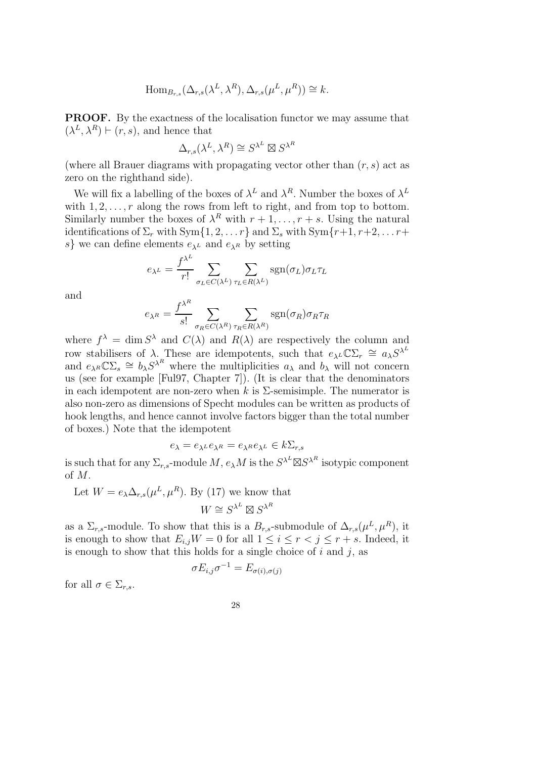$$\mathrm{Hom}_{B_{r,s}}(\Delta_{r,s}(\lambda^L,\lambda^R),\Delta_{r,s}(\mu^L,\mu^R))\cong k.$$

**PROOF.** By the exactness of the localisation functor we may assume that $(\lambda^L,\lambda^R)\vdash(r,s)$, and hence that

$$\Delta_{r,s}(\lambda^L,\lambda^R)\cong S^{\lambda^L}\boxtimes S^{\lambda^R}$$

(where all Brauer diagrams with propagating vector other than $(r,s)$ act as zero on the righthand side).

We will fix a labelling of the boxes of $\lambda^L$ and $\lambda^R$. Number the boxes of $\lambda^L$ with $1,2,\ldots,r$ along the rows from left to right, and from top to bottom. Similarly number the boxes of $\lambda^R$ with $r+1,\ldots,r+s$. Using the natural identifications of $\Sigma_r$ with $\mathrm{Sym}\{1,2,\ldots r\}$ and $\Sigma_s$ with $\mathrm{Sym}\{r+1,r+2,\ldots r+s\}$ we can define elements $e_{\lambda^L}$ and $e_{\lambda^R}$ by setting

$$e_{\lambda^L}=\frac{f^{\lambda^L}}{r!}\sum_{\sigma_L\in C(\lambda^L)}\sum_{\tau_L\in R(\lambda^L)}\mathrm{sgn}(\sigma_L)\sigma_L\tau_L$$

and

$$e_{\lambda^R}=\frac{f^{\lambda^R}}{s!}\sum_{\sigma_R\in C(\lambda^R)}\sum_{\tau_R\in R(\lambda^R)}\mathrm{sgn}(\sigma_R)\sigma_R\tau_R$$

where $f^\lambda=\dim S^\lambda$ and $C(\lambda)$ and $R(\lambda)$ are respectively the column and row stabilisers of $\lambda$. These are idempotents, such that $e_{\lambda^L}\mathbb{C}\Sigma_r\cong a_\lambda S^{\lambda^L}$ and $e_{\lambda^R}\mathbb{C}\Sigma_s\cong b_\lambda S^{\lambda^R}$ where the multiplicities $a_\lambda$ and $b_\lambda$ will not concern us (see for example [Ful97, Chapter 7]). (It is clear that the denominators in each idempotent are non-zero when $k$ is $\Sigma$-semisimple. The numerator is also non-zero as dimensions of Specht modules can be written as products of hook lengths, and hence cannot involve factors bigger than the total number of boxes.) Note that the idempotent

$$e_\lambda=e_{\lambda^L}e_{\lambda^R}=e_{\lambda^R}e_{\lambda^L}\in k\Sigma_{r,s}$$

is such that for any $\Sigma_{r,s}$-module $M$, $e_\lambda M$ is the $S^{\lambda^L}\boxtimes S^{\lambda^R}$ isotypic component of $M$.

Let $W=e_\lambda\Delta_{r,s}(\mu^L,\mu^R)$. By (17) we know that

$$W\cong S^{\lambda^L}\boxtimes S^{\lambda^R}$$

as a $\Sigma_{r,s}$-module. To show that this is a $B_{r,s}$-submodule of $\Delta_{r,s}(\mu^L,\mu^R)$, it is enough to show that $E_{i,j}W=0$ for all $1\le i\le r<j\le r+s$. Indeed, it is enough to show that this holds for a single choice of $i$ and $j$, as

$$\sigma E_{i,j}\sigma^{-1}=E_{\sigma(i),\sigma(j)}$$

for all $\sigma\in\Sigma_{r,s}$.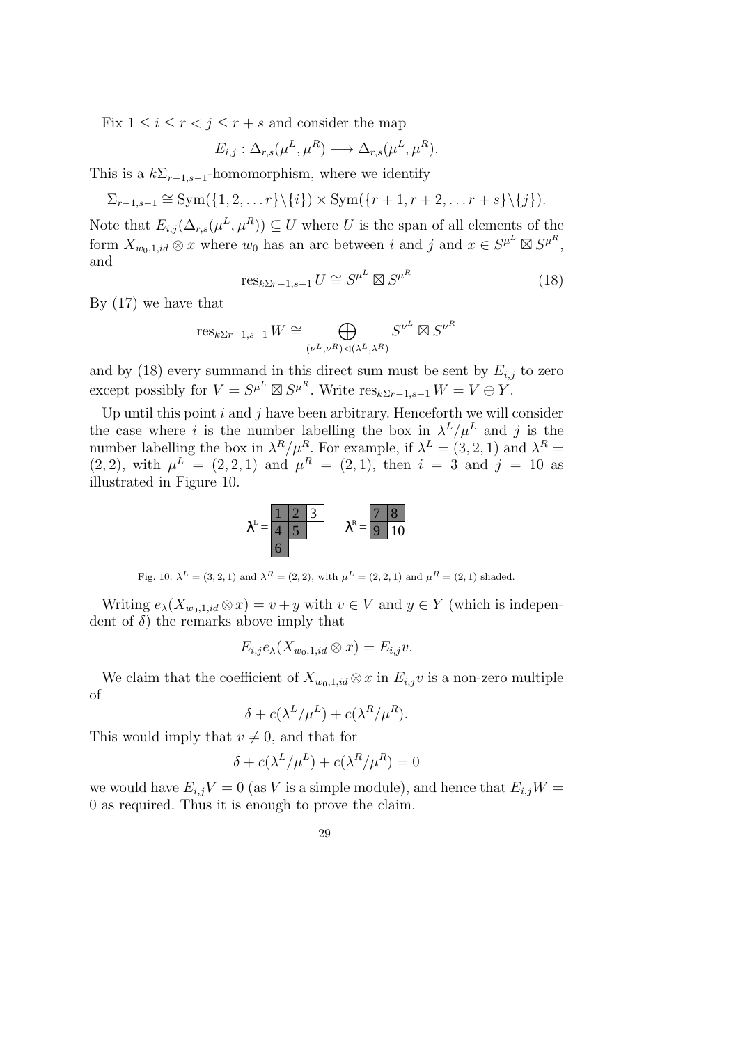Fix $1 \leq i \leq r < j \leq r+s$ and consider the map

$$E_{i,j} : \Delta_{r,s}(\mu^L, \mu^R) \longrightarrow \Delta_{r,s}(\mu^L, \mu^R).$$

This is a $k\Sigma_{r-1,s-1}$-homomorphism, where we identify

$$\Sigma_{r-1,s-1} \cong \mathrm{Sym}(\{1, 2, \ldots r\} \backslash \{i\}) \times \mathrm{Sym}(\{r+1, r+2, \ldots r+s\} \backslash \{j\}).$$

Note that $E_{i,j}(\Delta_{r,s}(\mu^L, \mu^R)) \subseteq U$ where $U$ is the span of all elements of the form $X_{w_0,1,id} \otimes x$ where $w_0$ has an arc between $i$ and $j$ and $x \in S^{\mu^L} \boxtimes S^{\mu^R}$, and

$$\mathrm{res}_{k\Sigma r-1,s-1} U \cong S^{\mu^L} \boxtimes S^{\mu^R} \tag{18}$$

By (17) we have that

$$\mathrm{res}_{k\Sigma r-1,s-1} W \cong \bigoplus_{(\nu^L, \nu^R) \lhd (\lambda^L, \lambda^R)} S^{\nu^L} \boxtimes S^{\nu^R}$$

and by (18) every summand in this direct sum must be sent by $E_{i,j}$ to zero except possibly for $V = S^{\mu^L} \boxtimes S^{\mu^R}$. Write $\mathrm{res}_{k\Sigma r-1,s-1} W = V \oplus Y$.

Up until this point $i$ and $j$ have been arbitrary. Henceforth we will consider the case where $i$ is the number labelling the box in $\lambda^L/\mu^L$ and $j$ is the number labelling the box in $\lambda^R/\mu^R$. For example, if $\lambda^L = (3, 2, 1)$ and $\lambda^R = (2, 2)$, with $\mu^L = (2, 2, 1)$ and $\mu^R = (2, 1)$, then $i = 3$ and $j = 10$ as illustrated in Figure 10.

Fig. 10. $\lambda^L = (3, 2, 1)$ and $\lambda^R = (2, 2)$, with $\mu^L = (2, 2, 1)$ and $\mu^R = (2, 1)$ shaded.

Writing $e_\lambda(X_{w_0,1,id} \otimes x) = v + y$ with $v \in V$ and $y \in Y$ (which is independent of $\delta$) the remarks above imply that

$$E_{i,j} e_\lambda(X_{w_0,1,id} \otimes x) = E_{i,j} v.$$

We claim that the coefficient of $X_{w_0,1,id} \otimes x$ in $E_{i,j} v$ is a non-zero multiple of

$$\delta + c(\lambda^L/\mu^L) + c(\lambda^R/\mu^R).$$

This would imply that $v \neq 0$, and that for

$$\delta + c(\lambda^L/\mu^L) + c(\lambda^R/\mu^R) = 0$$

we would have $E_{i,j} V = 0$ (as $V$ is a simple module), and hence that $E_{i,j} W = 0$ as required. Thus it is enough to prove the claim.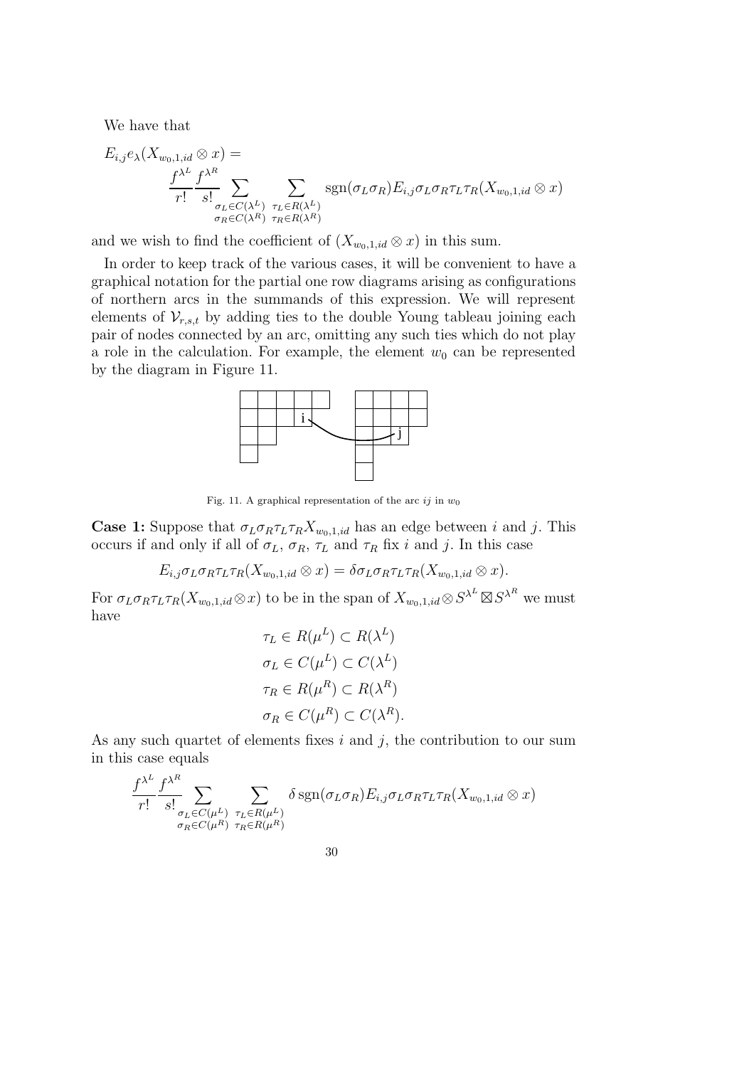We have that

$$E_{i,j}e_\lambda(X_{w_0,1,id}\otimes x) = \frac{f^{\lambda^L}}{r!}\frac{f^{\lambda^R}}{s!}\sum_{\substack{\sigma_L\in C(\lambda^L)\\ \sigma_R\in C(\lambda^R)}}\sum_{\substack{\tau_L\in R(\lambda^L)\\ \tau_R\in R(\lambda^R)}} \mathrm{sgn}(\sigma_L\sigma_R)E_{i,j}\sigma_L\sigma_R\tau_L\tau_R(X_{w_0,1,id}\otimes x)$$

and we wish to find the coefficient of $(X_{w_0,1,id}\otimes x)$ in this sum.

In order to keep track of the various cases, it will be convenient to have a graphical notation for the partial one row diagrams arising as configurations of northern arcs in the summands of this expression. We will represent elements of $\mathcal{V}_{r,s,t}$ by adding ties to the double Young tableau joining each pair of nodes connected by an arc, omitting any such ties which do not play a role in the calculation. For example, the element $w_0$ can be represented by the diagram in Figure 11.

Fig. 11. A graphical representation of the arc $ij$ in $w_0$

**Case 1:** Suppose that $\sigma_L\sigma_R\tau_L\tau_R X_{w_0,1,id}$ has an edge between $i$ and $j$. This occurs if and only if all of $\sigma_L$, $\sigma_R$, $\tau_L$ and $\tau_R$ fix $i$ and $j$. In this case

$$E_{i,j}\sigma_L\sigma_R\tau_L\tau_R(X_{w_0,1,id}\otimes x) = \delta\sigma_L\sigma_R\tau_L\tau_R(X_{w_0,1,id}\otimes x).$$

For $\sigma_L\sigma_R\tau_L\tau_R(X_{w_0,1,id}\otimes x)$ to be in the span of $X_{w_0,1,id}\otimes S^{\lambda^L}\boxtimes S^{\lambda^R}$ we must have

$$\begin{aligned}
\tau_L &\in R(\mu^L)\subset R(\lambda^L)\\
\sigma_L &\in C(\mu^L)\subset C(\lambda^L)\\
\tau_R &\in R(\mu^R)\subset R(\lambda^R)\\
\sigma_R &\in C(\mu^R)\subset C(\lambda^R).
\end{aligned}$$

As any such quartet of elements fixes $i$ and $j$, the contribution to our sum in this case equals

$$\frac{f^{\lambda^L}}{r!}\frac{f^{\lambda^R}}{s!}\sum_{\substack{\sigma_L\in C(\mu^L)\\ \sigma_R\in C(\mu^R)}}\sum_{\substack{\tau_L\in R(\mu^L)\\ \tau_R\in R(\mu^R)}} \delta\,\mathrm{sgn}(\sigma_L\sigma_R)E_{i,j}\sigma_L\sigma_R\tau_L\tau_R(X_{w_0,1,id}\otimes x)$$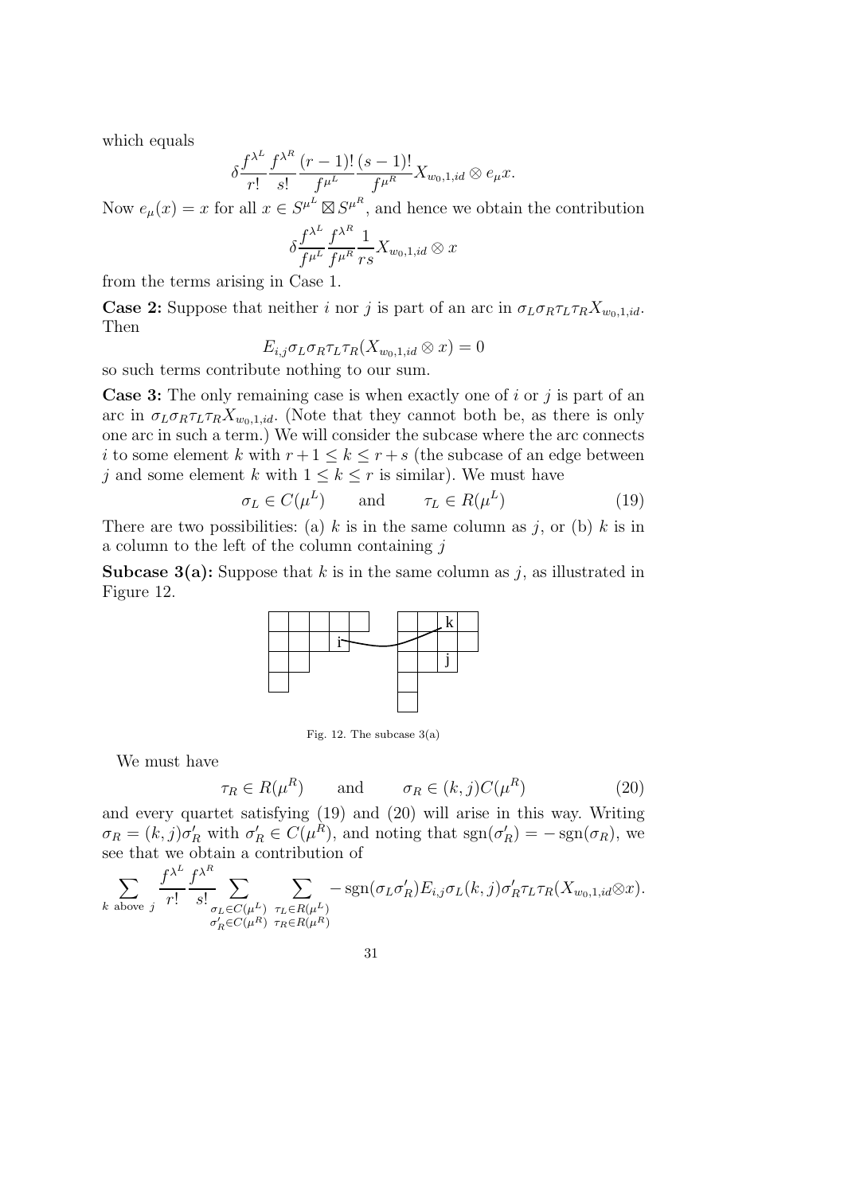which equals

$$\delta \frac{f^{\lambda^L}}{r!} \frac{f^{\lambda^R}}{s!} \frac{(r-1)!}{f^{\mu^L}} \frac{(s-1)!}{f^{\mu^R}} X_{w_0,1,id} \otimes e_\mu x.$$

Now $e_\mu(x) = x$ for all $x \in S^{\mu^L} \boxtimes S^{\mu^R}$, and hence we obtain the contribution

$$\delta \frac{f^{\lambda^L}}{f^{\mu^L}} \frac{f^{\lambda^R}}{f^{\mu^R}} \frac{1}{rs} X_{w_0,1,id} \otimes x$$

from the terms arising in Case 1.

**Case 2:** Suppose that neither $i$ nor $j$ is part of an arc in $\sigma_L \sigma_R \tau_L \tau_R X_{w_0,1,id}$. Then

$$E_{i,j} \sigma_L \sigma_R \tau_L \tau_R (X_{w_0,1,id} \otimes x) = 0$$

so such terms contribute nothing to our sum.

**Case 3:** The only remaining case is when exactly one of $i$ or $j$ is part of an arc in $\sigma_L \sigma_R \tau_L \tau_R X_{w_0,1,id}$. (Note that they cannot both be, as there is only one arc in such a term.) We will consider the subcase where the arc connects $i$ to some element $k$ with $r+1 \leq k \leq r+s$ (the subcase of an edge between $j$ and some element $k$ with $1 \leq k \leq r$ is similar). We must have

$$\sigma_L \in C(\mu^L) \qquad \text{and} \qquad \tau_L \in R(\mu^L) \tag{19}$$

There are two possibilities: (a) $k$ is in the same column as $j$, or (b) $k$ is in a column to the left of the column containing $j$

**Subcase 3(a):** Suppose that $k$ is in the same column as $j$, as illustrated in Figure 12.

Fig. 12. The subcase 3(a)

We must have

$$\tau_R \in R(\mu^R) \qquad \text{and} \qquad \sigma_R \in (k,j)C(\mu^R) \tag{20}$$

and every quartet satisfying (19) and (20) will arise in this way. Writing $\sigma_R = (k,j)\sigma'_R$ with $\sigma'_R \in C(\mu^R)$, and noting that $\text{sgn}(\sigma'_R) = -\text{sgn}(\sigma_R)$, we see that we obtain a contribution of

$$\sum_{k \text{ above } j} \frac{f^{\lambda^L}}{r!} \frac{f^{\lambda^R}}{s!} \sum_{\substack{\sigma_L \in C(\mu^L) \\ \sigma'_R \in C(\mu^R)}} \sum_{\substack{\tau_L \in R(\mu^L) \\ \tau_R \in R(\mu^R)}} -\text{sgn}(\sigma_L \sigma'_R) E_{i,j} \sigma_L (k,j) \sigma'_R \tau_L \tau_R (X_{w_0,1,id} \otimes x).$$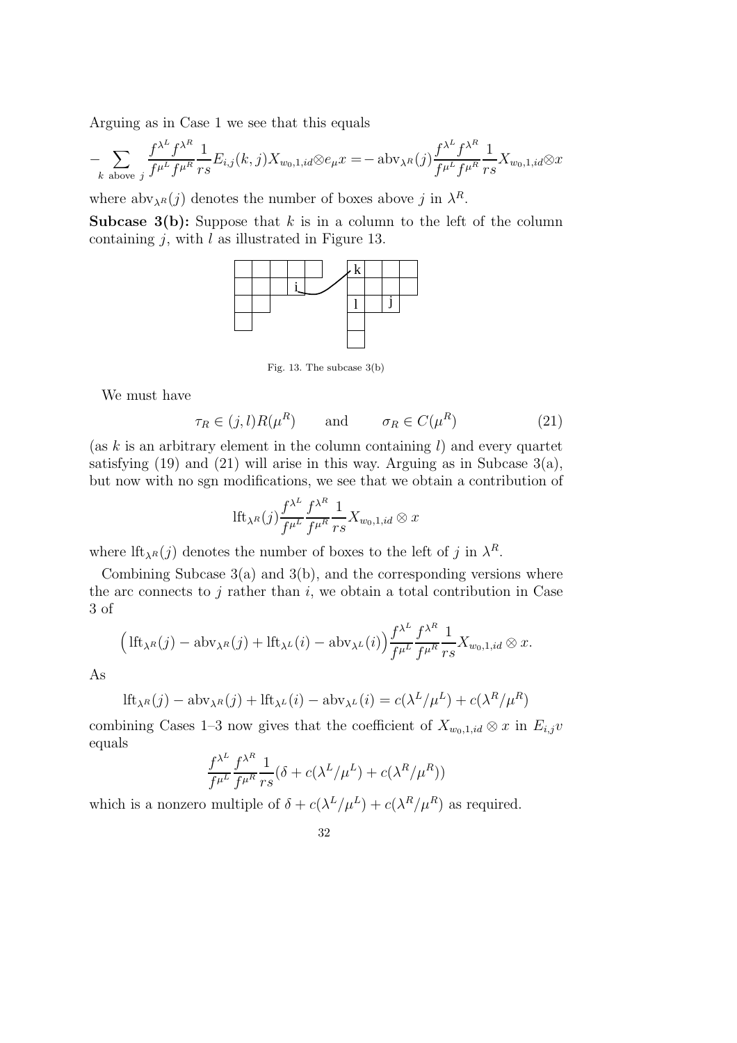Arguing as in Case 1 we see that this equals

$$- \sum_{k \text{ above } j} \frac{f^{\lambda^L} f^{\lambda^R}}{f^{\mu^L} f^{\mu^R}} \frac{1}{rs} E_{i,j}(k,j) X_{w_0,1,id} \otimes e_\mu x = - \operatorname{abv}_{\lambda^R}(j) \frac{f^{\lambda^L} f^{\lambda^R}}{f^{\mu^L} f^{\mu^R}} \frac{1}{rs} X_{w_0,1,id} \otimes x$$

where $\operatorname{abv}_{\lambda^R}(j)$ denotes the number of boxes above $j$ in $\lambda^R$.

**Subcase 3(b):** Suppose that $k$ is in a column to the left of the column containing $j$, with $l$ as illustrated in Figure 13.

Fig. 13. The subcase 3(b)

We must have

$$\tau_R \in (j,l) R(\mu^R) \qquad \text{and} \qquad \sigma_R \in C(\mu^R) \tag{21}$$

(as $k$ is an arbitrary element in the column containing $l$) and every quartet satisfying (19) and (21) will arise in this way. Arguing as in Subcase 3(a), but now with no sgn modifications, we see that we obtain a contribution of

$$\operatorname{lft}_{\lambda^R}(j) \frac{f^{\lambda^L}}{f^{\mu^L}} \frac{f^{\lambda^R}}{f^{\mu^R}} \frac{1}{rs} X_{w_0,1,id} \otimes x$$

where $\operatorname{lft}_{\lambda^R}(j)$ denotes the number of boxes to the left of $j$ in $\lambda^R$.

Combining Subcase 3(a) and 3(b), and the corresponding versions where the arc connects to $j$ rather than $i$, we obtain a total contribution in Case 3 of

$$\Big( \operatorname{lft}_{\lambda^R}(j) - \operatorname{abv}_{\lambda^R}(j) + \operatorname{lft}_{\lambda^L}(i) - \operatorname{abv}_{\lambda^L}(i) \Big) \frac{f^{\lambda^L}}{f^{\mu^L}} \frac{f^{\lambda^R}}{f^{\mu^R}} \frac{1}{rs} X_{w_0,1,id} \otimes x.$$

As

$$\operatorname{lft}_{\lambda^R}(j) - \operatorname{abv}_{\lambda^R}(j) + \operatorname{lft}_{\lambda^L}(i) - \operatorname{abv}_{\lambda^L}(i) = c(\lambda^L/\mu^L) + c(\lambda^R/\mu^R)$$

combining Cases 1–3 now gives that the coefficient of $X_{w_0,1,id} \otimes x$ in $E_{i,j} v$ equals

$$\frac{f^{\lambda^L}}{f^{\mu^L}} \frac{f^{\lambda^R}}{f^{\mu^R}} \frac{1}{rs} (\delta + c(\lambda^L/\mu^L) + c(\lambda^R/\mu^R))$$

which is a nonzero multiple of $\delta + c(\lambda^L/\mu^L) + c(\lambda^R/\mu^R)$ as required.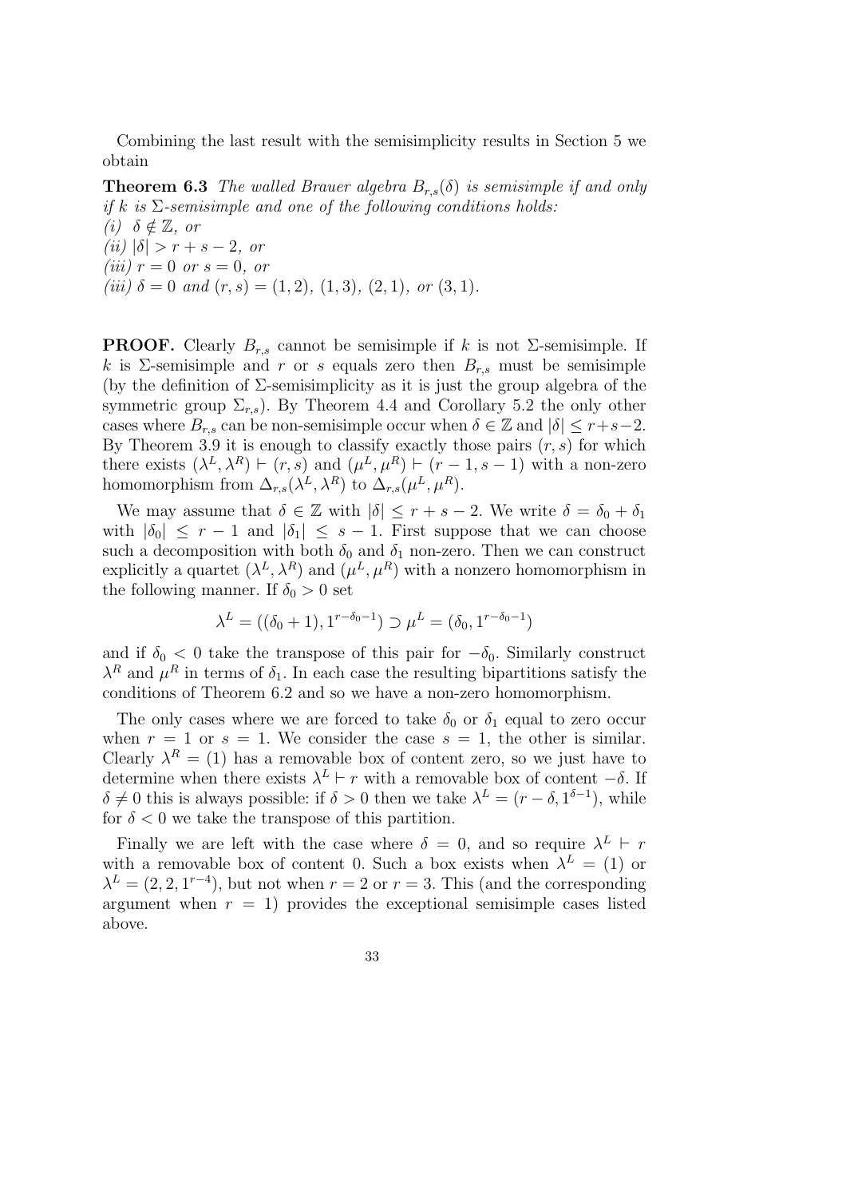Combining the last result with the semisimplicity results in Section 5 we obtain

**Theorem 6.3** *The walled Brauer algebra $B_{r,s}(\delta)$ is semisimple if and only if $k$ is $\Sigma$-semisimple and one of the following conditions holds:*
*(i) $\delta \notin \mathbb{Z}$, or*
*(ii) $|\delta| > r+s-2$, or*
*(iii) $r = 0$ or $s = 0$, or*
*(iii) $\delta = 0$ and $(r,s) = (1,2)$, $(1,3)$, $(2,1)$, or $(3,1)$.*

**PROOF.** Clearly $B_{r,s}$ cannot be semisimple if $k$ is not $\Sigma$-semisimple. If $k$ is $\Sigma$-semisimple and $r$ or $s$ equals zero then $B_{r,s}$ must be semisimple (by the definition of $\Sigma$-semisimplicity as it is just the group algebra of the symmetric group $\Sigma_{r,s}$). By Theorem 4.4 and Corollary 5.2 the only other cases where $B_{r,s}$ can be non-semisimple occur when $\delta \in \mathbb{Z}$ and $|\delta| \leq r+s-2$. By Theorem 3.9 it is enough to classify exactly those pairs $(r,s)$ for which there exists $(\lambda^L, \lambda^R) \vdash (r,s)$ and $(\mu^L, \mu^R) \vdash (r-1, s-1)$ with a non-zero homomorphism from $\Delta_{r,s}(\lambda^L, \lambda^R)$ to $\Delta_{r,s}(\mu^L, \mu^R)$.

We may assume that $\delta \in \mathbb{Z}$ with $|\delta| \leq r+s-2$. We write $\delta = \delta_0 + \delta_1$ with $|\delta_0| \leq r-1$ and $|\delta_1| \leq s-1$. First suppose that we can choose such a decomposition with both $\delta_0$ and $\delta_1$ non-zero. Then we can construct explicitly a quartet $(\lambda^L, \lambda^R)$ and $(\mu^L, \mu^R)$ with a nonzero homomorphism in the following manner. If $\delta_0 > 0$ set

$$\lambda^L = ((\delta_0+1), 1^{r-\delta_0-1}) \supset \mu^L = (\delta_0, 1^{r-\delta_0-1})$$

and if $\delta_0 < 0$ take the transpose of this pair for $-\delta_0$. Similarly construct $\lambda^R$ and $\mu^R$ in terms of $\delta_1$. In each case the resulting bipartitions satisfy the conditions of Theorem 6.2 and so we have a non-zero homomorphism.

The only cases where we are forced to take $\delta_0$ or $\delta_1$ equal to zero occur when $r = 1$ or $s = 1$. We consider the case $s = 1$, the other is similar. Clearly $\lambda^R = (1)$ has a removable box of content zero, so we just have to determine when there exists $\lambda^L \vdash r$ with a removable box of content $-\delta$. If $\delta \neq 0$ this is always possible: if $\delta > 0$ then we take $\lambda^L = (r-\delta, 1^{\delta-1})$, while for $\delta < 0$ we take the transpose of this partition.

Finally we are left with the case where $\delta = 0$, and so require $\lambda^L \vdash r$ with a removable box of content 0. Such a box exists when $\lambda^L = (1)$ or $\lambda^L = (2, 2, 1^{r-4})$, but not when $r = 2$ or $r = 3$. This (and the corresponding argument when $r = 1$) provides the exceptional semisimple cases listed above.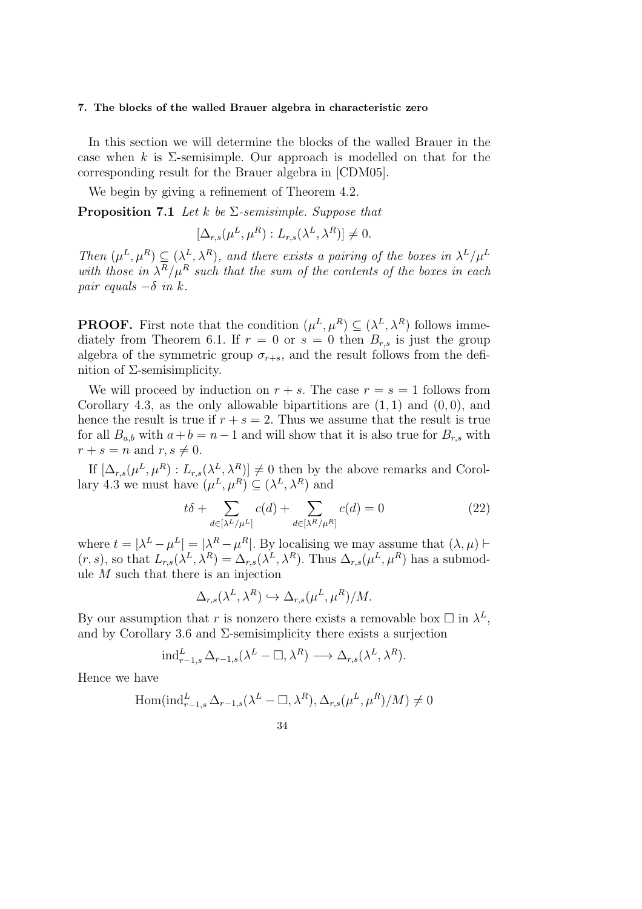#### 7. The blocks of the walled Brauer algebra in characteristic zero

In this section we will determine the blocks of the walled Brauer in the case when $k$ is $\Sigma$-semisimple. Our approach is modelled on that for the corresponding result for the Brauer algebra in [CDM05].

We begin by giving a refinement of Theorem 4.2.

**Proposition 7.1** *Let $k$ be $\Sigma$-semisimple. Suppose that*

$$[\Delta_{r,s}(\mu^L, \mu^R) : L_{r,s}(\lambda^L, \lambda^R)] \neq 0.$$

*Then $(\mu^L, \mu^R) \subseteq (\lambda^L, \lambda^R)$, and there exists a pairing of the boxes in $\lambda^L/\mu^L$ with those in $\lambda^R/\mu^R$ such that the sum of the contents of the boxes in each pair equals $-\delta$ in $k$.*

**PROOF.** First note that the condition $(\mu^L, \mu^R) \subseteq (\lambda^L, \lambda^R)$ follows immediately from Theorem 6.1. If $r = 0$ or $s = 0$ then $B_{r,s}$ is just the group algebra of the symmetric group $\sigma_{r+s}$, and the result follows from the definition of $\Sigma$-semisimplicity.

We will proceed by induction on $r + s$. The case $r = s = 1$ follows from Corollary 4.3, as the only allowable bipartitions are $(1, 1)$ and $(0, 0)$, and hence the result is true if $r + s = 2$. Thus we assume that the result is true for all $B_{a,b}$ with $a + b = n - 1$ and will show that it is also true for $B_{r,s}$ with $r + s = n$ and $r, s \neq 0$.

If $[\Delta_{r,s}(\mu^L, \mu^R) : L_{r,s}(\lambda^L, \lambda^R)] \neq 0$ then by the above remarks and Corollary 4.3 we must have $(\mu^L, \mu^R) \subseteq (\lambda^L, \lambda^R)$ and

$$t\delta + \sum_{d \in [\lambda^L/\mu^L]} c(d) + \sum_{d \in [\lambda^R/\mu^R]} c(d) = 0 \tag{22}$$

where $t = |\lambda^L - \mu^L| = |\lambda^R - \mu^R|$. By localising we may assume that $(\lambda, \mu) \vdash (r, s)$, so that $L_{r,s}(\lambda^L, \lambda^R) = \Delta_{r,s}(\lambda^L, \lambda^R)$. Thus $\Delta_{r,s}(\mu^L, \mu^R)$ has a submodule $M$ such that there is an injection

$$\Delta_{r,s}(\lambda^L, \lambda^R) \hookrightarrow \Delta_{r,s}(\mu^L, \mu^R)/M.$$

By our assumption that $r$ is nonzero there exists a removable box $\square$ in $\lambda^L$, and by Corollary 3.6 and $\Sigma$-semisimplicity there exists a surjection

$$\operatorname{ind}^L_{r-1,s} \Delta_{r-1,s}(\lambda^L - \square, \lambda^R) \longrightarrow \Delta_{r,s}(\lambda^L, \lambda^R).$$

Hence we have

$$\operatorname{Hom}(\operatorname{ind}^L_{r-1,s} \Delta_{r-1,s}(\lambda^L - \square, \lambda^R), \Delta_{r,s}(\mu^L, \mu^R)/M) \neq 0$$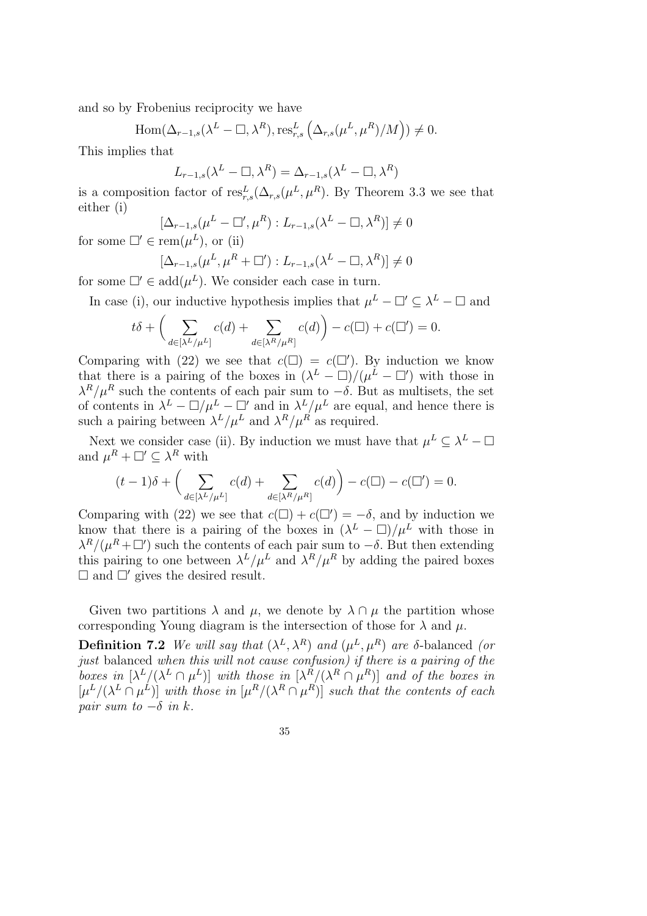and so by Frobenius reciprocity we have

$$\mathrm{Hom}(\Delta_{r-1,s}(\lambda^L - \Box, \lambda^R), \mathrm{res}^L_{r,s}\left(\Delta_{r,s}(\mu^L, \mu^R)/M\right)) \neq 0.$$

This implies that

$$L_{r-1,s}(\lambda^L - \Box, \lambda^R) = \Delta_{r-1,s}(\lambda^L - \Box, \lambda^R)$$

is a composition factor of $\mathrm{res}^L_{r,s}(\Delta_{r,s}(\mu^L, \mu^R)$. By Theorem 3.3 we see that either (i)

$$[\Delta_{r-1,s}(\mu^L - \Box', \mu^R) : L_{r-1,s}(\lambda^L - \Box, \lambda^R)] \neq 0$$

for some $\Box' \in \mathrm{rem}(\mu^L)$, or (ii)

$$[\Delta_{r-1,s}(\mu^L, \mu^R + \Box') : L_{r-1,s}(\lambda^L - \Box, \lambda^R)] \neq 0$$

for some $\Box' \in \mathrm{add}(\mu^L)$. We consider each case in turn.

In case (i), our inductive hypothesis implies that $\mu^L - \Box' \subseteq \lambda^L - \Box$ and

$$t\delta + \Big(\sum_{d\in[\lambda^L/\mu^L]} c(d) + \sum_{d\in[\lambda^R/\mu^R]} c(d)\Big) - c(\Box) + c(\Box') = 0.$$

Comparing with (22) we see that $c(\Box) = c(\Box')$. By induction we know that there is a pairing of the boxes in $(\lambda^L - \Box)/(\mu^L - \Box')$ with those in $\lambda^R/\mu^R$ such the contents of each pair sum to $-\delta$. But as multisets, the set of contents in $\lambda^L - \Box/\mu^L - \Box'$ and in $\lambda^L/\mu^L$ are equal, and hence there is such a pairing between $\lambda^L/\mu^L$ and $\lambda^R/\mu^R$ as required.

Next we consider case (ii). By induction we must have that $\mu^L \subseteq \lambda^L - \Box$ and $\mu^R + \Box' \subseteq \lambda^R$ with

$$(t-1)\delta + \Big(\sum_{d\in[\lambda^L/\mu^L]} c(d) + \sum_{d\in[\lambda^R/\mu^R]} c(d)\Big) - c(\Box) - c(\Box') = 0.$$

Comparing with (22) we see that $c(\Box) + c(\Box') = -\delta$, and by induction we know that there is a pairing of the boxes in $(\lambda^L - \Box)/\mu^L$ with those in $\lambda^R/(\mu^R + \Box')$ such the contents of each pair sum to $-\delta$. But then extending this pairing to one between $\lambda^L/\mu^L$ and $\lambda^R/\mu^R$ by adding the paired boxes $\Box$ and $\Box'$ gives the desired result.

Given two partitions $\lambda$ and $\mu$, we denote by $\lambda \cap \mu$ the partition whose corresponding Young diagram is the intersection of those for $\lambda$ and $\mu$.

**Definition 7.2** *We will say that $(\lambda^L, \lambda^R)$ and $(\mu^L, \mu^R)$ are* $\delta$-balanced *(or just* balanced *when this will not cause confusion) if there is a pairing of the boxes in $[\lambda^L/(\lambda^L \cap \mu^L)]$ with those in $[\lambda^R/(\lambda^R \cap \mu^R)]$ and of the boxes in $[\mu^L/(\lambda^L \cap \mu^L)]$ with those in $[\mu^R/(\lambda^R \cap \mu^R)]$ such that the contents of each pair sum to $-\delta$ in $k$.*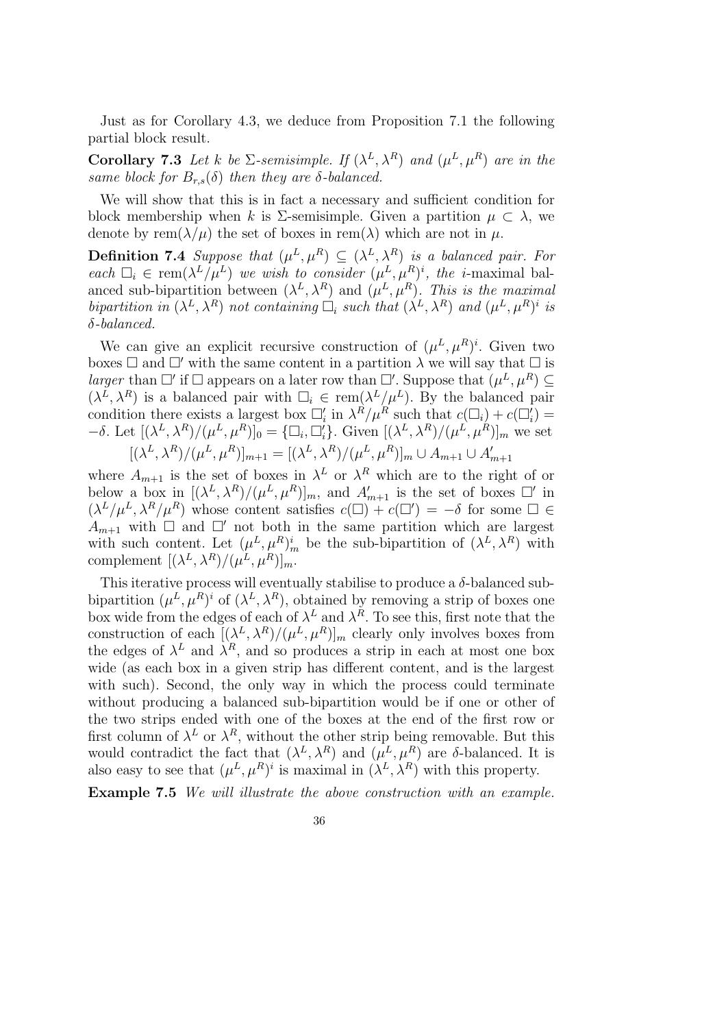Just as for Corollary 4.3, we deduce from Proposition 7.1 the following partial block result.

**Corollary 7.3** *Let $k$ be $\Sigma$-semisimple. If $(\lambda^L, \lambda^R)$ and $(\mu^L, \mu^R)$ are in the same block for $B_{r,s}(\delta)$ then they are $\delta$-balanced.*

We will show that this is in fact a necessary and sufficient condition for block membership when $k$ is $\Sigma$-semisimple. Given a partition $\mu \subset \lambda$, we denote by $\text{rem}(\lambda/\mu)$ the set of boxes in $\text{rem}(\lambda)$ which are not in $\mu$.

**Definition 7.4** *Suppose that $(\mu^L, \mu^R) \subseteq (\lambda^L, \lambda^R)$ is a balanced pair. For each $\Box_i \in \text{rem}(\lambda^L/\mu^L)$ we wish to consider $(\mu^L, \mu^R)^i$, the $i$-maximal balanced sub-bipartition between $(\lambda^L, \lambda^R)$ and $(\mu^L, \mu^R)$. This is the maximal bipartition in $(\lambda^L, \lambda^R)$ not containing $\Box_i$ such that $(\lambda^L, \lambda^R)$ and $(\mu^L, \mu^R)^i$ is $\delta$-balanced.*

We can give an explicit recursive construction of $(\mu^L, \mu^R)^i$. Given two boxes $\Box$ and $\Box'$ with the same content in a partition $\lambda$ we will say that $\Box$ is *larger* than $\Box'$ if $\Box$ appears on a later row than $\Box'$. Suppose that $(\mu^L, \mu^R) \subseteq (\lambda^L, \lambda^R)$ is a balanced pair with $\Box_i \in \text{rem}(\lambda^L/\mu^L)$. By the balanced pair condition there exists a largest box $\Box_i'$ in $\lambda^R/\mu^R$ such that $c(\Box_i) + c(\Box_i') = -\delta$. Let $[(\lambda^L, \lambda^R)/(\mu^L, \mu^R)]_0 = \{\Box_i, \Box_i'\}$. Given $[(\lambda^L, \lambda^R)/(\mu^L, \mu^R)]_m$ we set

$$[(\lambda^L, \lambda^R)/(\mu^L, \mu^R)]_{m+1} = [(\lambda^L, \lambda^R)/(\mu^L, \mu^R)]_m \cup A_{m+1} \cup A'_{m+1}$$

where $A_{m+1}$ is the set of boxes in $\lambda^L$ or $\lambda^R$ which are to the right of or below a box in $[(\lambda^L, \lambda^R)/(\mu^L, \mu^R)]_m$, and $A'_{m+1}$ is the set of boxes $\Box'$ in $(\lambda^L/\mu^L, \lambda^R/\mu^R)$ whose content satisfies $c(\Box) + c(\Box') = -\delta$ for some $\Box \in A_{m+1}$ with $\Box$ and $\Box'$ not both in the same partition which are largest with such content. Let $(\mu^L, \mu^R)^i_m$ be the sub-bipartition of $(\lambda^L, \lambda^R)$ with complement $[(\lambda^L, \lambda^R)/(\mu^L, \mu^R)]_m$.

This iterative process will eventually stabilise to produce a $\delta$-balanced sub-bipartition $(\mu^L, \mu^R)^i$ of $(\lambda^L, \lambda^R)$, obtained by removing a strip of boxes one box wide from the edges of each of $\lambda^L$ and $\lambda^R$. To see this, first note that the construction of each $[(\lambda^L, \lambda^R)/(\mu^L, \mu^R)]_m$ clearly only involves boxes from the edges of $\lambda^L$ and $\lambda^R$, and so produces a strip in each at most one box wide (as each box in a given strip has different content, and is the largest with such). Second, the only way in which the process could terminate without producing a balanced sub-bipartition would be if one or other of the two strips ended with one of the boxes at the end of the first row or first column of $\lambda^L$ or $\lambda^R$, without the other strip being removable. But this would contradict the fact that $(\lambda^L, \lambda^R)$ and $(\mu^L, \mu^R)$ are $\delta$-balanced. It is also easy to see that $(\mu^L, \mu^R)^i$ is maximal in $(\lambda^L, \lambda^R)$ with this property.

**Example 7.5** *We will illustrate the above construction with an example.*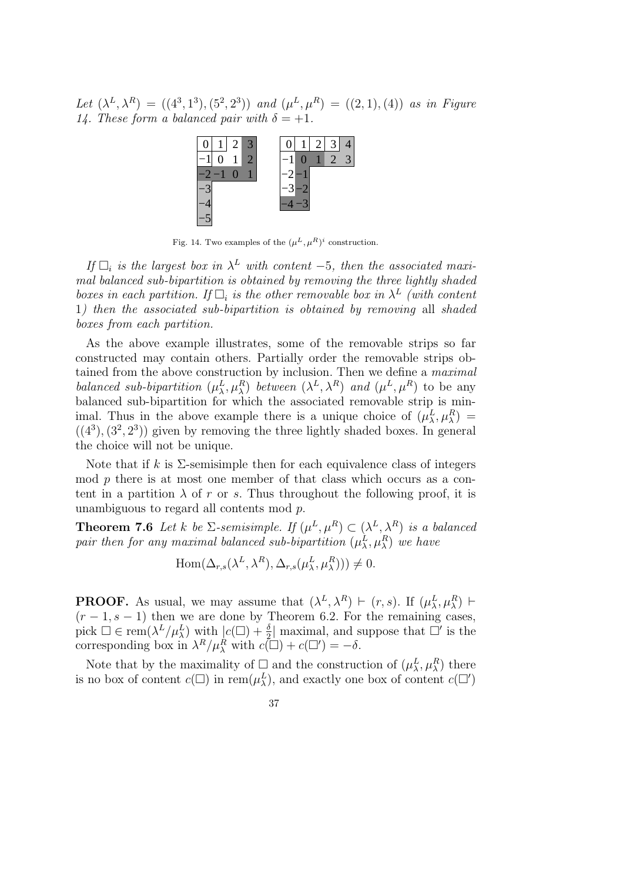*Let $(\lambda^L, \lambda^R) = ((4^3, 1^3), (5^2, 2^3))$ and $(\mu^L, \mu^R) = ((2,1),(4))$ as in Figure 14. These form a balanced pair with $\delta = +1$.*

| 0 | 1 | 2 | 3 |
|---|---|---|---|
| −1 | 0 | 1 | 2 |
| −2 | −1 | 0 | 1 |
| −3 | | | |
| −4 | | | |
| −5 | | | |

| 0 | 1 | 2 | 3 | 4 |
|---|---|---|---|---|
| −1 | 0 | 1 | 2 | 3 |
| −2 | −1 | | | |
| −3 | −2 | | | |
| −4 | −3 | | | |

Fig. 14. Two examples of the $(\mu^L, \mu^R)^i$ construction.

*If $\Box_i$ is the largest box in $\lambda^L$ with content $-5$, then the associated maximal balanced sub-bipartition is obtained by removing the three lightly shaded boxes in each partition. If $\Box_i$ is the other removable box in $\lambda^L$ (with content 1) then the associated sub-bipartition is obtained by removing* all *shaded boxes from each partition.*

As the above example illustrates, some of the removable strips so far constructed may contain others. Partially order the removable strips obtained from the above construction by inclusion. Then we define a *maximal balanced sub-bipartition* $(\mu^L_\lambda, \mu^R_\lambda)$ *between* $(\lambda^L, \lambda^R)$ *and* $(\mu^L, \mu^R)$ to be any balanced sub-bipartition for which the associated removable strip is minimal. Thus in the above example there is a unique choice of $(\mu^L_\lambda, \mu^R_\lambda) = ((4^3), (3^2, 2^3))$ given by removing the three lightly shaded boxes. In general the choice will not be unique.

Note that if $k$ is $\Sigma$-semisimple then for each equivalence class of integers mod $p$ there is at most one member of that class which occurs as a content in a partition $\lambda$ of $r$ or $s$. Thus throughout the following proof, it is unambiguous to regard all contents mod $p$.

**Theorem 7.6** *Let $k$ be $\Sigma$-semisimple. If $(\mu^L, \mu^R) \subset (\lambda^L, \lambda^R)$ is a balanced pair then for any maximal balanced sub-bipartition $(\mu^L_\lambda, \mu^R_\lambda)$ we have*

$$\mathrm{Hom}(\Delta_{r,s}(\lambda^L, \lambda^R), \Delta_{r,s}(\mu^L_\lambda, \mu^R_\lambda))) \neq 0.$$

**PROOF.** As usual, we may assume that $(\lambda^L, \lambda^R) \vdash (r, s)$. If $(\mu^L_\lambda, \mu^R_\lambda) \vdash (r-1, s-1)$ then we are done by Theorem 6.2. For the remaining cases, pick $\Box \in \mathrm{rem}(\lambda^L/\mu^L_\lambda)$ with $|c(\Box) + \frac{\delta}{2}|$ maximal, and suppose that $\Box'$ is the corresponding box in $\lambda^R/\mu^R_\lambda$ with $c(\Box) + c(\Box') = -\delta$.

Note that by the maximality of $\Box$ and the construction of $(\mu^L_\lambda, \mu^R_\lambda)$ there is no box of content $c(\Box)$ in $\mathrm{rem}(\mu^L_\lambda)$, and exactly one box of content $c(\Box')$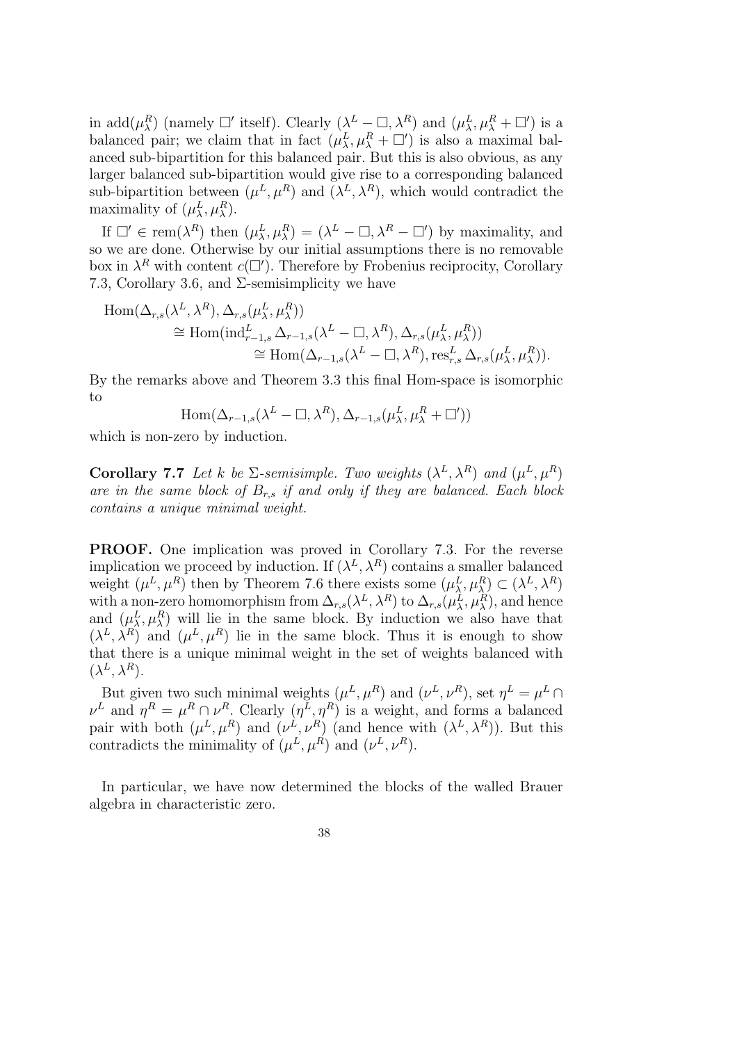in $\mathrm{add}(\mu_\lambda^R)$ (namely $\Box'$ itself). Clearly $(\lambda^L - \Box, \lambda^R)$ and $(\mu_\lambda^L, \mu_\lambda^R + \Box')$ is a balanced pair; we claim that in fact $(\mu_\lambda^L, \mu_\lambda^R + \Box')$ is also a maximal balanced sub-bipartition for this balanced pair. But this is also obvious, as any larger balanced sub-bipartition would give rise to a corresponding balanced sub-bipartition between $(\mu^L, \mu^R)$ and $(\lambda^L, \lambda^R)$, which would contradict the maximality of $(\mu_\lambda^L, \mu_\lambda^R)$.

If $\Box' \in \mathrm{rem}(\lambda^R)$ then $(\mu_\lambda^L, \mu_\lambda^R) = (\lambda^L - \Box, \lambda^R - \Box')$ by maximality, and so we are done. Otherwise by our initial assumptions there is no removable box in $\lambda^R$ with content $c(\Box')$. Therefore by Frobenius reciprocity, Corollary 7.3, Corollary 3.6, and $\Sigma$-semisimplicity we have

$$
\begin{aligned}
\mathrm{Hom}(&\Delta_{r,s}(\lambda^L, \lambda^R), \Delta_{r,s}(\mu_\lambda^L, \mu_\lambda^R)) \\
&\cong \mathrm{Hom}(\mathrm{ind}_{r-1,s}^L \Delta_{r-1,s}(\lambda^L - \Box, \lambda^R), \Delta_{r,s}(\mu_\lambda^L, \mu_\lambda^R)) \\
&\qquad\cong \mathrm{Hom}(\Delta_{r-1,s}(\lambda^L - \Box, \lambda^R), \mathrm{res}_{r,s}^L \Delta_{r,s}(\mu_\lambda^L, \mu_\lambda^R)).
\end{aligned}
$$

By the remarks above and Theorem 3.3 this final Hom-space is isomorphic to

$$
\mathrm{Hom}(\Delta_{r-1,s}(\lambda^L - \Box, \lambda^R), \Delta_{r-1,s}(\mu_\lambda^L, \mu_\lambda^R + \Box'))
$$

which is non-zero by induction.

**Corollary 7.7** *Let $k$ be $\Sigma$-semisimple. Two weights $(\lambda^L, \lambda^R)$ and $(\mu^L, \mu^R)$ are in the same block of $B_{r,s}$ if and only if they are balanced. Each block contains a unique minimal weight.*

**PROOF.** One implication was proved in Corollary 7.3. For the reverse implication we proceed by induction. If $(\lambda^L, \lambda^R)$ contains a smaller balanced weight $(\mu^L, \mu^R)$ then by Theorem 7.6 there exists some $(\mu_\lambda^L, \mu_\lambda^R) \subset (\lambda^L, \lambda^R)$ with a non-zero homomorphism from $\Delta_{r,s}(\lambda^L, \lambda^R)$ to $\Delta_{r,s}(\mu_\lambda^L, \mu_\lambda^R)$, and hence and $(\mu_\lambda^L, \mu_\lambda^R)$ will lie in the same block. By induction we also have that $(\lambda^L, \lambda^R)$ and $(\mu^L, \mu^R)$ lie in the same block. Thus it is enough to show that there is a unique minimal weight in the set of weights balanced with $(\lambda^L, \lambda^R)$.

But given two such minimal weights $(\mu^L, \mu^R)$ and $(\nu^L, \nu^R)$, set $\eta^L = \mu^L \cap \nu^L$ and $\eta^R = \mu^R \cap \nu^R$. Clearly $(\eta^L, \eta^R)$ is a weight, and forms a balanced pair with both $(\mu^L, \mu^R)$ and $(\nu^L, \nu^R)$ (and hence with $(\lambda^L, \lambda^R)$). But this contradicts the minimality of $(\mu^L, \mu^R)$ and $(\nu^L, \nu^R)$.

In particular, we have now determined the blocks of the walled Brauer algebra in characteristic zero.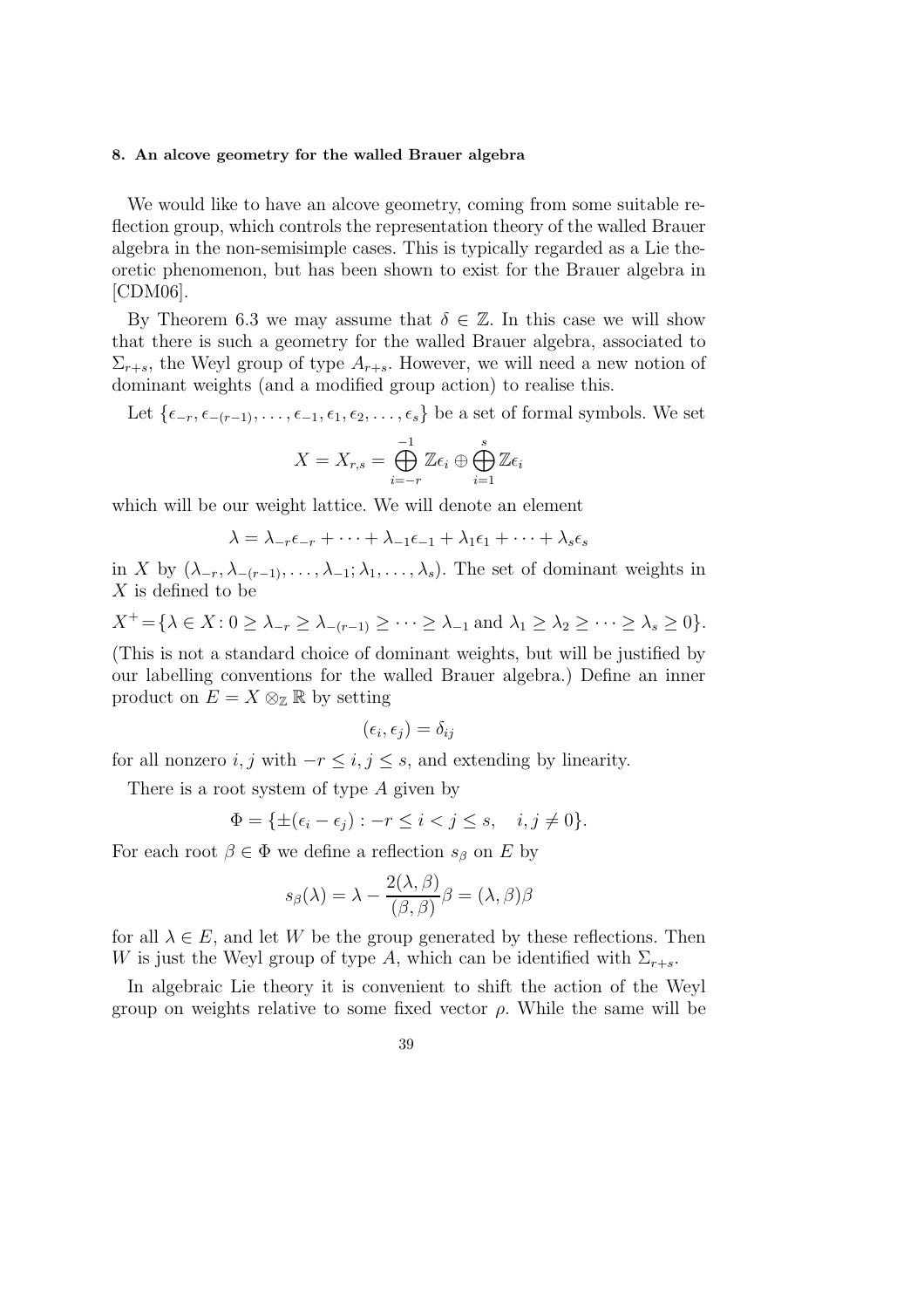## 8. An alcove geometry for the walled Brauer algebra

We would like to have an alcove geometry, coming from some suitable reflection group, which controls the representation theory of the walled Brauer algebra in the non-semisimple cases. This is typically regarded as a Lie theoretic phenomenon, but has been shown to exist for the Brauer algebra in [CDM06].

By Theorem 6.3 we may assume that $\delta \in \mathbb{Z}$. In this case we will show that there is such a geometry for the walled Brauer algebra, associated to $\Sigma_{r+s}$, the Weyl group of type $A_{r+s}$. However, we will need a new notion of dominant weights (and a modified group action) to realise this.

Let $\{\epsilon_{-r}, \epsilon_{-(r-1)}, \ldots, \epsilon_{-1}, \epsilon_1, \epsilon_2, \ldots, \epsilon_s\}$ be a set of formal symbols. We set

$$X = X_{r,s} = \bigoplus_{i=-r}^{-1} \mathbb{Z}\epsilon_i \oplus \bigoplus_{i=1}^{s} \mathbb{Z}\epsilon_i$$

which will be our weight lattice. We will denote an element

$$\lambda = \lambda_{-r}\epsilon_{-r} + \cdots + \lambda_{-1}\epsilon_{-1} + \lambda_1\epsilon_1 + \cdots + \lambda_s\epsilon_s$$

in $X$ by $(\lambda_{-r}, \lambda_{-(r-1)}, \ldots, \lambda_{-1}; \lambda_1, \ldots, \lambda_s)$. The set of dominant weights in $X$ is defined to be

$$X^+ = \{\lambda \in X : 0 \geq \lambda_{-r} \geq \lambda_{-(r-1)} \geq \cdots \geq \lambda_{-1} \text{ and } \lambda_1 \geq \lambda_2 \geq \cdots \geq \lambda_s \geq 0\}.$$

(This is not a standard choice of dominant weights, but will be justified by our labelling conventions for the walled Brauer algebra.) Define an inner product on $E = X \otimes_{\mathbb{Z}} \mathbb{R}$ by setting

$$(\epsilon_i, \epsilon_j) = \delta_{ij}$$

for all nonzero $i, j$ with $-r \leq i, j \leq s$, and extending by linearity.

There is a root system of type $A$ given by

$$\Phi = \{\pm(\epsilon_i - \epsilon_j) : -r \leq i < j \leq s, \quad i, j \neq 0\}.$$

For each root $\beta \in \Phi$ we define a reflection $s_\beta$ on $E$ by

$$s_\beta(\lambda) = \lambda - \frac{2(\lambda, \beta)}{(\beta, \beta)}\beta = (\lambda, \beta)\beta$$

for all $\lambda \in E$, and let $W$ be the group generated by these reflections. Then $W$ is just the Weyl group of type $A$, which can be identified with $\Sigma_{r+s}$.

In algebraic Lie theory it is convenient to shift the action of the Weyl group on weights relative to some fixed vector $\rho$. While the same will be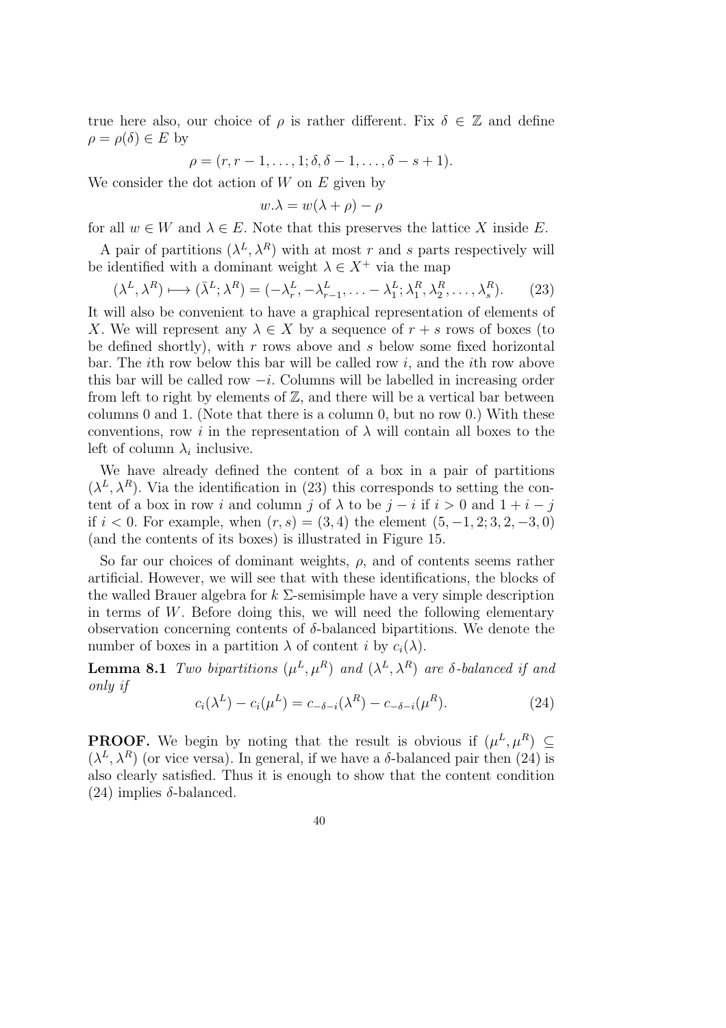true here also, our choice of $\rho$ is rather different. Fix $\delta \in \mathbb{Z}$ and define $\rho = \rho(\delta) \in E$ by

$$\rho = (r, r-1, \dots, 1; \delta, \delta - 1, \dots, \delta - s + 1).$$

We consider the dot action of $W$ on $E$ given by

$$w.\lambda = w(\lambda + \rho) - \rho$$

for all $w \in W$ and $\lambda \in E$. Note that this preserves the lattice $X$ inside $E$.

A pair of partitions $(\lambda^L, \lambda^R)$ with at most $r$ and $s$ parts respectively will be identified with a dominant weight $\lambda \in X^+$ via the map

$$(\lambda^L, \lambda^R) \longmapsto (\bar{\lambda}^L; \lambda^R) = (-\lambda^L_r, -\lambda^L_{r-1}, \dots - \lambda^L_1; \lambda^R_1, \lambda^R_2, \dots, \lambda^R_s). \tag{23}$$

It will also be convenient to have a graphical representation of elements of $X$. We will represent any $\lambda \in X$ by a sequence of $r + s$ rows of boxes (to be defined shortly), with $r$ rows above and $s$ below some fixed horizontal bar. The $i$th row below this bar will be called row $i$, and the $i$th row above this bar will be called row $-i$. Columns will be labelled in increasing order from left to right by elements of $\mathbb{Z}$, and there will be a vertical bar between columns 0 and 1. (Note that there is a column 0, but no row 0.) With these conventions, row $i$ in the representation of $\lambda$ will contain all boxes to the left of column $\lambda_i$ inclusive.

We have already defined the content of a box in a pair of partitions $(\lambda^L, \lambda^R)$. Via the identification in (23) this corresponds to setting the content of a box in row $i$ and column $j$ of $\lambda$ to be $j - i$ if $i > 0$ and $1 + i - j$ if $i < 0$. For example, when $(r, s) = (3, 4)$ the element $(5, -1, 2; 3, 2, -3, 0)$ (and the contents of its boxes) is illustrated in Figure 15.

So far our choices of dominant weights, $\rho$, and of contents seems rather artificial. However, we will see that with these identifications, the blocks of the walled Brauer algebra for $k$ $\Sigma$-semisimple have a very simple description in terms of $W$. Before doing this, we will need the following elementary observation concerning contents of $\delta$-balanced bipartitions. We denote the number of boxes in a partition $\lambda$ of content $i$ by $c_i(\lambda)$.

**Lemma 8.1** *Two bipartitions $(\mu^L, \mu^R)$ and $(\lambda^L, \lambda^R)$ are $\delta$-balanced if and only if*

$$c_i(\lambda^L) - c_i(\mu^L) = c_{-\delta-i}(\lambda^R) - c_{-\delta-i}(\mu^R). \tag{24}$$

**PROOF.** We begin by noting that the result is obvious if $(\mu^L, \mu^R) \subseteq (\lambda^L, \lambda^R)$ (or vice versa). In general, if we have a $\delta$-balanced pair then (24) is also clearly satisfied. Thus it is enough to show that the content condition (24) implies $\delta$-balanced.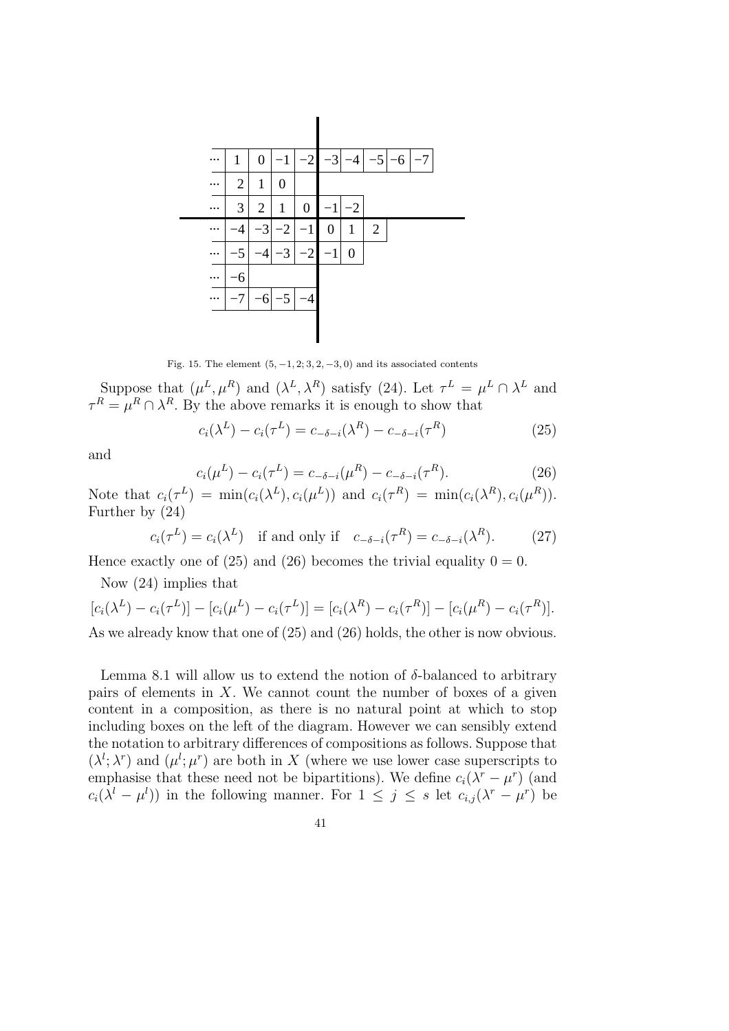| ··· | 1 | 0 | −1 | −2 | −3 | −4 | −5 | −6 | −7 |
|---|---|---|---|---|---|---|---|---|---|
| ··· | 2 | 1 | 0 | | | | | | |
| ··· | 3 | 2 | 1 | 0 | −1 | −2 | | | |
| ··· | −4 | −3 | −2 | −1 | 0 | 1 | 2 | | |
| ··· | −5 | −4 | −3 | −2 | −1 | 0 | | | |
| ··· | −6 | | | | | | | | |
| ··· | −7 | −6 | −5 | −4 | | | | | |

Fig. 15. The element $(5, -1, 2; 3, 2, -3, 0)$ and its associated contents

Suppose that $(\mu^L, \mu^R)$ and $(\lambda^L, \lambda^R)$ satisfy (24). Let $\tau^L = \mu^L \cap \lambda^L$ and $\tau^R = \mu^R \cap \lambda^R$. By the above remarks it is enough to show that

$$c_i(\lambda^L) - c_i(\tau^L) = c_{-\delta-i}(\lambda^R) - c_{-\delta-i}(\tau^R) \tag{25}$$

and

$$c_i(\mu^L) - c_i(\tau^L) = c_{-\delta-i}(\mu^R) - c_{-\delta-i}(\tau^R). \tag{26}$$

Note that $c_i(\tau^L) = \min(c_i(\lambda^L), c_i(\mu^L))$ and $c_i(\tau^R) = \min(c_i(\lambda^R), c_i(\mu^R))$. Further by (24)

$$c_i(\tau^L) = c_i(\lambda^L) \quad \text{if and only if} \quad c_{-\delta-i}(\tau^R) = c_{-\delta-i}(\lambda^R). \tag{27}$$

Hence exactly one of (25) and (26) becomes the trivial equality $0 = 0$.

Now (24) implies that

$$[c_i(\lambda^L) - c_i(\tau^L)] - [c_i(\mu^L) - c_i(\tau^L)] = [c_i(\lambda^R) - c_i(\tau^R)] - [c_i(\mu^R) - c_i(\tau^R)].$$

As we already know that one of (25) and (26) holds, the other is now obvious.

Lemma 8.1 will allow us to extend the notion of $\delta$-balanced to arbitrary pairs of elements in $X$. We cannot count the number of boxes of a given content in a composition, as there is no natural point at which to stop including boxes on the left of the diagram. However we can sensibly extend the notation to arbitrary differences of compositions as follows. Suppose that $(\lambda^l; \lambda^r)$ and $(\mu^l; \mu^r)$ are both in $X$ (where we use lower case superscripts to emphasise that these need not be bipartitions). We define $c_i(\lambda^r - \mu^r)$ (and $c_i(\lambda^l - \mu^l)$) in the following manner. For $1 \leq j \leq s$ let $c_{i,j}(\lambda^r - \mu^r)$ be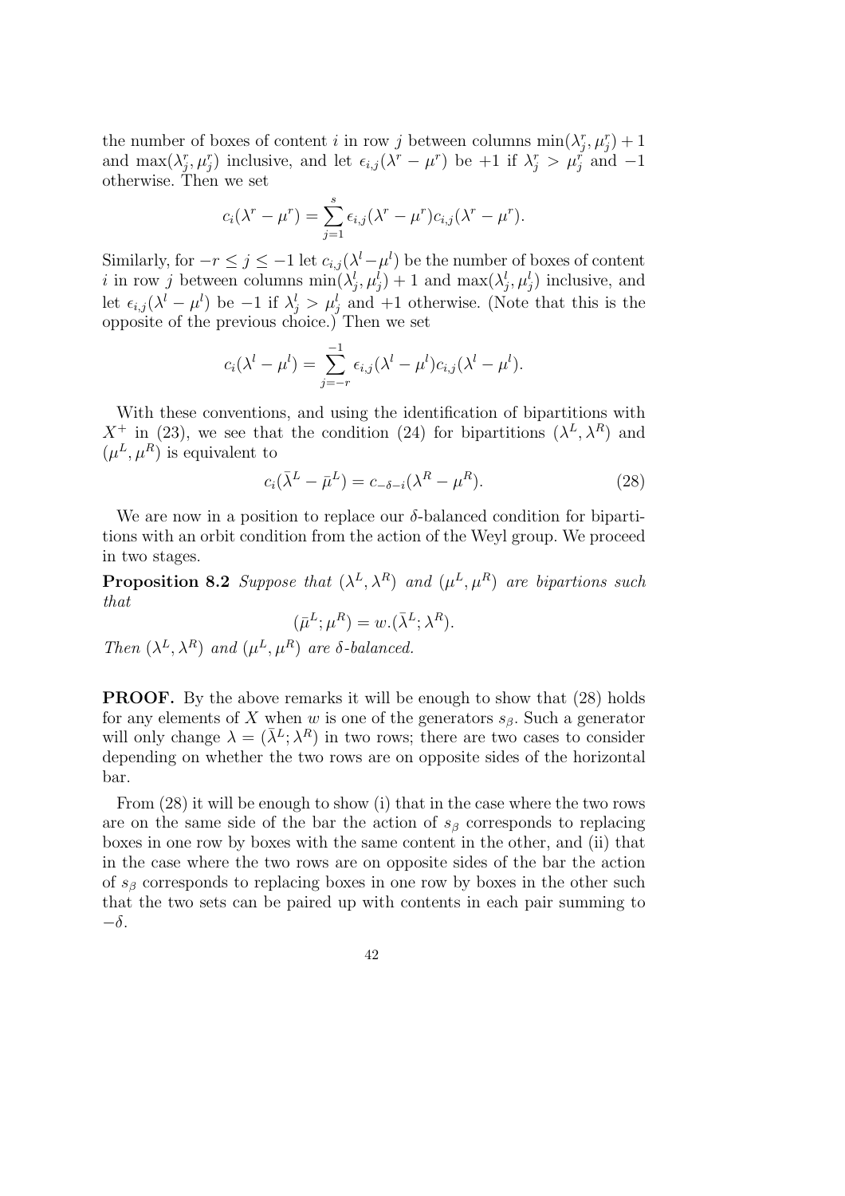the number of boxes of content $i$ in row $j$ between columns $\min(\lambda^r_j, \mu^r_j)+1$ and $\max(\lambda^r_j, \mu^r_j)$ inclusive, and let $\epsilon_{i,j}(\lambda^r - \mu^r)$ be $+1$ if $\lambda^r_j > \mu^r_j$ and $-1$ otherwise. Then we set

$$c_i(\lambda^r - \mu^r) = \sum_{j=1}^{s} \epsilon_{i,j}(\lambda^r - \mu^r) c_{i,j}(\lambda^r - \mu^r).$$

Similarly, for $-r \leq j \leq -1$ let $c_{i,j}(\lambda^l - \mu^l)$ be the number of boxes of content $i$ in row $j$ between columns $\min(\lambda^l_j, \mu^l_j)+1$ and $\max(\lambda^l_j, \mu^l_j)$ inclusive, and let $\epsilon_{i,j}(\lambda^l - \mu^l)$ be $-1$ if $\lambda^l_j > \mu^l_j$ and $+1$ otherwise. (Note that this is the opposite of the previous choice.) Then we set

$$c_i(\lambda^l - \mu^l) = \sum_{j=-r}^{-1} \epsilon_{i,j}(\lambda^l - \mu^l) c_{i,j}(\lambda^l - \mu^l).$$

With these conventions, and using the identification of bipartitions with $X^+$ in (23), we see that the condition (24) for bipartitions $(\lambda^L, \lambda^R)$ and $(\mu^L, \mu^R)$ is equivalent to

$$c_i(\bar{\lambda}^L - \bar{\mu}^L) = c_{-\delta-i}(\lambda^R - \mu^R). \tag{28}$$

We are now in a position to replace our $\delta$-balanced condition for bipartitions with an orbit condition from the action of the Weyl group. We proceed in two stages.

**Proposition 8.2** *Suppose that $(\lambda^L, \lambda^R)$ and $(\mu^L, \mu^R)$ are bipartions such that*

$$(\bar{\mu}^L; \mu^R) = w.(\bar{\lambda}^L; \lambda^R).$$

*Then $(\lambda^L, \lambda^R)$ and $(\mu^L, \mu^R)$ are $\delta$-balanced.*

**PROOF.** By the above remarks it will be enough to show that (28) holds for any elements of $X$ when $w$ is one of the generators $s_\beta$. Such a generator will only change $\lambda = (\bar{\lambda}^L; \lambda^R)$ in two rows; there are two cases to consider depending on whether the two rows are on opposite sides of the horizontal bar.

From (28) it will be enough to show (i) that in the case where the two rows are on the same side of the bar the action of $s_\beta$ corresponds to replacing boxes in one row by boxes with the same content in the other, and (ii) that in the case where the two rows are on opposite sides of the bar the action of $s_\beta$ corresponds to replacing boxes in one row by boxes in the other such that the two sets can be paired up with contents in each pair summing to $-\delta$.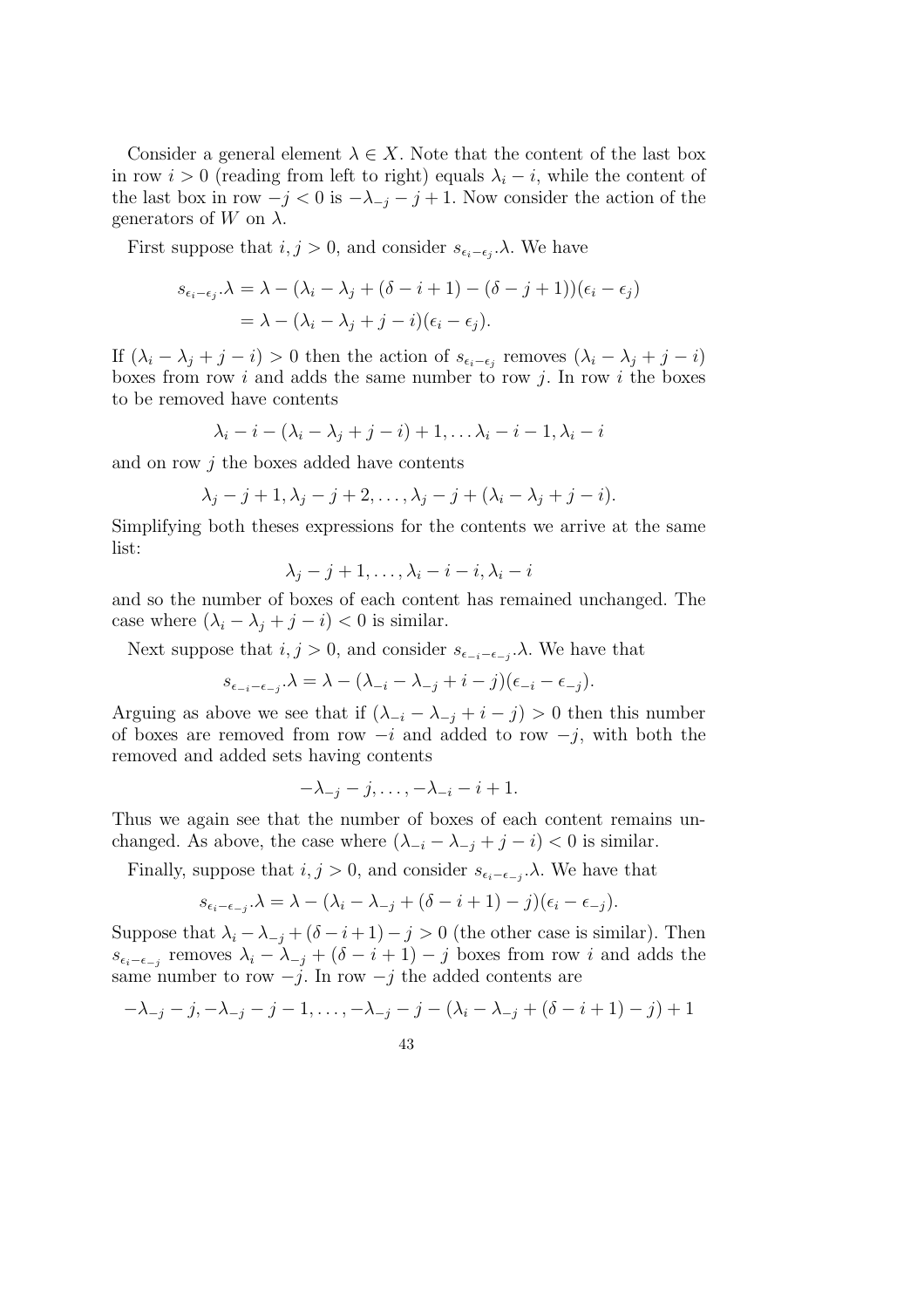Consider a general element $\lambda \in X$. Note that the content of the last box in row $i > 0$ (reading from left to right) equals $\lambda_i - i$, while the content of the last box in row $-j < 0$ is $-\lambda_{-j} - j + 1$. Now consider the action of the generators of $W$ on $\lambda$.

First suppose that $i, j > 0$, and consider $s_{\epsilon_i - \epsilon_j}.\lambda$. We have

$$
\begin{aligned}
s_{\epsilon_i - \epsilon_j}.\lambda &= \lambda - (\lambda_i - \lambda_j + (\delta - i + 1) - (\delta - j + 1))(\epsilon_i - \epsilon_j) \\
&= \lambda - (\lambda_i - \lambda_j + j - i)(\epsilon_i - \epsilon_j).
\end{aligned}
$$

If $(\lambda_i - \lambda_j + j - i) > 0$ then the action of $s_{\epsilon_i - \epsilon_j}$ removes $(\lambda_i - \lambda_j + j - i)$ boxes from row $i$ and adds the same number to row $j$. In row $i$ the boxes to be removed have contents

$$
\lambda_i - i - (\lambda_i - \lambda_j + j - i) + 1, \ldots \lambda_i - i - 1, \lambda_i - i
$$

and on row $j$ the boxes added have contents

$$
\lambda_j - j + 1, \lambda_j - j + 2, \ldots, \lambda_j - j + (\lambda_i - \lambda_j + j - i).
$$

Simplifying both theses expressions for the contents we arrive at the same list:

$$
\lambda_j - j + 1, \ldots, \lambda_i - i - i, \lambda_i - i
$$

and so the number of boxes of each content has remained unchanged. The case where $(\lambda_i - \lambda_j + j - i) < 0$ is similar.

Next suppose that $i, j > 0$, and consider $s_{\epsilon_{-i} - \epsilon_{-j}}.\lambda$. We have that

$$
s_{\epsilon_{-i} - \epsilon_{-j}}.\lambda = \lambda - (\lambda_{-i} - \lambda_{-j} + i - j)(\epsilon_{-i} - \epsilon_{-j}).
$$

Arguing as above we see that if $(\lambda_{-i} - \lambda_{-j} + i - j) > 0$ then this number of boxes are removed from row $-i$ and added to row $-j$, with both the removed and added sets having contents

$$
-\lambda_{-j} - j, \ldots, -\lambda_{-i} - i + 1.
$$

Thus we again see that the number of boxes of each content remains unchanged. As above, the case where $(\lambda_{-i} - \lambda_{-j} + j - i) < 0$ is similar.

Finally, suppose that $i, j > 0$, and consider $s_{\epsilon_i - \epsilon_{-j}}.\lambda$. We have that

$$
s_{\epsilon_i - \epsilon_{-j}}.\lambda = \lambda - (\lambda_i - \lambda_{-j} + (\delta - i + 1) - j)(\epsilon_i - \epsilon_{-j}).
$$

Suppose that $\lambda_i - \lambda_{-j} + (\delta - i + 1) - j > 0$ (the other case is similar). Then $s_{\epsilon_i - \epsilon_{-j}}$ removes $\lambda_i - \lambda_{-j} + (\delta - i + 1) - j$ boxes from row $i$ and adds the same number to row $-j$. In row $-j$ the added contents are

$$
-\lambda_{-j} - j, -\lambda_{-j} - j - 1, \ldots, -\lambda_{-j} - j - (\lambda_i - \lambda_{-j} + (\delta - i + 1) - j) + 1
$$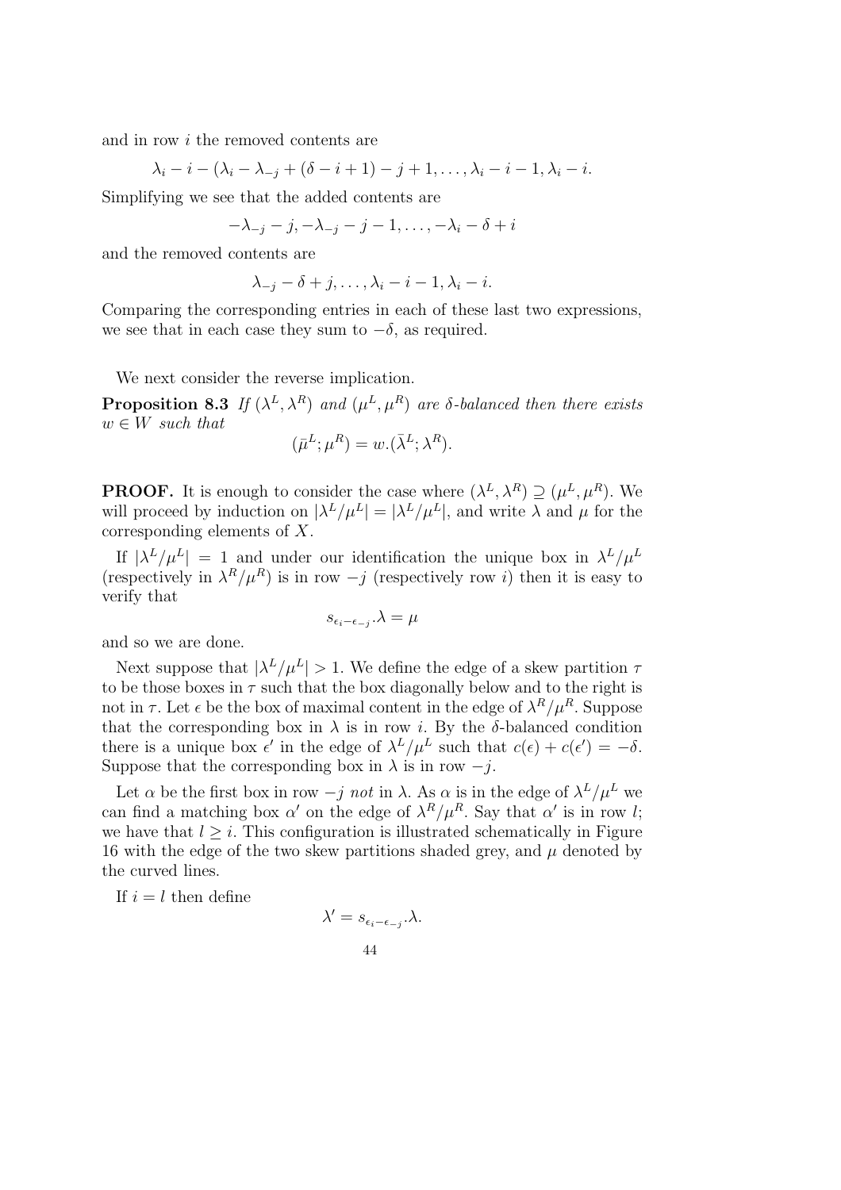and in row $i$ the removed contents are

$$\lambda_i - i - (\lambda_i - \lambda_{-j} + (\delta - i + 1) - j + 1, \ldots, \lambda_i - i - 1, \lambda_i - i.$$

Simplifying we see that the added contents are

$$-\lambda_{-j} - j, -\lambda_{-j} - j - 1, \ldots, -\lambda_i - \delta + i$$

and the removed contents are

$$\lambda_{-j} - \delta + j, \ldots, \lambda_i - i - 1, \lambda_i - i.$$

Comparing the corresponding entries in each of these last two expressions, we see that in each case they sum to $-\delta$, as required.

We next consider the reverse implication.

**Proposition 8.3** *If $(\lambda^L, \lambda^R)$ and $(\mu^L, \mu^R)$ are $\delta$-balanced then there exists $w \in W$ such that*

$$(\bar{\mu}^L; \mu^R) = w.(\bar{\lambda}^L; \lambda^R).$$

**PROOF.** It is enough to consider the case where $(\lambda^L, \lambda^R) \supseteq (\mu^L, \mu^R)$. We will proceed by induction on $|\lambda^L/\mu^L| = |\lambda^L/\mu^L|$, and write $\lambda$ and $\mu$ for the corresponding elements of $X$.

If $|\lambda^L/\mu^L| = 1$ and under our identification the unique box in $\lambda^L/\mu^L$ (respectively in $\lambda^R/\mu^R$) is in row $-j$ (respectively row $i$) then it is easy to verify that

$$s_{\epsilon_i - \epsilon_{-j}}.\lambda = \mu$$

and so we are done.

Next suppose that $|\lambda^L/\mu^L| > 1$. We define the edge of a skew partition $\tau$ to be those boxes in $\tau$ such that the box diagonally below and to the right is not in $\tau$. Let $\epsilon$ be the box of maximal content in the edge of $\lambda^R/\mu^R$. Suppose that the corresponding box in $\lambda$ is in row $i$. By the $\delta$-balanced condition there is a unique box $\epsilon'$ in the edge of $\lambda^L/\mu^L$ such that $c(\epsilon) + c(\epsilon') = -\delta$. Suppose that the corresponding box in $\lambda$ is in row $-j$.

Let $\alpha$ be the first box in row $-j$ *not* in $\lambda$. As $\alpha$ is in the edge of $\lambda^L/\mu^L$ we can find a matching box $\alpha'$ on the edge of $\lambda^R/\mu^R$. Say that $\alpha'$ is in row $l$; we have that $l \geq i$. This configuration is illustrated schematically in Figure 16 with the edge of the two skew partitions shaded grey, and $\mu$ denoted by the curved lines.

If $i = l$ then define

$$\lambda' = s_{\epsilon_i - \epsilon_{-j}}.\lambda.$$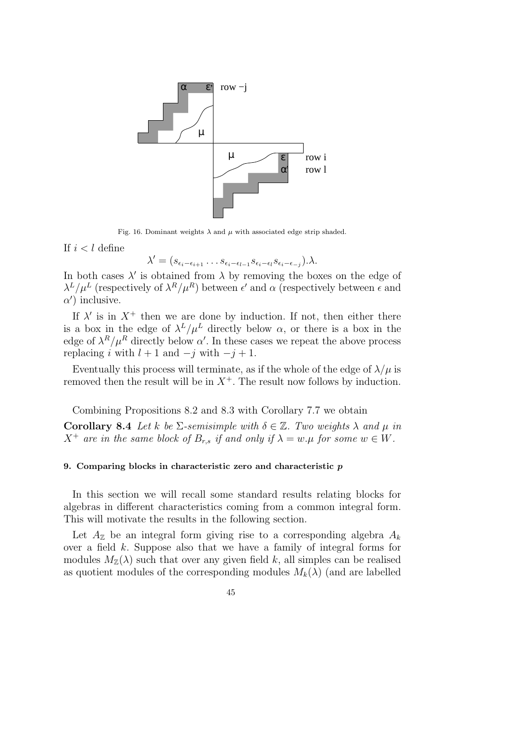Fig. 16. Dominant weights $\lambda$ and $\mu$ with associated edge strip shaded.

If $i < l$ define

$$\lambda' = (s_{\epsilon_i - \epsilon_{i+1}} \dots s_{\epsilon_i - \epsilon_{l-1}} s_{\epsilon_i - \epsilon_l} s_{\epsilon_i - \epsilon_{-j}}).\lambda.$$

In both cases $\lambda'$ is obtained from $\lambda$ by removing the boxes on the edge of $\lambda^L/\mu^L$ (respectively of $\lambda^R/\mu^R$) between $\epsilon'$ and $\alpha$ (respectively between $\epsilon$ and $\alpha'$) inclusive.

If $\lambda'$ is in $X^+$ then we are done by induction. If not, then either there is a box in the edge of $\lambda^L/\mu^L$ directly below $\alpha$, or there is a box in the edge of $\lambda^R/\mu^R$ directly below $\alpha'$. In these cases we repeat the above process replacing $i$ with $l+1$ and $-j$ with $-j+1$.

Eventually this process will terminate, as if the whole of the edge of $\lambda/\mu$ is removed then the result will be in $X^+$. The result now follows by induction.

Combining Propositions 8.2 and 8.3 with Corollary 7.7 we obtain

**Corollary 8.4** *Let $k$ be $\Sigma$-semisimple with $\delta \in \mathbb{Z}$. Two weights $\lambda$ and $\mu$ in $X^+$ are in the same block of $B_{r,s}$ if and only if $\lambda = w.\mu$ for some $w \in W$.*

## 9. Comparing blocks in characteristic zero and characteristic $p$

In this section we will recall some standard results relating blocks for algebras in different characteristics coming from a common integral form. This will motivate the results in the following section.

Let $A_{\mathbb{Z}}$ be an integral form giving rise to a corresponding algebra $A_k$ over a field $k$. Suppose also that we have a family of integral forms for modules $M_{\mathbb{Z}}(\lambda)$ such that over any given field $k$, all simples can be realised as quotient modules of the corresponding modules $M_k(\lambda)$ (and are labelled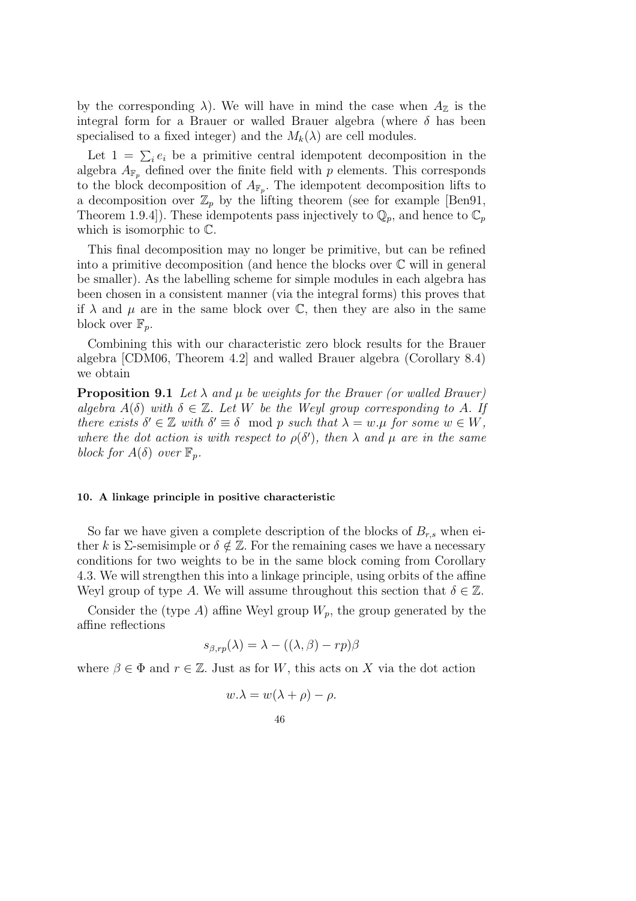by the corresponding $\lambda$). We will have in mind the case when $A_{\mathbb{Z}}$ is the integral form for a Brauer or walled Brauer algebra (where $\delta$ has been specialised to a fixed integer) and the $M_k(\lambda)$ are cell modules.

Let $1 = \sum_i e_i$ be a primitive central idempotent decomposition in the algebra $A_{\mathbb{F}_p}$ defined over the finite field with $p$ elements. This corresponds to the block decomposition of $A_{\mathbb{F}_p}$. The idempotent decomposition lifts to a decomposition over $\mathbb{Z}_p$ by the lifting theorem (see for example [Ben91, Theorem 1.9.4]). These idempotents pass injectively to $\mathbb{Q}_p$, and hence to $\mathbb{C}_p$ which is isomorphic to $\mathbb{C}$.

This final decomposition may no longer be primitive, but can be refined into a primitive decomposition (and hence the blocks over $\mathbb{C}$ will in general be smaller). As the labelling scheme for simple modules in each algebra has been chosen in a consistent manner (via the integral forms) this proves that if $\lambda$ and $\mu$ are in the same block over $\mathbb{C}$, then they are also in the same block over $\mathbb{F}_p$.

Combining this with our characteristic zero block results for the Brauer algebra [CDM06, Theorem 4.2] and walled Brauer algebra (Corollary 8.4) we obtain

**Proposition 9.1** *Let $\lambda$ and $\mu$ be weights for the Brauer (or walled Brauer) algebra $A(\delta)$ with $\delta \in \mathbb{Z}$. Let $W$ be the Weyl group corresponding to $A$. If there exists $\delta' \in \mathbb{Z}$ with $\delta' \equiv \delta \mod p$ such that $\lambda = w.\mu$ for some $w \in W$, where the dot action is with respect to $\rho(\delta')$, then $\lambda$ and $\mu$ are in the same block for $A(\delta)$ over $\mathbb{F}_p$.*

#### 10. A linkage principle in positive characteristic

So far we have given a complete description of the blocks of $B_{r,s}$ when either $k$ is $\Sigma$-semisimple or $\delta \notin \mathbb{Z}$. For the remaining cases we have a necessary conditions for two weights to be in the same block coming from Corollary 4.3. We will strengthen this into a linkage principle, using orbits of the affine Weyl group of type $A$. We will assume throughout this section that $\delta \in \mathbb{Z}$.

Consider the (type $A$) affine Weyl group $W_p$, the group generated by the affine reflections

$$s_{\beta,rp}(\lambda) = \lambda - ((\lambda, \beta) - rp)\beta$$

where $\beta \in \Phi$ and $r \in \mathbb{Z}$. Just as for $W$, this acts on $X$ via the dot action

$$w.\lambda = w(\lambda + \rho) - \rho.$$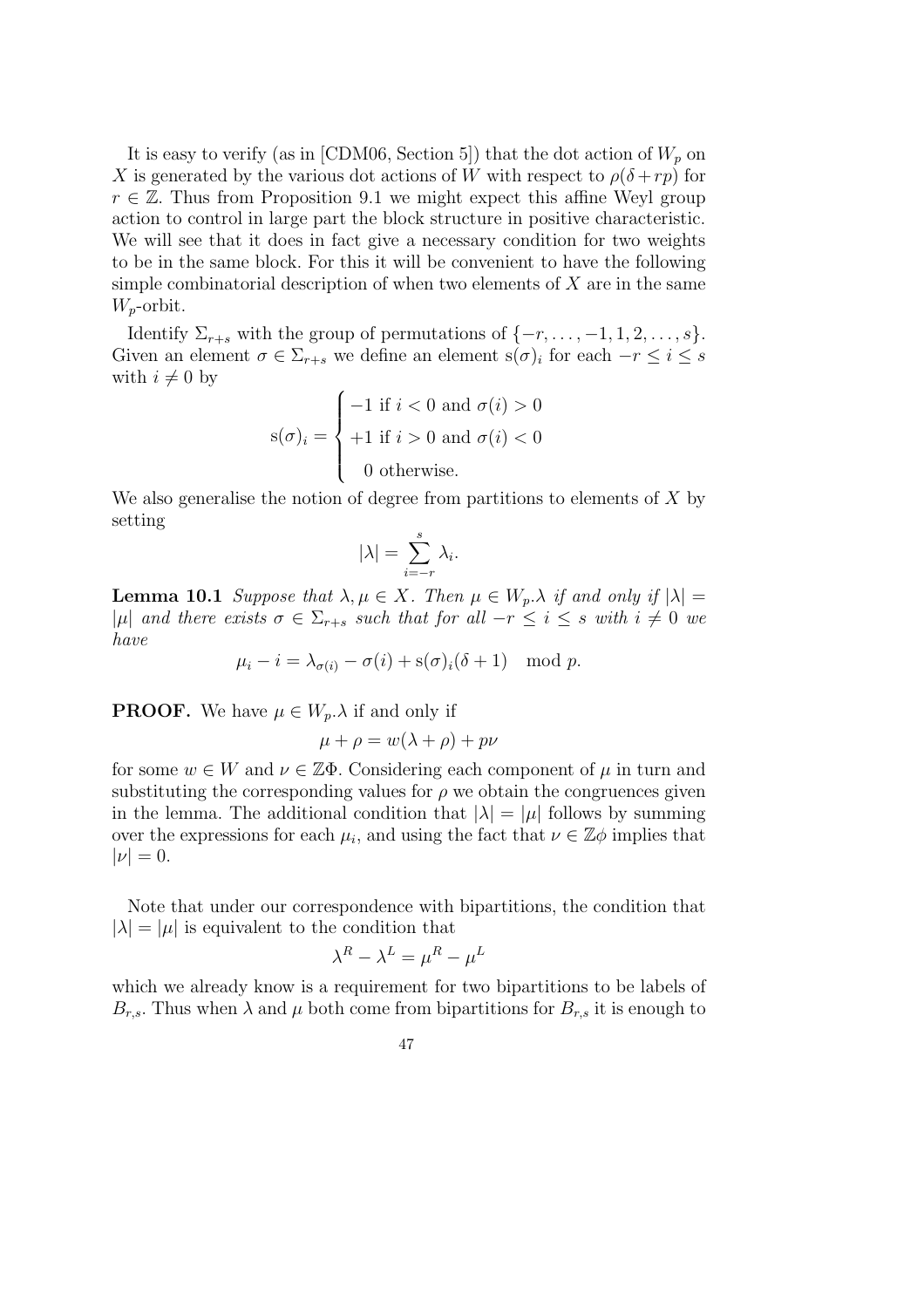It is easy to verify (as in [CDM06, Section 5]) that the dot action of $W_p$ on $X$ is generated by the various dot actions of $W$ with respect to $\rho(\delta+rp)$ for $r \in \mathbb{Z}$. Thus from Proposition 9.1 we might expect this affine Weyl group action to control in large part the block structure in positive characteristic. We will see that it does in fact give a necessary condition for two weights to be in the same block. For this it will be convenient to have the following simple combinatorial description of when two elements of $X$ are in the same $W_p$-orbit.

Identify $\Sigma_{r+s}$ with the group of permutations of $\{-r, \ldots, -1, 1, 2, \ldots, s\}$. Given an element $\sigma \in \Sigma_{r+s}$ we define an element $\mathrm{s}(\sigma)_i$ for each $-r \leq i \leq s$ with $i \neq 0$ by

$$\mathrm{s}(\sigma)_i = \begin{cases} -1 \text{ if } i < 0 \text{ and } \sigma(i) > 0 \\ +1 \text{ if } i > 0 \text{ and } \sigma(i) < 0 \\ \ \ 0 \text{ otherwise.} \end{cases}$$

We also generalise the notion of degree from partitions to elements of $X$ by setting

$$|\lambda| = \sum_{i=-r}^{s} \lambda_i.$$

**Lemma 10.1** *Suppose that $\lambda, \mu \in X$. Then $\mu \in W_p.\lambda$ if and only if $|\lambda| = |\mu|$ and there exists $\sigma \in \Sigma_{r+s}$ such that for all $-r \leq i \leq s$ with $i \neq 0$ we have*

$$\mu_i - i = \lambda_{\sigma(i)} - \sigma(i) + \mathrm{s}(\sigma)_i(\delta + 1) \mod p.$$

**PROOF.** We have $\mu \in W_p.\lambda$ if and only if

$$\mu + \rho = w(\lambda + \rho) + p\nu$$

for some $w \in W$ and $\nu \in \mathbb{Z}\Phi$. Considering each component of $\mu$ in turn and substituting the corresponding values for $\rho$ we obtain the congruences given in the lemma. The additional condition that $|\lambda| = |\mu|$ follows by summing over the expressions for each $\mu_i$, and using the fact that $\nu \in \mathbb{Z}\phi$ implies that $|\nu| = 0$.

Note that under our correspondence with bipartitions, the condition that $|\lambda| = |\mu|$ is equivalent to the condition that

$$\lambda^R - \lambda^L = \mu^R - \mu^L$$

which we already know is a requirement for two bipartitions to be labels of $B_{r,s}$. Thus when $\lambda$ and $\mu$ both come from bipartitions for $B_{r,s}$ it is enough to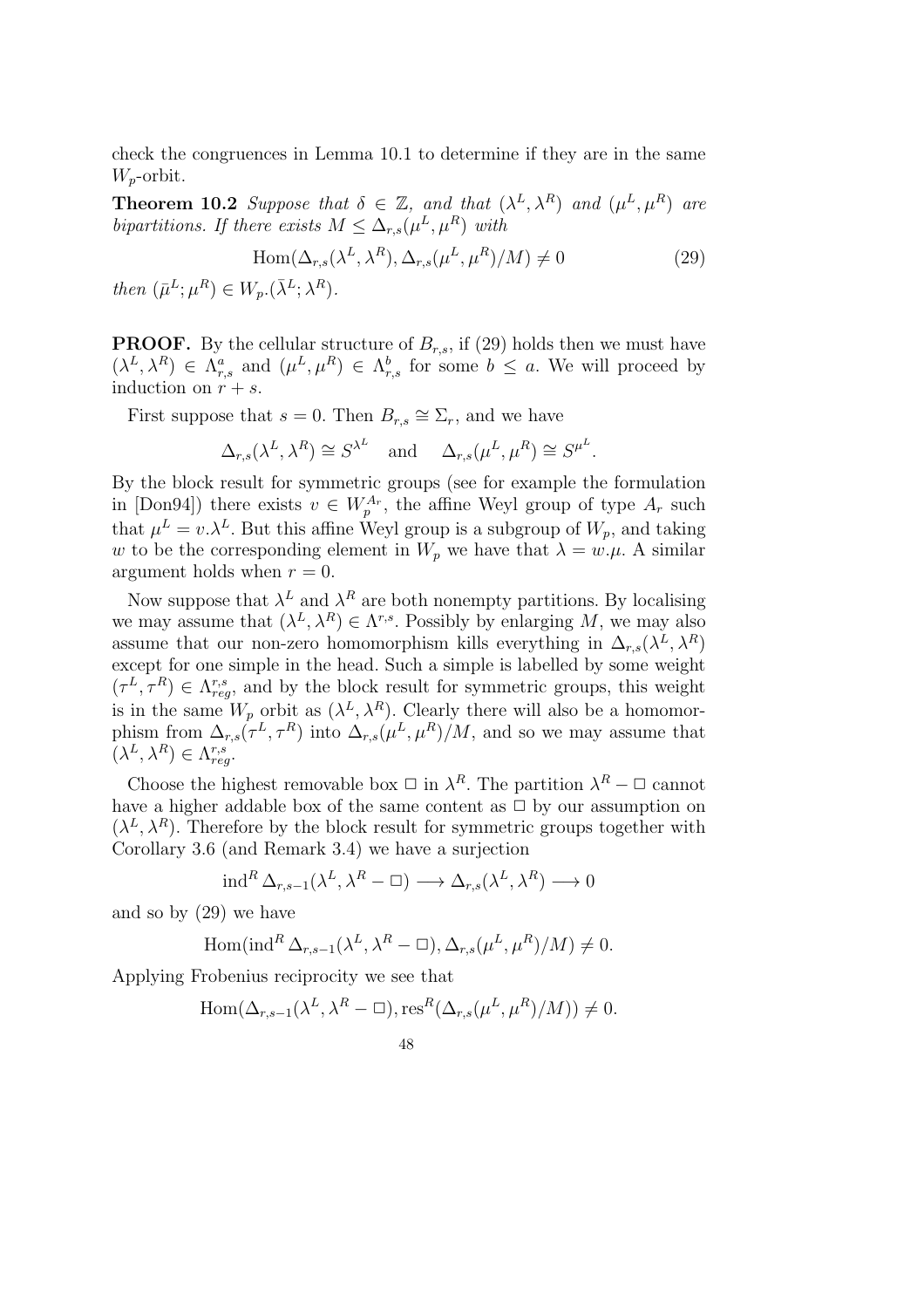check the congruences in Lemma 10.1 to determine if they are in the same $W_p$-orbit.

**Theorem 10.2** *Suppose that $\delta \in \mathbb{Z}$, and that $(\lambda^L, \lambda^R)$ and $(\mu^L, \mu^R)$ are bipartitions. If there exists $M \leq \Delta_{r,s}(\mu^L, \mu^R)$ with*

$$\operatorname{Hom}(\Delta_{r,s}(\lambda^L, \lambda^R), \Delta_{r,s}(\mu^L, \mu^R)/M) \neq 0 \tag{29}$$

*then $(\bar{\mu}^L; \mu^R) \in W_p.(\bar{\lambda}^L; \lambda^R)$.*

**PROOF.** By the cellular structure of $B_{r,s}$, if (29) holds then we must have $(\lambda^L, \lambda^R) \in \Lambda^a_{r,s}$ and $(\mu^L, \mu^R) \in \Lambda^b_{r,s}$ for some $b \leq a$. We will proceed by induction on $r + s$.

First suppose that $s = 0$. Then $B_{r,s} \cong \Sigma_r$, and we have

$$\Delta_{r,s}(\lambda^L, \lambda^R) \cong S^{\lambda^L} \quad \text{and} \quad \Delta_{r,s}(\mu^L, \mu^R) \cong S^{\mu^L}.$$

By the block result for symmetric groups (see for example the formulation in [Don94]) there exists $v \in W_p^{A_r}$, the affine Weyl group of type $A_r$ such that $\mu^L = v.\lambda^L$. But this affine Weyl group is a subgroup of $W_p$, and taking $w$ to be the corresponding element in $W_p$ we have that $\lambda = w.\mu$. A similar argument holds when $r = 0$.

Now suppose that $\lambda^L$ and $\lambda^R$ are both nonempty partitions. By localising we may assume that $(\lambda^L, \lambda^R) \in \Lambda^{r,s}$. Possibly by enlarging $M$, we may also assume that our non-zero homomorphism kills everything in $\Delta_{r,s}(\lambda^L, \lambda^R)$ except for one simple in the head. Such a simple is labelled by some weight $(\tau^L, \tau^R) \in \Lambda^{r,s}_{reg}$, and by the block result for symmetric groups, this weight is in the same $W_p$ orbit as $(\lambda^L, \lambda^R)$. Clearly there will also be a homomorphism from $\Delta_{r,s}(\tau^L, \tau^R)$ into $\Delta_{r,s}(\mu^L, \mu^R)/M$, and so we may assume that $(\lambda^L, \lambda^R) \in \Lambda^{r,s}_{reg}$.

Choose the highest removable box $\Box$ in $\lambda^R$. The partition $\lambda^R - \Box$ cannot have a higher addable box of the same content as $\Box$ by our assumption on $(\lambda^L, \lambda^R)$. Therefore by the block result for symmetric groups together with Corollary 3.6 (and Remark 3.4) we have a surjection

$$\operatorname{ind}^R \Delta_{r,s-1}(\lambda^L, \lambda^R - \Box) \longrightarrow \Delta_{r,s}(\lambda^L, \lambda^R) \longrightarrow 0$$

and so by (29) we have

$$\operatorname{Hom}(\operatorname{ind}^R \Delta_{r,s-1}(\lambda^L, \lambda^R - \Box), \Delta_{r,s}(\mu^L, \mu^R)/M) \neq 0.$$

Applying Frobenius reciprocity we see that

$$\operatorname{Hom}(\Delta_{r,s-1}(\lambda^L, \lambda^R - \Box), \operatorname{res}^R(\Delta_{r,s}(\mu^L, \mu^R)/M)) \neq 0.$$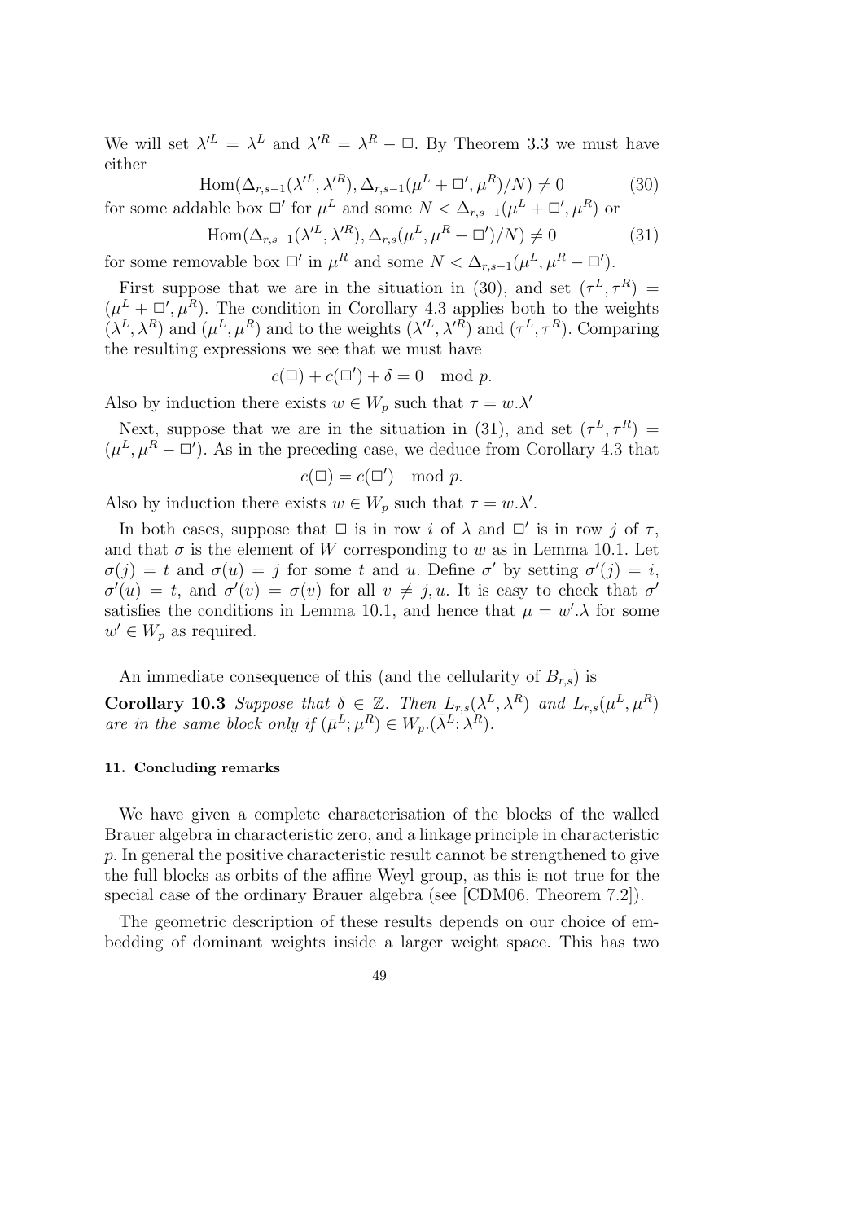We will set $\lambda'^L = \lambda^L$ and $\lambda'^R = \lambda^R - \Box$. By Theorem 3.3 we must have either

$$\mathrm{Hom}(\Delta_{r,s-1}(\lambda'^L, \lambda'^R), \Delta_{r,s-1}(\mu^L + \Box', \mu^R)/N) \neq 0 \tag{30}$$

for some addable box $\Box'$ for $\mu^L$ and some $N < \Delta_{r,s-1}(\mu^L + \Box', \mu^R)$ or

$$\mathrm{Hom}(\Delta_{r,s-1}(\lambda'^L, \lambda'^R), \Delta_{r,s}(\mu^L, \mu^R - \Box')/N) \neq 0 \tag{31}$$

for some removable box $\Box'$ in $\mu^R$ and some $N < \Delta_{r,s-1}(\mu^L, \mu^R - \Box')$.

First suppose that we are in the situation in (30), and set $(\tau^L, \tau^R) = (\mu^L + \Box', \mu^R)$. The condition in Corollary 4.3 applies both to the weights $(\lambda^L, \lambda^R)$ and $(\mu^L, \mu^R)$ and to the weights $(\lambda'^L, \lambda'^R)$ and $(\tau^L, \tau^R)$. Comparing the resulting expressions we see that we must have

$$c(\Box) + c(\Box') + \delta = 0 \mod p.$$

Also by induction there exists $w \in W_p$ such that $\tau = w.\lambda'$

Next, suppose that we are in the situation in (31), and set $(\tau^L, \tau^R) = (\mu^L, \mu^R - \Box')$. As in the preceding case, we deduce from Corollary 4.3 that

$$c(\Box) = c(\Box') \mod p.$$

Also by induction there exists $w \in W_p$ such that $\tau = w.\lambda'$.

In both cases, suppose that $\Box$ is in row $i$ of $\lambda$ and $\Box'$ is in row $j$ of $\tau$, and that $\sigma$ is the element of $W$ corresponding to $w$ as in Lemma 10.1. Let $\sigma(j) = t$ and $\sigma(u) = j$ for some $t$ and $u$. Define $\sigma'$ by setting $\sigma'(j) = i$, $\sigma'(u) = t$, and $\sigma'(v) = \sigma(v)$ for all $v \neq j, u$. It is easy to check that $\sigma'$ satisfies the conditions in Lemma 10.1, and hence that $\mu = w'.\lambda$ for some $w' \in W_p$ as required.

An immediate consequence of this (and the cellularity of $B_{r,s}$) is

**Corollary 10.3** *Suppose that $\delta \in \mathbb{Z}$. Then $L_{r,s}(\lambda^L, \lambda^R)$ and $L_{r,s}(\mu^L, \mu^R)$ are in the same block only if $(\bar{\mu}^L; \mu^R) \in W_p.(\bar{\lambda}^L; \lambda^R)$.*

#### 11. Concluding remarks

We have given a complete characterisation of the blocks of the walled Brauer algebra in characteristic zero, and a linkage principle in characteristic $p$. In general the positive characteristic result cannot be strengthened to give the full blocks as orbits of the affine Weyl group, as this is not true for the special case of the ordinary Brauer algebra (see [CDM06, Theorem 7.2]).

The geometric description of these results depends on our choice of embedding of dominant weights inside a larger weight space. This has two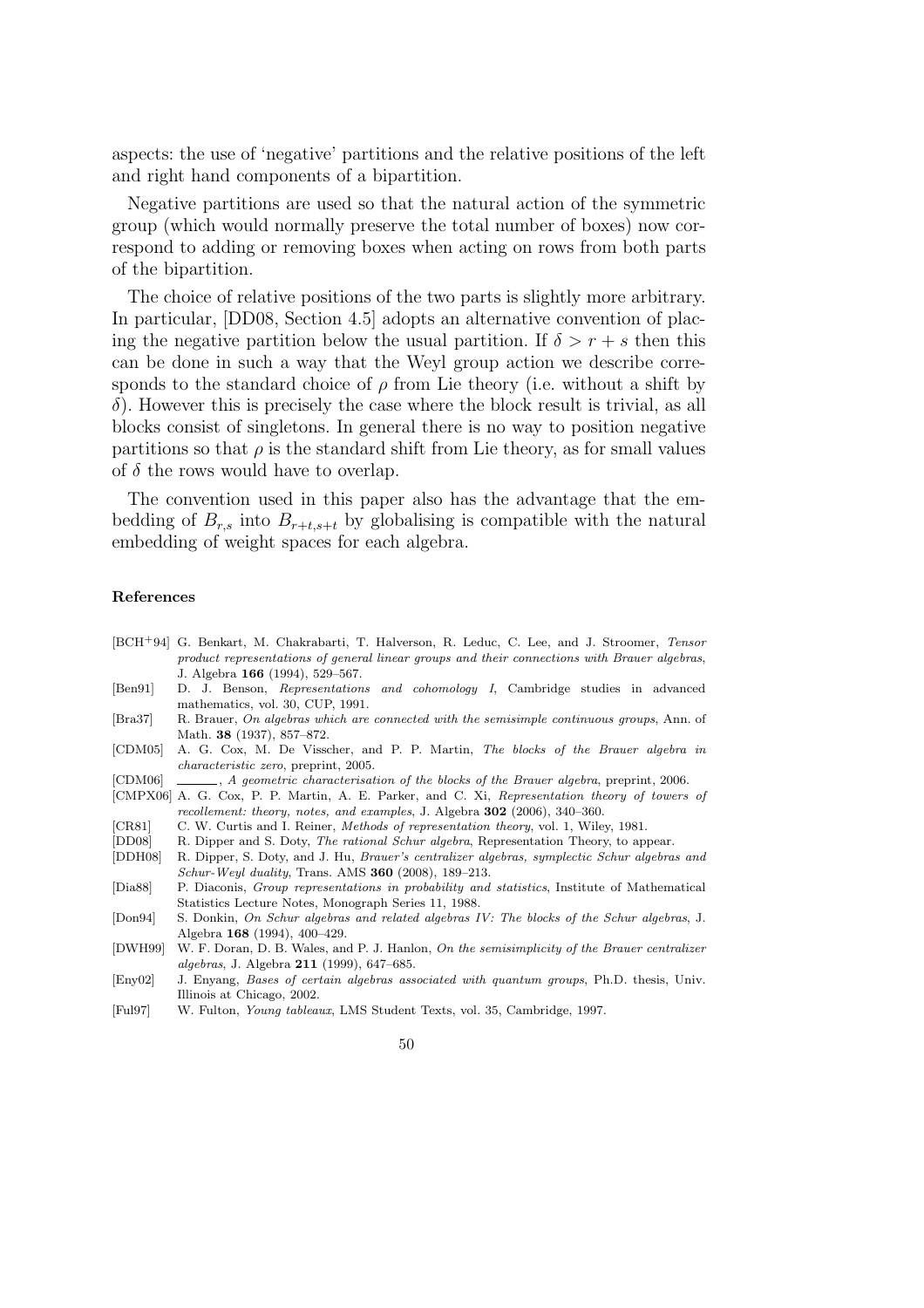aspects: the use of 'negative' partitions and the relative positions of the left and right hand components of a bipartition.

Negative partitions are used so that the natural action of the symmetric group (which would normally preserve the total number of boxes) now correspond to adding or removing boxes when acting on rows from both parts of the bipartition.

The choice of relative positions of the two parts is slightly more arbitrary. In particular, [DD08, Section 4.5] adopts an alternative convention of placing the negative partition below the usual partition. If $\delta > r + s$ then this can be done in such a way that the Weyl group action we describe corresponds to the standard choice of $\rho$ from Lie theory (i.e. without a shift by $\delta$). However this is precisely the case where the block result is trivial, as all blocks consist of singletons. In general there is no way to position negative partitions so that $\rho$ is the standard shift from Lie theory, as for small values of $\delta$ the rows would have to overlap.

The convention used in this paper also has the advantage that the embedding of $B_{r,s}$ into $B_{r+t,s+t}$ by globalising is compatible with the natural embedding of weight spaces for each algebra.

**References**

[BCH+94] G. Benkart, M. Chakrabarti, T. Halverson, R. Leduc, C. Lee, and J. Stroomer, *Tensor product representations of general linear groups and their connections with Brauer algebras*, J. Algebra **166** (1994), 529–567.

[Ben91] D. J. Benson, *Representations and cohomology I*, Cambridge studies in advanced mathematics, vol. 30, CUP, 1991.

[Bra37] R. Brauer, *On algebras which are connected with the semisimple continuous groups*, Ann. of Math. **38** (1937), 857–872.

[CDM05] A. G. Cox, M. De Visscher, and P. P. Martin, *The blocks of the Brauer algebra in characteristic zero*, preprint, 2005.

[CDM06] ______, *A geometric characterisation of the blocks of the Brauer algebra*, preprint, 2006.

[CMPX06] A. G. Cox, P. P. Martin, A. E. Parker, and C. Xi, *Representation theory of towers of recollement: theory, notes, and examples*, J. Algebra **302** (2006), 340–360.

[CR81] C. W. Curtis and I. Reiner, *Methods of representation theory*, vol. 1, Wiley, 1981.

[DD08] R. Dipper and S. Doty, *The rational Schur algebra*, Representation Theory, to appear.

[DDH08] R. Dipper, S. Doty, and J. Hu, *Brauer's centralizer algebras, symplectic Schur algebras and Schur-Weyl duality*, Trans. AMS **360** (2008), 189–213.

[Dia88] P. Diaconis, *Group representations in probability and statistics*, Institute of Mathematical Statistics Lecture Notes, Monograph Series 11, 1988.

[Don94] S. Donkin, *On Schur algebras and related algebras IV: The blocks of the Schur algebras*, J. Algebra **168** (1994), 400–429.

[DWH99] W. F. Doran, D. B. Wales, and P. J. Hanlon, *On the semisimplicity of the Brauer centralizer algebras*, J. Algebra **211** (1999), 647–685.

[Eny02] J. Enyang, *Bases of certain algebras associated with quantum groups*, Ph.D. thesis, Univ. Illinois at Chicago, 2002.

[Ful97] W. Fulton, *Young tableaux*, LMS Student Texts, vol. 35, Cambridge, 1997.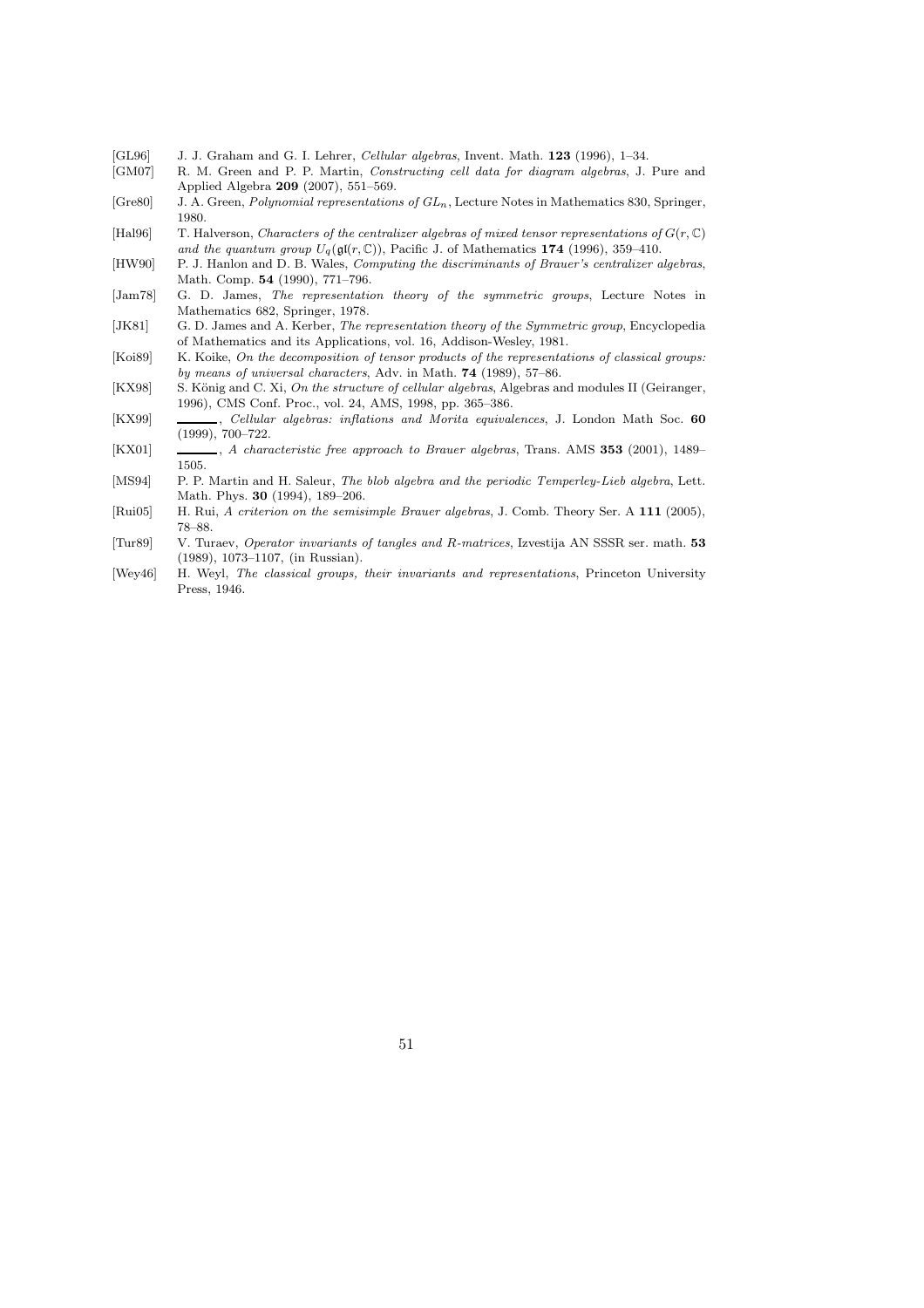[GL96] J. J. Graham and G. I. Lehrer, *Cellular algebras*, Invent. Math. **123** (1996), 1–34.

[GM07] R. M. Green and P. P. Martin, *Constructing cell data for diagram algebras*, J. Pure and Applied Algebra **209** (2007), 551–569.

[Gre80] J. A. Green, *Polynomial representations of $GL_n$*, Lecture Notes in Mathematics 830, Springer, 1980.

[Hal96] T. Halverson, *Characters of the centralizer algebras of mixed tensor representations of $G(r,\mathbb{C})$ and the quantum group $U_q(\mathfrak{gl}(r,\mathbb{C}))$*, Pacific J. of Mathematics **174** (1996), 359–410.

[HW90] P. J. Hanlon and D. B. Wales, *Computing the discriminants of Brauer's centralizer algebras*, Math. Comp. **54** (1990), 771–796.

[Jam78] G. D. James, *The representation theory of the symmetric groups*, Lecture Notes in Mathematics 682, Springer, 1978.

[JK81] G. D. James and A. Kerber, *The representation theory of the Symmetric group*, Encyclopedia of Mathematics and its Applications, vol. 16, Addison-Wesley, 1981.

[Koi89] K. Koike, *On the decomposition of tensor products of the representations of classical groups: by means of universal characters*, Adv. in Math. **74** (1989), 57–86.

[KX98] S. König and C. Xi, *On the structure of cellular algebras*, Algebras and modules II (Geiranger, 1996), CMS Conf. Proc., vol. 24, AMS, 1998, pp. 365–386.

[KX99] ———, *Cellular algebras: inflations and Morita equivalences*, J. London Math Soc. **60** (1999), 700–722.

[KX01] ———, *A characteristic free approach to Brauer algebras*, Trans. AMS **353** (2001), 1489–1505.

[MS94] P. P. Martin and H. Saleur, *The blob algebra and the periodic Temperley-Lieb algebra*, Lett. Math. Phys. **30** (1994), 189–206.

[Rui05] H. Rui, *A criterion on the semisimple Brauer algebras*, J. Comb. Theory Ser. A **111** (2005), 78–88.

[Tur89] V. Turaev, *Operator invariants of tangles and R-matrices*, Izvestija AN SSSR ser. math. **53** (1989), 1073–1107, (in Russian).

[Wey46] H. Weyl, *The classical groups, their invariants and representations*, Princeton University Press, 1946.